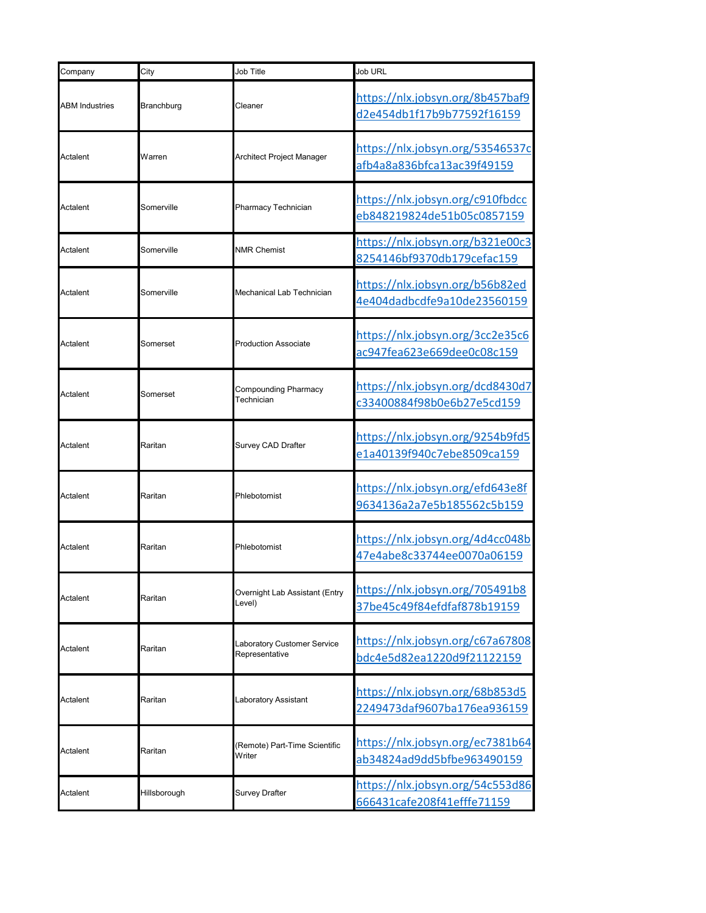| Company | City | Job Title | Job URL |
| --- | --- | --- | --- |
| ABM Industries | Branchburg | Cleaner | https://nlx.jobsyn.org/8b457baf9d2e454db1f17b9b77592f16159 |
| Actalent | Warren | Architect Project Manager | https://nlx.jobsyn.org/53546537cafb4a8a836bfca13ac39f49159 |
| Actalent | Somerville | Pharmacy Technician | https://nlx.jobsyn.org/c910fbdcceb848219824de51b05c0857159 |
| Actalent | Somerville | NMR Chemist | https://nlx.jobsyn.org/b321e00c38254146bf9370db179cefac159 |
| Actalent | Somerville | Mechanical Lab Technician | https://nlx.jobsyn.org/b56b82ed4e404dadbcdfe9a10de23560159 |
| Actalent | Somerset | Production Associate | https://nlx.jobsyn.org/3cc2e35c6ac947fea623e669dee0c08c159 |
| Actalent | Somerset | Compounding Pharmacy Technician | https://nlx.jobsyn.org/dcd8430d7c33400884f98b0e6b27e5cd159 |
| Actalent | Raritan | Survey CAD Drafter | https://nlx.jobsyn.org/9254b9fd5e1a40139f940c7ebe8509ca159 |
| Actalent | Raritan | Phlebotomist | https://nlx.jobsyn.org/efd643e8f9634136a2a7e5b185562c5b159 |
| Actalent | Raritan | Phlebotomist | https://nlx.jobsyn.org/4d4cc048b47e4abe8c33744ee0070a06159 |
| Actalent | Raritan | Overnight Lab Assistant (Entry Level) | https://nlx.jobsyn.org/705491b837be45c49f84efdfaf878b19159 |
| Actalent | Raritan | Laboratory Customer Service Representative | https://nlx.jobsyn.org/c67a67808bdc4e5d82ea1220d9f21122159 |
| Actalent | Raritan | Laboratory Assistant | https://nlx.jobsyn.org/68b853d52249473daf9607ba176ea936159 |
| Actalent | Raritan | (Remote) Part-Time Scientific Writer | https://nlx.jobsyn.org/ec7381b64ab34824ad9dd5bfbe963490159 |
| Actalent | Hillsborough | Survey Drafter | https://nlx.jobsyn.org/54c553d86666431cafe208f41efffe71159 |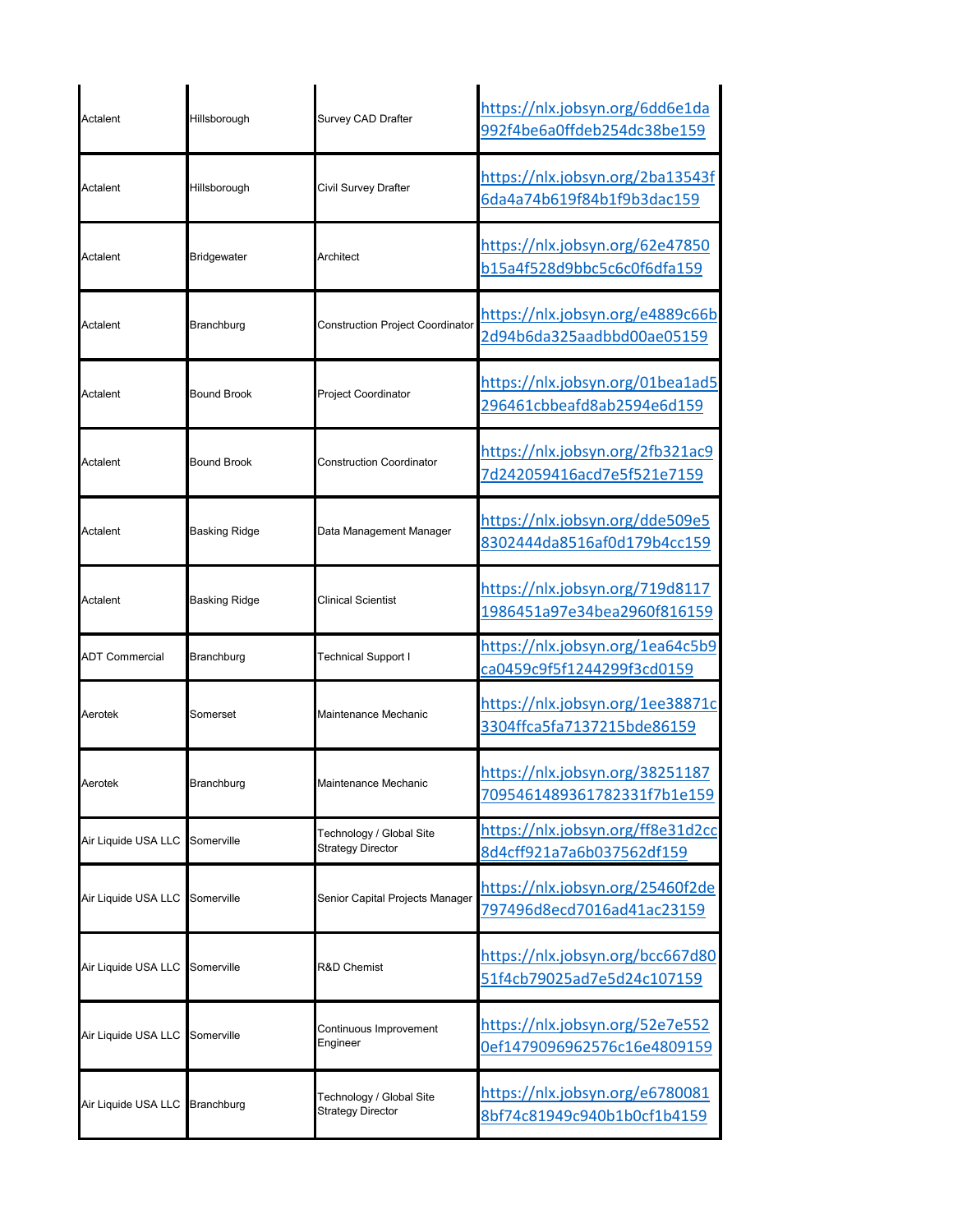| | | | |
|---|---|---|---|
| Actalent | Hillsborough | Survey CAD Drafter | https://nlx.jobsyn.org/6dd6e1da992f4be6a0ffdeb254dc38be159 |
| Actalent | Hillsborough | Civil Survey Drafter | https://nlx.jobsyn.org/2ba13543f6da4a74b619f84b1f9b3dac159 |
| Actalent | Bridgewater | Architect | https://nlx.jobsyn.org/62e47850b15a4f528d9bbc5c6c0f6dfa159 |
| Actalent | Branchburg | Construction Project Coordinator | https://nlx.jobsyn.org/e4889c66b2d94b6da325aadbbd00ae05159 |
| Actalent | Bound Brook | Project Coordinator | https://nlx.jobsyn.org/01bea1ad5296461cbbeafd8ab2594e6d159 |
| Actalent | Bound Brook | Construction Coordinator | https://nlx.jobsyn.org/2fb321ac97d242059416acd7e5f521e7159 |
| Actalent | Basking Ridge | Data Management Manager | https://nlx.jobsyn.org/dde509e58302444da8516af0d179b4cc159 |
| Actalent | Basking Ridge | Clinical Scientist | https://nlx.jobsyn.org/719d81171986451a97e34bea2960f816159 |
| ADT Commercial | Branchburg | Technical Support I | https://nlx.jobsyn.org/1ea64c5b9ca0459c9f5f1244299f3cd0159 |
| Aerotek | Somerset | Maintenance Mechanic | https://nlx.jobsyn.org/1ee38871c3304ffca5fa7137215bde86159 |
| Aerotek | Branchburg | Maintenance Mechanic | https://nlx.jobsyn.org/382511877095461489361782331f7b1e159 |
| Air Liquide USA LLC | Somerville | Technology / Global Site Strategy Director | https://nlx.jobsyn.org/ff8e31d2cc8d4cff921a7a6b037562df159 |
| Air Liquide USA LLC | Somerville | Senior Capital Projects Manager | https://nlx.jobsyn.org/25460f2de797496d8ecd7016ad41ac23159 |
| Air Liquide USA LLC | Somerville | R&D Chemist | https://nlx.jobsyn.org/bcc667d8051f4cb79025ad7e5d24c107159 |
| Air Liquide USA LLC | Somerville | Continuous Improvement Engineer | https://nlx.jobsyn.org/52e7e5520ef1479096962576c16e4809159 |
| Air Liquide USA LLC | Branchburg | Technology / Global Site Strategy Director | https://nlx.jobsyn.org/e67800818bf74c81949c940b1b0cf1b4159 |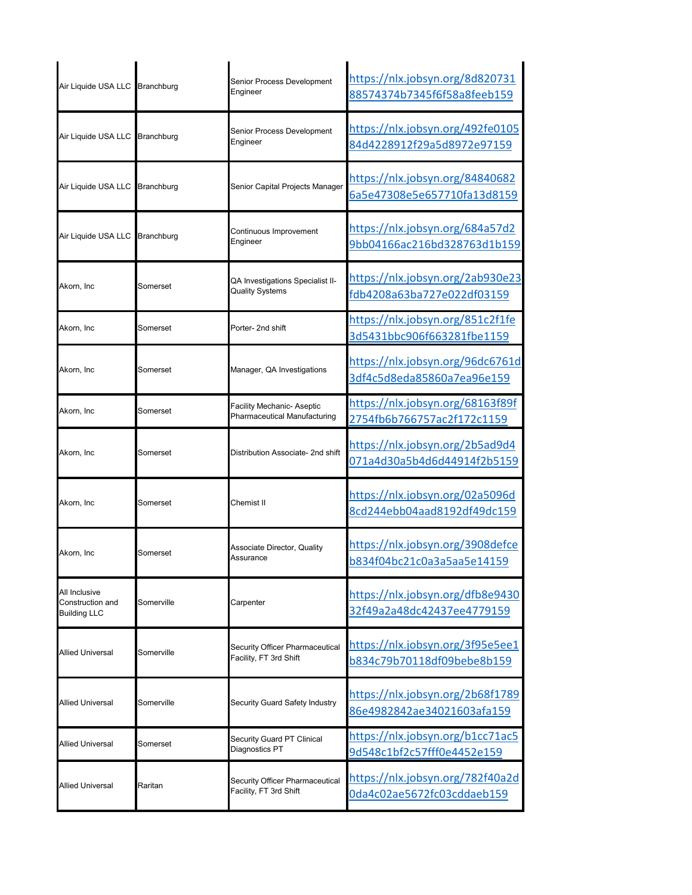| | | | |
|---|---|---|---|
| Air Liquide USA LLC | Branchburg | Senior Process Development Engineer | https://nlx.jobsyn.org/8d82073188574374b7345f6f58a8feeb159 |
| Air Liquide USA LLC | Branchburg | Senior Process Development Engineer | https://nlx.jobsyn.org/492fe010584d4228912f29a5d8972e97159 |
| Air Liquide USA LLC | Branchburg | Senior Capital Projects Manager | https://nlx.jobsyn.org/848406826a5e47308e5e657710fa13d8159 |
| Air Liquide USA LLC | Branchburg | Continuous Improvement Engineer | https://nlx.jobsyn.org/684a57d29bb04166ac216bd328763d1b159 |
| Akorn, Inc | Somerset | QA Investigations Specialist II- Quality Systems | https://nlx.jobsyn.org/2ab930e23fdb4208a63ba727e022df03159 |
| Akorn, Inc | Somerset | Porter- 2nd shift | https://nlx.jobsyn.org/851c2f1fe3d5431bbc906f663281fbe1159 |
| Akorn, Inc | Somerset | Manager, QA Investigations | https://nlx.jobsyn.org/96dc6761d3df4c5d8eda85860a7ea96e159 |
| Akorn, Inc | Somerset | Facility Mechanic- Aseptic Pharmaceutical Manufacturing | https://nlx.jobsyn.org/68163f89f2754fb6b766757ac2f172c1159 |
| Akorn, Inc | Somerset | Distribution Associate- 2nd shift | https://nlx.jobsyn.org/2b5ad9d4071a4d30a5b4d6d44914f2b5159 |
| Akorn, Inc | Somerset | Chemist II | https://nlx.jobsyn.org/02a5096d8cd244ebb04aad8192df49dc159 |
| Akorn, Inc | Somerset | Associate Director, Quality Assurance | https://nlx.jobsyn.org/3908defceb834f04bc21c0a3a5aa5e14159 |
| All Inclusive Construction and Building LLC | Somerville | Carpenter | https://nlx.jobsyn.org/dfb8e943032f49a2a48dc42437ee4779159 |
| Allied Universal | Somerville | Security Officer Pharmaceutical Facility, FT 3rd Shift | https://nlx.jobsyn.org/3f95e5ee1b834c79b70118df09bebe8b159 |
| Allied Universal | Somerville | Security Guard Safety Industry | https://nlx.jobsyn.org/2b68f178986e4982842ae34021603afa159 |
| Allied Universal | Somerset | Security Guard PT Clinical Diagnostics PT | https://nlx.jobsyn.org/b1cc71ac59d548c1bf2c57fff0e4452e159 |
| Allied Universal | Raritan | Security Officer Pharmaceutical Facility, FT 3rd Shift | https://nlx.jobsyn.org/782f40a2d0da4c02ae5672fc03cddaeb159 |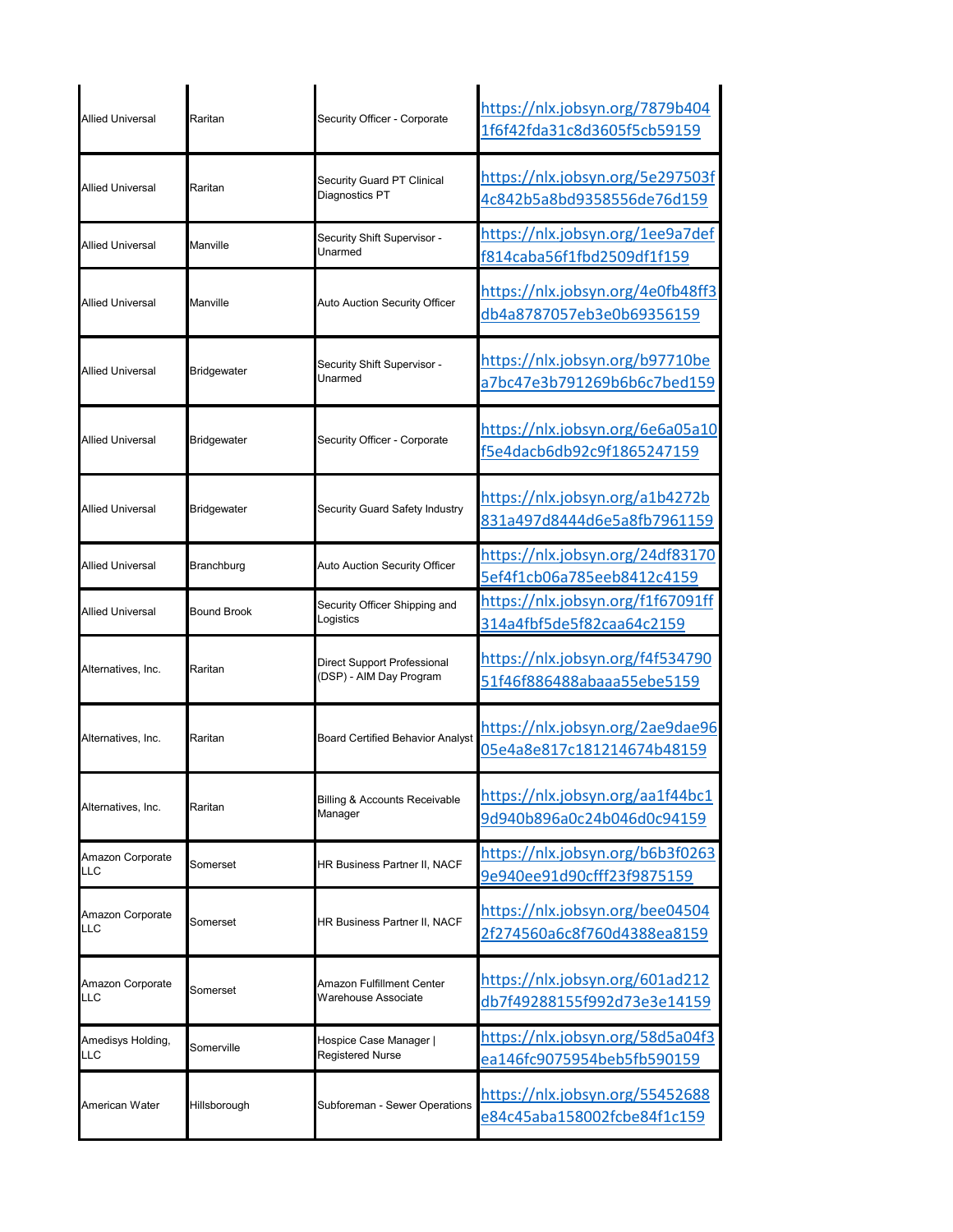| | | | |
|---|---|---|---|
| Allied Universal | Raritan | Security Officer - Corporate | https://nlx.jobsyn.org/7879b4041f6f42fda31c8d3605f5cb59159 |
| Allied Universal | Raritan | Security Guard PT Clinical Diagnostics PT | https://nlx.jobsyn.org/5e297503f4c842b5a8bd9358556de76d159 |
| Allied Universal | Manville | Security Shift Supervisor - Unarmed | https://nlx.jobsyn.org/1ee9a7deff814caba56f1fbd2509df1f159 |
| Allied Universal | Manville | Auto Auction Security Officer | https://nlx.jobsyn.org/4e0fb48ff3db4a8787057eb3e0b69356159 |
| Allied Universal | Bridgewater | Security Shift Supervisor - Unarmed | https://nlx.jobsyn.org/b97710bea7bc47e3b791269b6b6c7bed159 |
| Allied Universal | Bridgewater | Security Officer - Corporate | https://nlx.jobsyn.org/6e6a05a10f5e4dacb6db92c9f1865247159 |
| Allied Universal | Bridgewater | Security Guard Safety Industry | https://nlx.jobsyn.org/a1b4272b831a497d8444d6e5a8fb7961159 |
| Allied Universal | Branchburg | Auto Auction Security Officer | https://nlx.jobsyn.org/24df831705ef4f1cb06a785eeb8412c4159 |
| Allied Universal | Bound Brook | Security Officer Shipping and Logistics | https://nlx.jobsyn.org/f1f67091ff314a4fbf5de5f82caa64c2159 |
| Alternatives, Inc. | Raritan | Direct Support Professional (DSP) - AIM Day Program | https://nlx.jobsyn.org/f4f53479051f46f886488abaaa55ebe5159 |
| Alternatives, Inc. | Raritan | Board Certified Behavior Analyst | https://nlx.jobsyn.org/2ae9dae9605e4a8e817c181214674b48159 |
| Alternatives, Inc. | Raritan | Billing & Accounts Receivable Manager | https://nlx.jobsyn.org/aa1f44bc19d940b896a0c24b046d0c94159 |
| Amazon Corporate LLC | Somerset | HR Business Partner II, NACF | https://nlx.jobsyn.org/b6b3f02639e940ee91d90cfff23f9875159 |
| Amazon Corporate LLC | Somerset | HR Business Partner II, NACF | https://nlx.jobsyn.org/bee045042f274560a6c8f760d4388ea8159 |
| Amazon Corporate LLC | Somerset | Amazon Fulfillment Center Warehouse Associate | https://nlx.jobsyn.org/601ad212db7f49288155f992d73e3e14159 |
| Amedisys Holding, LLC | Somerville | Hospice Case Manager \| Registered Nurse | https://nlx.jobsyn.org/58d5a04f3ea146fc9075954beb5fb590159 |
| American Water | Hillsborough | Subforeman - Sewer Operations | https://nlx.jobsyn.org/55452688e84c45aba158002fcbe84f1c159 |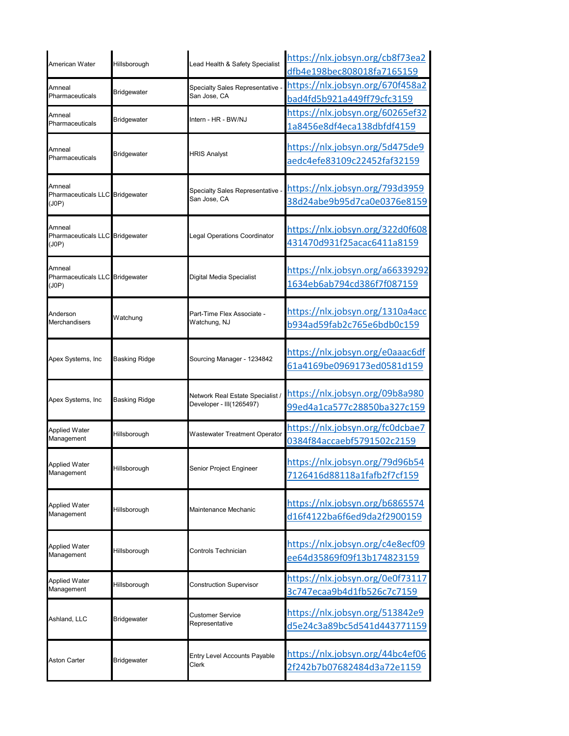| | | | |
|---|---|---|---|
| American Water | Hillsborough | Lead Health & Safety Specialist | https://nlx.jobsyn.org/cb8f73ea2dfb4e198bec808018fa7165159 |
| Amneal Pharmaceuticals | Bridgewater | Specialty Sales Representative - San Jose, CA | https://nlx.jobsyn.org/670f458a2bad4fd5b921a449ff79cfc3159 |
| Amneal Pharmaceuticals | Bridgewater | Intern - HR - BW/NJ | https://nlx.jobsyn.org/60265ef321a8456e8df4eca138dbfdf4159 |
| Amneal Pharmaceuticals | Bridgewater | HRIS Analyst | https://nlx.jobsyn.org/5d475de9aedc4efe83109c22452faf32159 |
| Amneal Pharmaceuticals LLC (J0P) | Bridgewater | Specialty Sales Representative - San Jose, CA | https://nlx.jobsyn.org/793d395938d24abe9b95d7ca0e0376e8159 |
| Amneal Pharmaceuticals LLC (J0P) | Bridgewater | Legal Operations Coordinator | https://nlx.jobsyn.org/322d0f608431470d931f25acac6411a8159 |
| Amneal Pharmaceuticals LLC (J0P) | Bridgewater | Digital Media Specialist | https://nlx.jobsyn.org/a663392921634eb6ab794cd386f7f087159 |
| Anderson Merchandisers | Watchung | Part-Time Flex Associate - Watchung, NJ | https://nlx.jobsyn.org/1310a4accb934ad59fab2c765e6bdb0c159 |
| Apex Systems, Inc | Basking Ridge | Sourcing Manager - 1234842 | https://nlx.jobsyn.org/e0aaac6df61a4169be0969173ed0581d159 |
| Apex Systems, Inc | Basking Ridge | Network Real Estate Specialist / Developer - III(1265497) | https://nlx.jobsyn.org/09b8a98099ed4a1ca577c28850ba327c159 |
| Applied Water Management | Hillsborough | Wastewater Treatment Operator | https://nlx.jobsyn.org/fc0dcbae70384f84accaebf5791502c2159 |
| Applied Water Management | Hillsborough | Senior Project Engineer | https://nlx.jobsyn.org/79d96b547126416d88118a1fafb2f7cf159 |
| Applied Water Management | Hillsborough | Maintenance Mechanic | https://nlx.jobsyn.org/b6865574d16f4122ba6f6ed9da2f2900159 |
| Applied Water Management | Hillsborough | Controls Technician | https://nlx.jobsyn.org/c4e8ecf09ee64d35869f09f13b174823159 |
| Applied Water Management | Hillsborough | Construction Supervisor | https://nlx.jobsyn.org/0e0f731173c747ecaa9b4d1fb526c7c7159 |
| Ashland, LLC | Bridgewater | Customer Service Representative | https://nlx.jobsyn.org/513842e9d5e24c3a89bc5d541d443771159 |
| Aston Carter | Bridgewater | Entry Level Accounts Payable Clerk | https://nlx.jobsyn.org/44bc4ef062f242b7b07682484d3a72e1159 |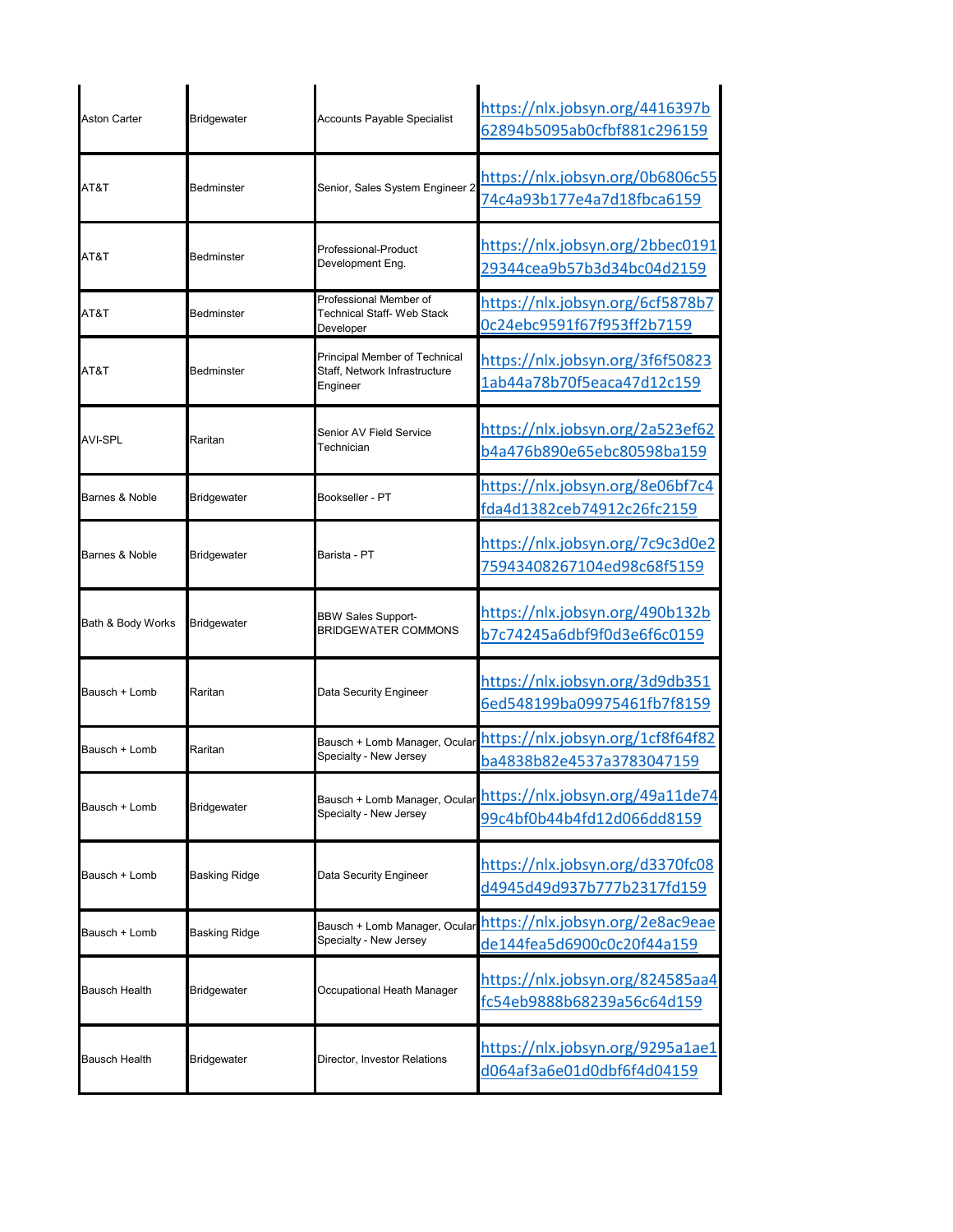| | | | |
|---|---|---|---|
| Aston Carter | Bridgewater | Accounts Payable Specialist | https://nlx.jobsyn.org/4416397b62894b5095ab0cfbf881c296159 |
| AT&T | Bedminster | Senior, Sales System Engineer 2 | https://nlx.jobsyn.org/0b6806c5574c4a93b177e4a7d18fbca6159 |
| AT&T | Bedminster | Professional-Product Development Eng. | https://nlx.jobsyn.org/2bbec019129344cea9b57b3d34bc04d2159 |
| AT&T | Bedminster | Professional Member of Technical Staff- Web Stack Developer | https://nlx.jobsyn.org/6cf5878b70c24ebc9591f67f953ff2b7159 |
| AT&T | Bedminster | Principal Member of Technical Staff, Network Infrastructure Engineer | https://nlx.jobsyn.org/3f6f508231ab44a78b70f5eaca47d12c159 |
| AVI-SPL | Raritan | Senior AV Field Service Technician | https://nlx.jobsyn.org/2a523ef62b4a476b890e65ebc80598ba159 |
| Barnes & Noble | Bridgewater | Bookseller - PT | https://nlx.jobsyn.org/8e06bf7c4fda4d1382ceb74912c26fc2159 |
| Barnes & Noble | Bridgewater | Barista - PT | https://nlx.jobsyn.org/7c9c3d0e275943408267104ed98c68f5159 |
| Bath & Body Works | Bridgewater | BBW Sales Support-BRIDGEWATER COMMONS | https://nlx.jobsyn.org/490b132bb7c74245a6dbf9f0d3e6f6c0159 |
| Bausch + Lomb | Raritan | Data Security Engineer | https://nlx.jobsyn.org/3d9db3516ed548199ba09975461fb7f8159 |
| Bausch + Lomb | Raritan | Bausch + Lomb Manager, Ocular Specialty - New Jersey | https://nlx.jobsyn.org/1cf8f64f82ba4838b82e4537a3783047159 |
| Bausch + Lomb | Bridgewater | Bausch + Lomb Manager, Ocular Specialty - New Jersey | https://nlx.jobsyn.org/49a11de7499c4bf0b44b4fd12d066dd8159 |
| Bausch + Lomb | Basking Ridge | Data Security Engineer | https://nlx.jobsyn.org/d3370fc08d4945d49d937b777b2317fd159 |
| Bausch + Lomb | Basking Ridge | Bausch + Lomb Manager, Ocular Specialty - New Jersey | https://nlx.jobsyn.org/2e8ac9eaede144fea5d6900c0c20f44a159 |
| Bausch Health | Bridgewater | Occupational Heath Manager | https://nlx.jobsyn.org/824585aa4fc54eb9888b68239a56c64d159 |
| Bausch Health | Bridgewater | Director, Investor Relations | https://nlx.jobsyn.org/9295a1ae1d064af3a6e01d0dbf6f4d04159 |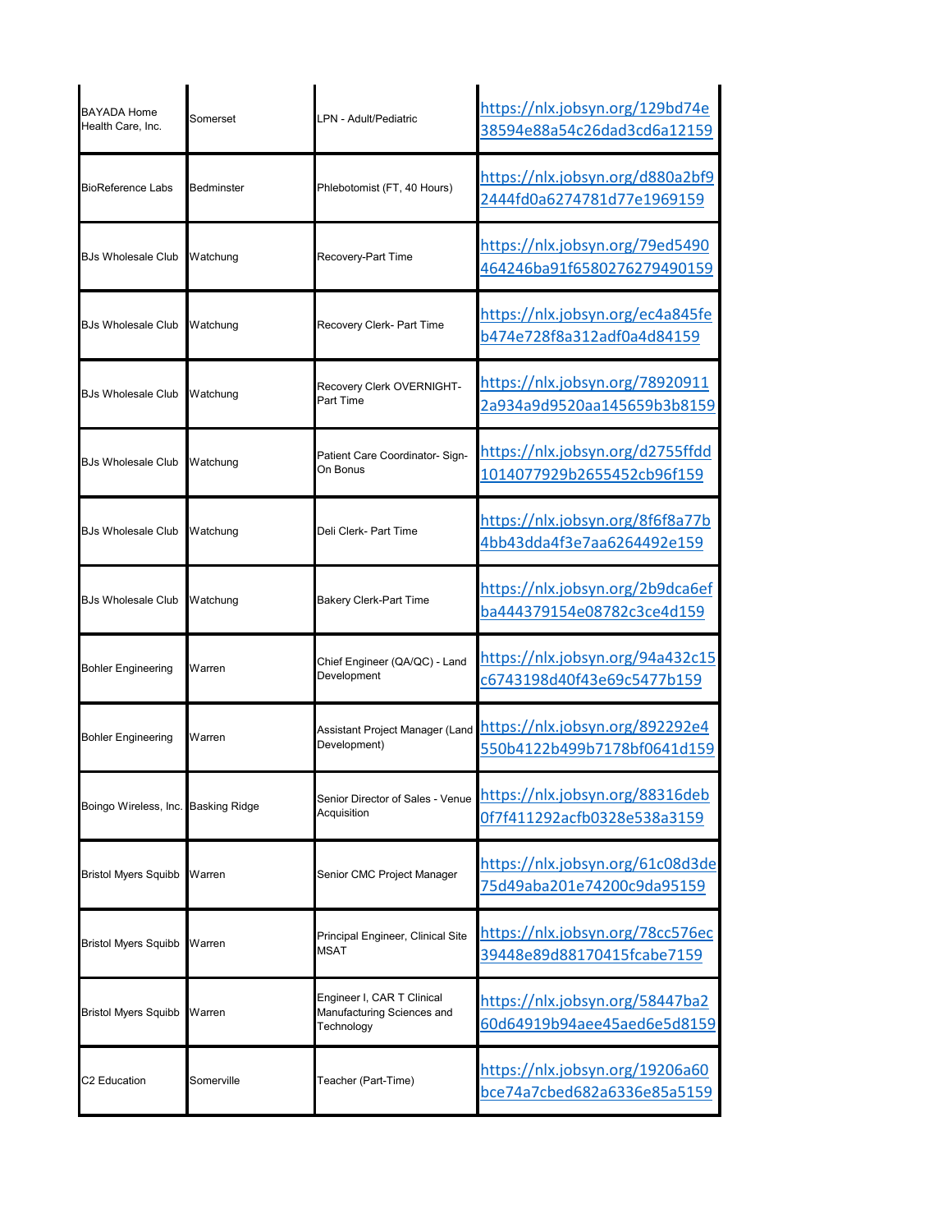| | | | |
|---|---|---|---|
| BAYADA Home Health Care, Inc. | Somerset | LPN - Adult/Pediatric | https://nlx.jobsyn.org/129bd74e38594e88a54c26dad3cd6a12159 |
| BioReference Labs | Bedminster | Phlebotomist (FT, 40 Hours) | https://nlx.jobsyn.org/d880a2bf92444fd0a6274781d77e1969159 |
| BJs Wholesale Club | Watchung | Recovery-Part Time | https://nlx.jobsyn.org/79ed5490464246ba91f6580276279490159 |
| BJs Wholesale Club | Watchung | Recovery Clerk- Part Time | https://nlx.jobsyn.org/ec4a845feb474e728f8a312adf0a4d84159 |
| BJs Wholesale Club | Watchung | Recovery Clerk OVERNIGHT-Part Time | https://nlx.jobsyn.org/789209112a934a9d9520aa145659b3b8159 |
| BJs Wholesale Club | Watchung | Patient Care Coordinator- Sign-On Bonus | https://nlx.jobsyn.org/d2755ffdd1014077929b2655452cb96f159 |
| BJs Wholesale Club | Watchung | Deli Clerk- Part Time | https://nlx.jobsyn.org/8f6f8a77b4bb43dda4f3e7aa6264492e159 |
| BJs Wholesale Club | Watchung | Bakery Clerk-Part Time | https://nlx.jobsyn.org/2b9dca6efba444379154e08782c3ce4d159 |
| Bohler Engineering | Warren | Chief Engineer (QA/QC) - Land Development | https://nlx.jobsyn.org/94a432c15c6743198d40f43e69c5477b159 |
| Bohler Engineering | Warren | Assistant Project Manager (Land Development) | https://nlx.jobsyn.org/892292e4550b4122b499b7178bf0641d159 |
| Boingo Wireless, Inc. | Basking Ridge | Senior Director of Sales - Venue Acquisition | https://nlx.jobsyn.org/88316deb0f7f411292acfb0328e538a3159 |
| Bristol Myers Squibb | Warren | Senior CMC Project Manager | https://nlx.jobsyn.org/61c08d3de75d49aba201e74200c9da95159 |
| Bristol Myers Squibb | Warren | Principal Engineer, Clinical Site MSAT | https://nlx.jobsyn.org/78cc576ec39448e89d88170415fcabe7159 |
| Bristol Myers Squibb | Warren | Engineer I, CAR T Clinical Manufacturing Sciences and Technology | https://nlx.jobsyn.org/58447ba260d64919b94aee45aed6e5d8159 |
| C2 Education | Somerville | Teacher (Part-Time) | https://nlx.jobsyn.org/19206a60bce74a7cbed682a6336e85a5159 |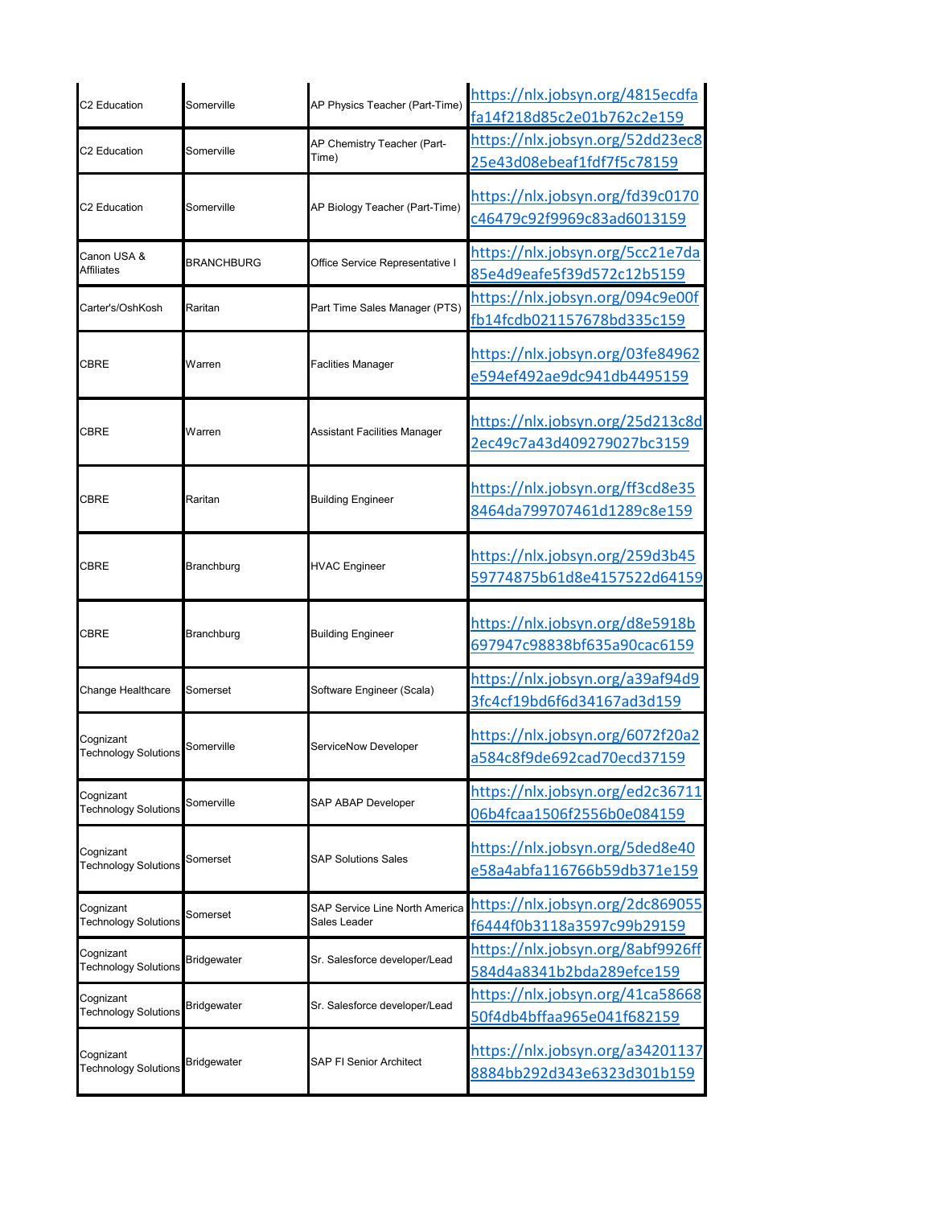| | | | |
|---|---|---|---|
| C2 Education | Somerville | AP Physics Teacher (Part-Time) | https://nlx.jobsyn.org/4815ecdfafa14f218d85c2e01b762c2e159 |
| C2 Education | Somerville | AP Chemistry Teacher (Part-Time) | https://nlx.jobsyn.org/52dd23ec825e43d08ebeaf1fdf7f5c78159 |
| C2 Education | Somerville | AP Biology Teacher (Part-Time) | https://nlx.jobsyn.org/fd39c0170c46479c92f9969c83ad6013159 |
| Canon USA & Affiliates | BRANCHBURG | Office Service Representative I | https://nlx.jobsyn.org/5cc21e7da85e4d9eafe5f39d572c12b5159 |
| Carter's/OshKosh | Raritan | Part Time Sales Manager (PTS) | https://nlx.jobsyn.org/094c9e00ffb14fcdb021157678bd335c159 |
| CBRE | Warren | Faclities Manager | https://nlx.jobsyn.org/03fe84962e594ef492ae9dc941db4495159 |
| CBRE | Warren | Assistant Facilities Manager | https://nlx.jobsyn.org/25d213c8d2ec49c7a43d409279027bc3159 |
| CBRE | Raritan | Building Engineer | https://nlx.jobsyn.org/ff3cd8e358464da799707461d1289c8e159 |
| CBRE | Branchburg | HVAC Engineer | https://nlx.jobsyn.org/259d3b4559774875b61d8e4157522d64159 |
| CBRE | Branchburg | Building Engineer | https://nlx.jobsyn.org/d8e5918b697947c98838bf635a90cac6159 |
| Change Healthcare | Somerset | Software Engineer (Scala) | https://nlx.jobsyn.org/a39af94d93fc4cf19bd6f6d34167ad3d159 |
| Cognizant Technology Solutions | Somerville | ServiceNow Developer | https://nlx.jobsyn.org/6072f20a2a584c8f9de692cad70ecd37159 |
| Cognizant Technology Solutions | Somerville | SAP ABAP Developer | https://nlx.jobsyn.org/ed2c3671106b4fcaa1506f2556b0e084159 |
| Cognizant Technology Solutions | Somerset | SAP Solutions Sales | https://nlx.jobsyn.org/5ded8e40e58a4abfa116766b59db371e159 |
| Cognizant Technology Solutions | Somerset | SAP Service Line North America Sales Leader | https://nlx.jobsyn.org/2dc869055f6444f0b3118a3597c99b29159 |
| Cognizant Technology Solutions | Bridgewater | Sr. Salesforce developer/Lead | https://nlx.jobsyn.org/8abf9926ff584d4a8341b2bda289efce159 |
| Cognizant Technology Solutions | Bridgewater | Sr. Salesforce developer/Lead | https://nlx.jobsyn.org/41ca5866850f4db4bffaa965e041f682159 |
| Cognizant Technology Solutions | Bridgewater | SAP FI Senior Architect | https://nlx.jobsyn.org/a342011378884bb292d343e6323d301b159 |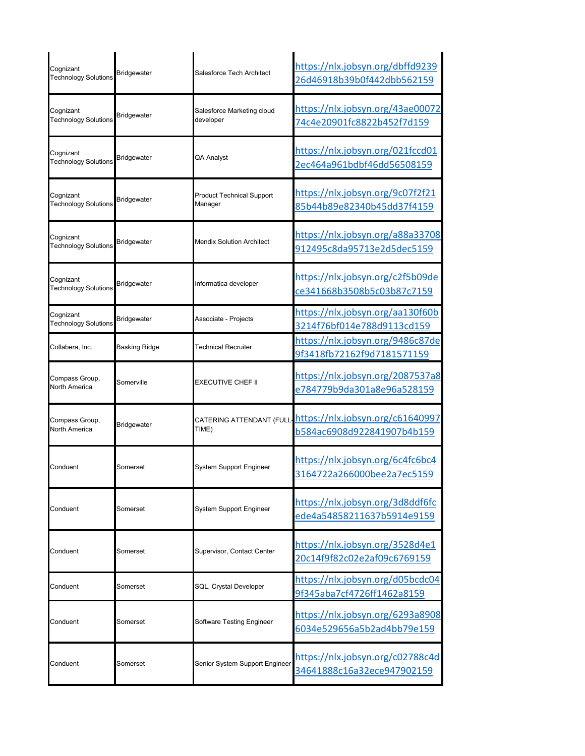| | | | |
|---|---|---|---|
| Cognizant Technology Solutions | Bridgewater | Salesforce Tech Architect | https://nlx.jobsyn.org/dbffd923926d46918b39b0f442dbb562159 |
| Cognizant Technology Solutions | Bridgewater | Salesforce Marketing cloud developer | https://nlx.jobsyn.org/43ae0007274c4e20901fc8822b452f7d159 |
| Cognizant Technology Solutions | Bridgewater | QA Analyst | https://nlx.jobsyn.org/021fccd012ec464a961bdbf46dd56508159 |
| Cognizant Technology Solutions | Bridgewater | Product Technical Support Manager | https://nlx.jobsyn.org/9c07f2f2185b44b89e82340b45dd37f4159 |
| Cognizant Technology Solutions | Bridgewater | Mendix Solution Architect | https://nlx.jobsyn.org/a88a33708912495c8da95713e2d5dec5159 |
| Cognizant Technology Solutions | Bridgewater | Informatica developer | https://nlx.jobsyn.org/c2f5b09dece341668b3508b5c03b87c7159 |
| Cognizant Technology Solutions | Bridgewater | Associate - Projects | https://nlx.jobsyn.org/aa130f60b3214f76bf014e788d9113cd159 |
| Collabera, Inc. | Basking Ridge | Technical Recruiter | https://nlx.jobsyn.org/9486c87de9f3418fb72162f9d7181571159 |
| Compass Group, North America | Somerville | EXECUTIVE CHEF II | https://nlx.jobsyn.org/2087537a8e784779b9da301a8e96a528159 |
| Compass Group, North America | Bridgewater | CATERING ATTENDANT (FULL-TIME) | https://nlx.jobsyn.org/c61640997b584ac6908d922841907b4b159 |
| Conduent | Somerset | System Support Engineer | https://nlx.jobsyn.org/6c4fc6bc43164722a266000bee2a7ec5159 |
| Conduent | Somerset | System Support Engineer | https://nlx.jobsyn.org/3d8ddf6fcede4a54858211637b5914e9159 |
| Conduent | Somerset | Supervisor, Contact Center | https://nlx.jobsyn.org/3528d4e120c14f9f82c02e2af09c6769159 |
| Conduent | Somerset | SQL, Crystal Developer | https://nlx.jobsyn.org/d05bcdc049f345aba7cf4726ff1462a8159 |
| Conduent | Somerset | Software Testing Engineer | https://nlx.jobsyn.org/6293a89086034e529656a5b2ad4bb79e159 |
| Conduent | Somerset | Senior System Support Engineer | https://nlx.jobsyn.org/c02788c4d34641888c16a32ece947902159 |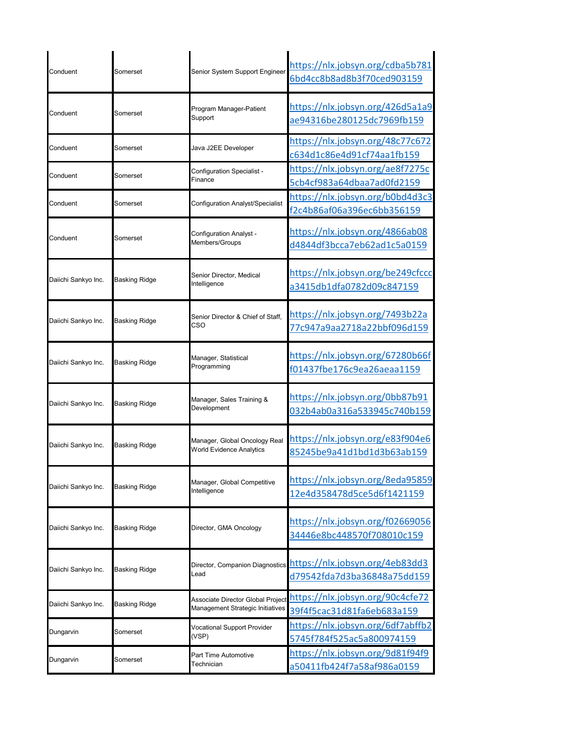| | | | |
|---|---|---|---|
| Conduent | Somerset | Senior System Support Engineer | https://nlx.jobsyn.org/cdba5b7816bd4cc8b8ad8b3f70ced903159 |
| Conduent | Somerset | Program Manager-Patient Support | https://nlx.jobsyn.org/426d5a1a9ae94316be280125dc7969fb159 |
| Conduent | Somerset | Java J2EE Developer | https://nlx.jobsyn.org/48c77c672c634d1c86e4d91cf74aa1fb159 |
| Conduent | Somerset | Configuration Specialist - Finance | https://nlx.jobsyn.org/ae8f7275c5cb4cf983a64dbaa7ad0fd2159 |
| Conduent | Somerset | Configuration Analyst/Specialist | https://nlx.jobsyn.org/b0bd4d3c3f2c4b86af06a396ec6bb356159 |
| Conduent | Somerset | Configuration Analyst - Members/Groups | https://nlx.jobsyn.org/4866ab08d4844df3bcca7eb62ad1c5a0159 |
| Daiichi Sankyo Inc. | Basking Ridge | Senior Director, Medical Intelligence | https://nlx.jobsyn.org/be249cfccca3415db1dfa0782d09c847159 |
| Daiichi Sankyo Inc. | Basking Ridge | Senior Director & Chief of Staff, CSO | https://nlx.jobsyn.org/7493b22a77c947a9aa2718a22bbf096d159 |
| Daiichi Sankyo Inc. | Basking Ridge | Manager, Statistical Programming | https://nlx.jobsyn.org/67280b66ff01437fbe176c9ea26aeaa1159 |
| Daiichi Sankyo Inc. | Basking Ridge | Manager, Sales Training & Development | https://nlx.jobsyn.org/0bb87b91032b4ab0a316a533945c740b159 |
| Daiichi Sankyo Inc. | Basking Ridge | Manager, Global Oncology Real World Evidence Analytics | https://nlx.jobsyn.org/e83f904e685245be9a41d1bd1d3b63ab159 |
| Daiichi Sankyo Inc. | Basking Ridge | Manager, Global Competitive Intelligence | https://nlx.jobsyn.org/8eda9585912e4d358478d5ce5d6f1421159 |
| Daiichi Sankyo Inc. | Basking Ridge | Director, GMA Oncology | https://nlx.jobsyn.org/f0266905634446e8bc448570f708010c159 |
| Daiichi Sankyo Inc. | Basking Ridge | Director, Companion Diagnostics Lead | https://nlx.jobsyn.org/4eb83dd3d79542fda7d3ba36848a75dd159 |
| Daiichi Sankyo Inc. | Basking Ridge | Associate Director Global Project Management Strategic Initiatives | https://nlx.jobsyn.org/90c4cfe7239f4f5cac31d81fa6eb683a159 |
| Dungarvin | Somerset | Vocational Support Provider (VSP) | https://nlx.jobsyn.org/6df7abffb25745f784f525ac5a800974159 |
| Dungarvin | Somerset | Part Time Automotive Technician | https://nlx.jobsyn.org/9d81f94f9a50411fb424f7a58af986a0159 |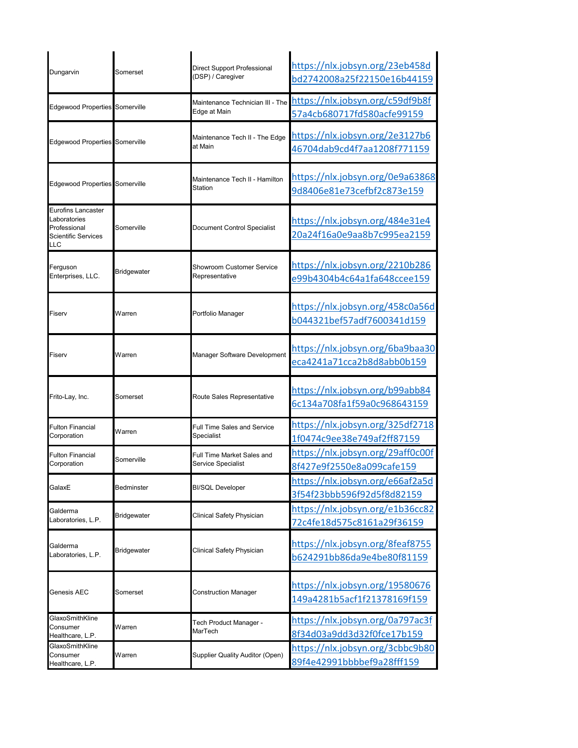| | | | |
|---|---|---|---|
| Dungarvin | Somerset | Direct Support Professional (DSP) / Caregiver | https://nlx.jobsyn.org/23eb458dbd2742008a25f22150e16b44159 |
| Edgewood Properties | Somerville | Maintenance Technician III - The Edge at Main | https://nlx.jobsyn.org/c59df9b8f57a4cb680717fd580acfe99159 |
| Edgewood Properties | Somerville | Maintenance Tech II - The Edge at Main | https://nlx.jobsyn.org/2e3127b646704dab9cd4f7aa1208f771159 |
| Edgewood Properties | Somerville | Maintenance Tech II - Hamilton Station | https://nlx.jobsyn.org/0e9a638689d8406e81e73cefbf2c873e159 |
| Eurofins Lancaster Laboratories Professional Scientific Services LLC | Somerville | Document Control Specialist | https://nlx.jobsyn.org/484e31e420a24f16a0e9aa8b7c995ea2159 |
| Ferguson Enterprises, LLC. | Bridgewater | Showroom Customer Service Representative | https://nlx.jobsyn.org/2210b286e99b4304b4c64a1fa648ccee159 |
| Fiserv | Warren | Portfolio Manager | https://nlx.jobsyn.org/458c0a56db044321bef57adf7600341d159 |
| Fiserv | Warren | Manager Software Development | https://nlx.jobsyn.org/6ba9baa30eca4241a71cca2b8d8abb0b159 |
| Frito-Lay, Inc. | Somerset | Route Sales Representative | https://nlx.jobsyn.org/b99abb846c134a708fa1f59a0c968643159 |
| Fulton Financial Corporation | Warren | Full Time Sales and Service Specialist | https://nlx.jobsyn.org/325df27181f0474c9ee38e749af2ff87159 |
| Fulton Financial Corporation | Somerville | Full Time Market Sales and Service Specialist | https://nlx.jobsyn.org/29aff0c00f8f427e9f2550e8a099cafe159 |
| GalaxE | Bedminster | BI/SQL Developer | https://nlx.jobsyn.org/e66af2a5d3f54f23bbb596f92d5f8d82159 |
| Galderma Laboratories, L.P. | Bridgewater | Clinical Safety Physician | https://nlx.jobsyn.org/e1b36cc8272c4fe18d575c8161a29f36159 |
| Galderma Laboratories, L.P. | Bridgewater | Clinical Safety Physician | https://nlx.jobsyn.org/8feaf8755b624291bb86da9e4be80f81159 |
| Genesis AEC | Somerset | Construction Manager | https://nlx.jobsyn.org/19580676149a4281b5acf1f21378169f159 |
| GlaxoSmithKline Consumer Healthcare, L.P. | Warren | Tech Product Manager - MarTech | https://nlx.jobsyn.org/0a797ac3f8f34d03a9dd3d32f0fce17b159 |
| GlaxoSmithKline Consumer Healthcare, L.P. | Warren | Supplier Quality Auditor (Open) | https://nlx.jobsyn.org/3cbbc9b8089f4e42991bbbbef9a28fff159 |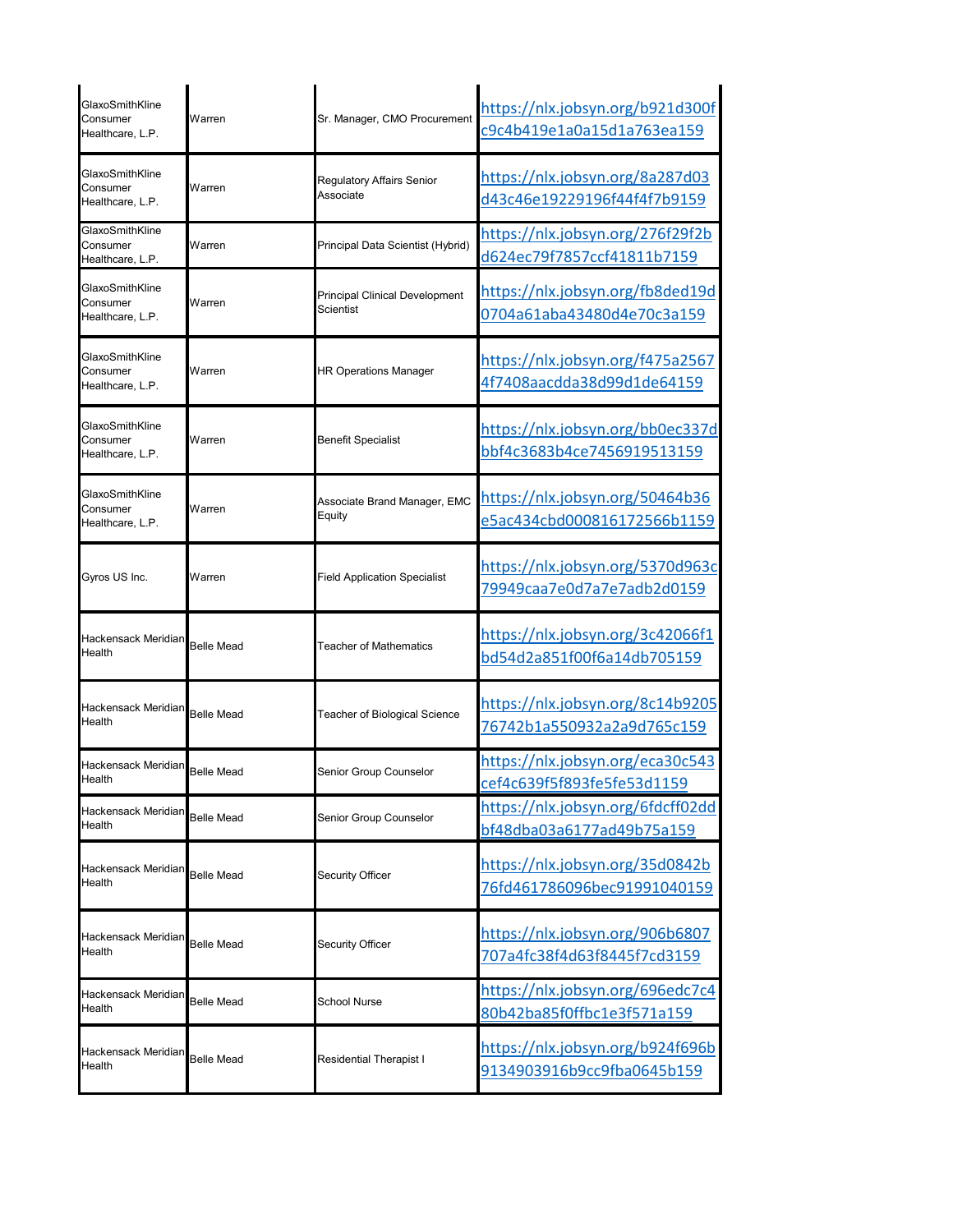| | | | |
|---|---|---|---|
| GlaxoSmithKline Consumer Healthcare, L.P. | Warren | Sr. Manager, CMO Procurement | https://nlx.jobsyn.org/b921d300fc9c4b419e1a0a15d1a763ea159 |
| GlaxoSmithKline Consumer Healthcare, L.P. | Warren | Regulatory Affairs Senior Associate | https://nlx.jobsyn.org/8a287d03d43c46e19229196f44f4f7b9159 |
| GlaxoSmithKline Consumer Healthcare, L.P. | Warren | Principal Data Scientist (Hybrid) | https://nlx.jobsyn.org/276f29f2bd624ec79f7857ccf41811b7159 |
| GlaxoSmithKline Consumer Healthcare, L.P. | Warren | Principal Clinical Development Scientist | https://nlx.jobsyn.org/fb8ded19d0704a61aba43480d4e70c3a159 |
| GlaxoSmithKline Consumer Healthcare, L.P. | Warren | HR Operations Manager | https://nlx.jobsyn.org/f475a25674f7408aacdda38d99d1de64159 |
| GlaxoSmithKline Consumer Healthcare, L.P. | Warren | Benefit Specialist | https://nlx.jobsyn.org/bb0ec337dbbf4c3683b4ce7456919513159 |
| GlaxoSmithKline Consumer Healthcare, L.P. | Warren | Associate Brand Manager, EMC Equity | https://nlx.jobsyn.org/50464b36e5ac434cbd000816172566b1159 |
| Gyros US Inc. | Warren | Field Application Specialist | https://nlx.jobsyn.org/5370d963c79949caa7e0d7a7e7adb2d0159 |
| Hackensack Meridian Health | Belle Mead | Teacher of Mathematics | https://nlx.jobsyn.org/3c42066f1bd54d2a851f00f6a14db705159 |
| Hackensack Meridian Health | Belle Mead | Teacher of Biological Science | https://nlx.jobsyn.org/8c14b920576742b1a550932a2a9d765c159 |
| Hackensack Meridian Health | Belle Mead | Senior Group Counselor | https://nlx.jobsyn.org/eca30c543cef4c639f5f893fe5fe53d1159 |
| Hackensack Meridian Health | Belle Mead | Senior Group Counselor | https://nlx.jobsyn.org/6fdcff02ddbf48dba03a6177ad49b75a159 |
| Hackensack Meridian Health | Belle Mead | Security Officer | https://nlx.jobsyn.org/35d0842b76fd461786096bec91991040159 |
| Hackensack Meridian Health | Belle Mead | Security Officer | https://nlx.jobsyn.org/906b6807707a4fc38f4d63f8445f7cd3159 |
| Hackensack Meridian Health | Belle Mead | School Nurse | https://nlx.jobsyn.org/696edc7c480b42ba85f0ffbc1e3f571a159 |
| Hackensack Meridian Health | Belle Mead | Residential Therapist I | https://nlx.jobsyn.org/b924f696b9134903916b9cc9fba0645b159 |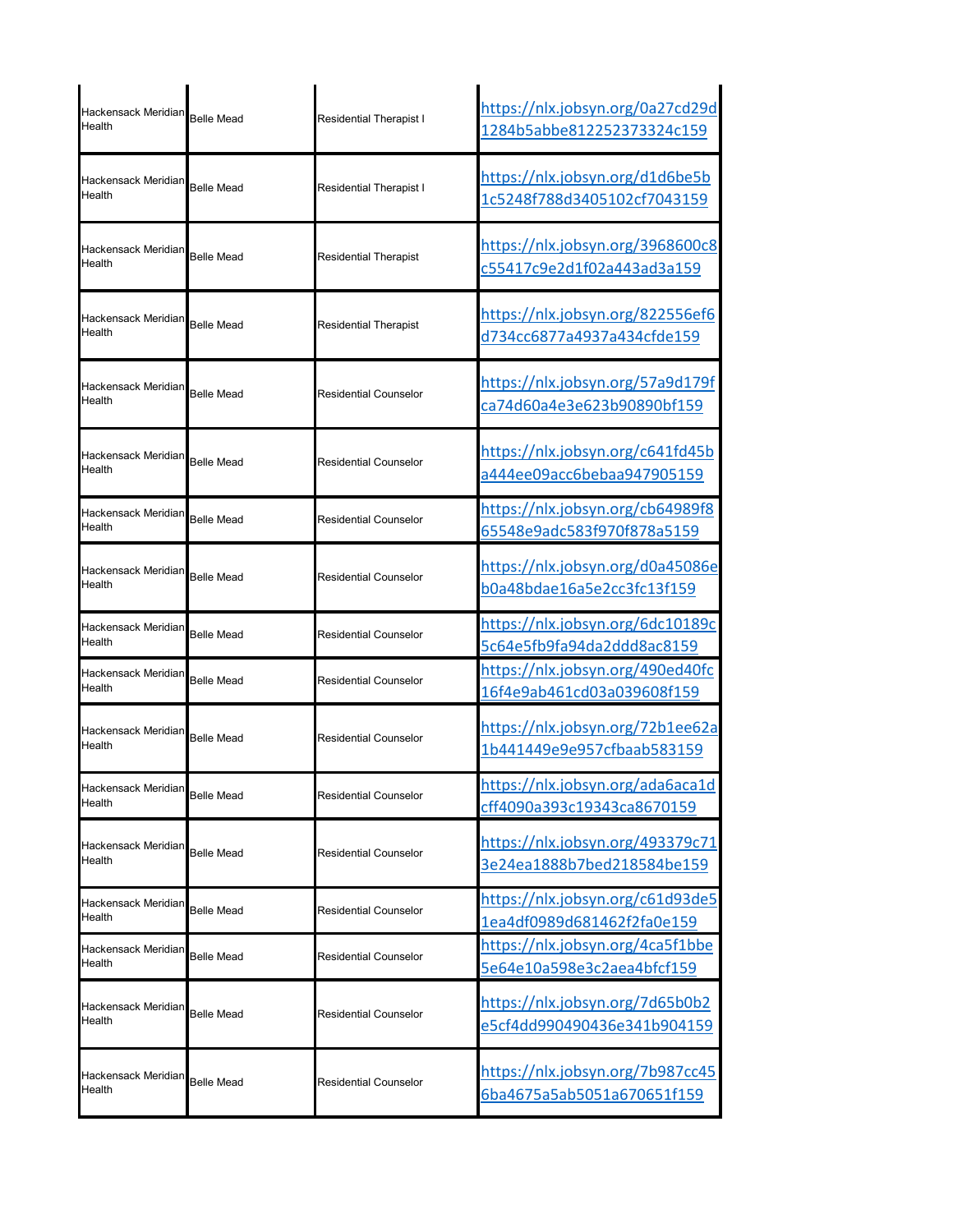| | | | |
|---|---|---|---|
| Hackensack Meridian Health | Belle Mead | Residential Therapist I | https://nlx.jobsyn.org/0a27cd29d1284b5abbe812252373324c159 |
| Hackensack Meridian Health | Belle Mead | Residential Therapist I | https://nlx.jobsyn.org/d1d6be5b1c5248f788d3405102cf7043159 |
| Hackensack Meridian Health | Belle Mead | Residential Therapist | https://nlx.jobsyn.org/3968600c8c55417c9e2d1f02a443ad3a159 |
| Hackensack Meridian Health | Belle Mead | Residential Therapist | https://nlx.jobsyn.org/822556ef6d734cc6877a4937a434cfde159 |
| Hackensack Meridian Health | Belle Mead | Residential Counselor | https://nlx.jobsyn.org/57a9d179fca74d60a4e3e623b90890bf159 |
| Hackensack Meridian Health | Belle Mead | Residential Counselor | https://nlx.jobsyn.org/c641fd45ba444ee09acc6bebaa947905159 |
| Hackensack Meridian Health | Belle Mead | Residential Counselor | https://nlx.jobsyn.org/cb64989f865548e9adc583f970f878a5159 |
| Hackensack Meridian Health | Belle Mead | Residential Counselor | https://nlx.jobsyn.org/d0a45086eb0a48bdae16a5e2cc3fc13f159 |
| Hackensack Meridian Health | Belle Mead | Residential Counselor | https://nlx.jobsyn.org/6dc10189c5c64e5fb9fa94da2ddd8ac8159 |
| Hackensack Meridian Health | Belle Mead | Residential Counselor | https://nlx.jobsyn.org/490ed40fc16f4e9ab461cd03a039608f159 |
| Hackensack Meridian Health | Belle Mead | Residential Counselor | https://nlx.jobsyn.org/72b1ee62a1b441449e9e957cfbaab583159 |
| Hackensack Meridian Health | Belle Mead | Residential Counselor | https://nlx.jobsyn.org/ada6aca1dcff4090a393c19343ca8670159 |
| Hackensack Meridian Health | Belle Mead | Residential Counselor | https://nlx.jobsyn.org/493379c713e24ea1888b7bed218584be159 |
| Hackensack Meridian Health | Belle Mead | Residential Counselor | https://nlx.jobsyn.org/c61d93de51ea4df0989d681462f2fa0e159 |
| Hackensack Meridian Health | Belle Mead | Residential Counselor | https://nlx.jobsyn.org/4ca5f1bbe5e64e10a598e3c2aea4bfcf159 |
| Hackensack Meridian Health | Belle Mead | Residential Counselor | https://nlx.jobsyn.org/7d65b0b2e5cf4dd990490436e341b904159 |
| Hackensack Meridian Health | Belle Mead | Residential Counselor | https://nlx.jobsyn.org/7b987cc456ba4675a5ab5051a670651f159 |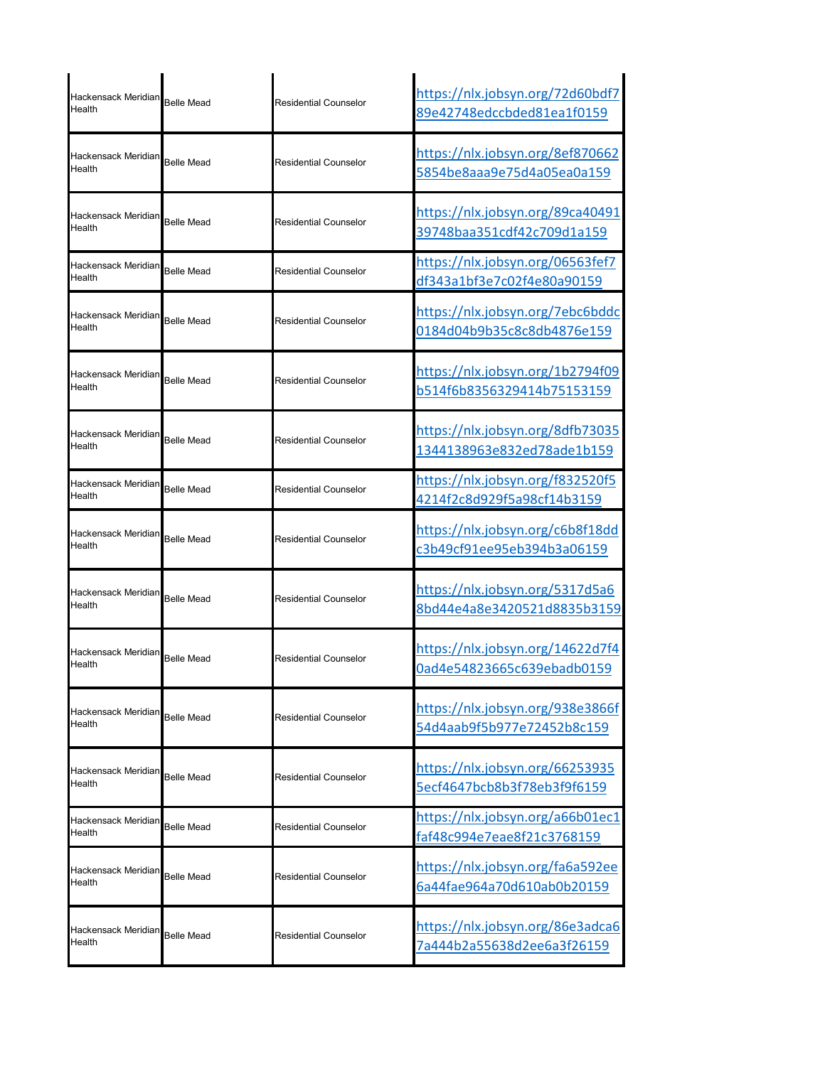| | | | |
|---|---|---|---|
| Hackensack Meridian Health | Belle Mead | Residential Counselor | https://nlx.jobsyn.org/72d60bdf789e42748edccbded81ea1f0159 |
| Hackensack Meridian Health | Belle Mead | Residential Counselor | https://nlx.jobsyn.org/8ef8706625854be8aaa9e75d4a05ea0a159 |
| Hackensack Meridian Health | Belle Mead | Residential Counselor | https://nlx.jobsyn.org/89ca4049139748baa351cdf42c709d1a159 |
| Hackensack Meridian Health | Belle Mead | Residential Counselor | https://nlx.jobsyn.org/06563fef7df343a1bf3e7c02f4e80a90159 |
| Hackensack Meridian Health | Belle Mead | Residential Counselor | https://nlx.jobsyn.org/7ebc6bddc0184d04b9b35c8c8db4876e159 |
| Hackensack Meridian Health | Belle Mead | Residential Counselor | https://nlx.jobsyn.org/1b2794f09b514f6b8356329414b75153159 |
| Hackensack Meridian Health | Belle Mead | Residential Counselor | https://nlx.jobsyn.org/8dfb730351344138963e832ed78ade1b159 |
| Hackensack Meridian Health | Belle Mead | Residential Counselor | https://nlx.jobsyn.org/f832520f54214f2c8d929f5a98cf14b3159 |
| Hackensack Meridian Health | Belle Mead | Residential Counselor | https://nlx.jobsyn.org/c6b8f18ddc3b49cf91ee95eb394b3a06159 |
| Hackensack Meridian Health | Belle Mead | Residential Counselor | https://nlx.jobsyn.org/5317d5a68bd44e4a8e3420521d8835b3159 |
| Hackensack Meridian Health | Belle Mead | Residential Counselor | https://nlx.jobsyn.org/14622d7f40ad4e54823665c639ebadb0159 |
| Hackensack Meridian Health | Belle Mead | Residential Counselor | https://nlx.jobsyn.org/938e3866f54d4aab9f5b977e72452b8c159 |
| Hackensack Meridian Health | Belle Mead | Residential Counselor | https://nlx.jobsyn.org/662539355ecf4647bcb8b3f78eb3f9f6159 |
| Hackensack Meridian Health | Belle Mead | Residential Counselor | https://nlx.jobsyn.org/a66b01ec1faf48c994e7eae8f21c3768159 |
| Hackensack Meridian Health | Belle Mead | Residential Counselor | https://nlx.jobsyn.org/fa6a592ee6a44fae964a70d610ab0b20159 |
| Hackensack Meridian Health | Belle Mead | Residential Counselor | https://nlx.jobsyn.org/86e3adca67a444b2a55638d2ee6a3f26159 |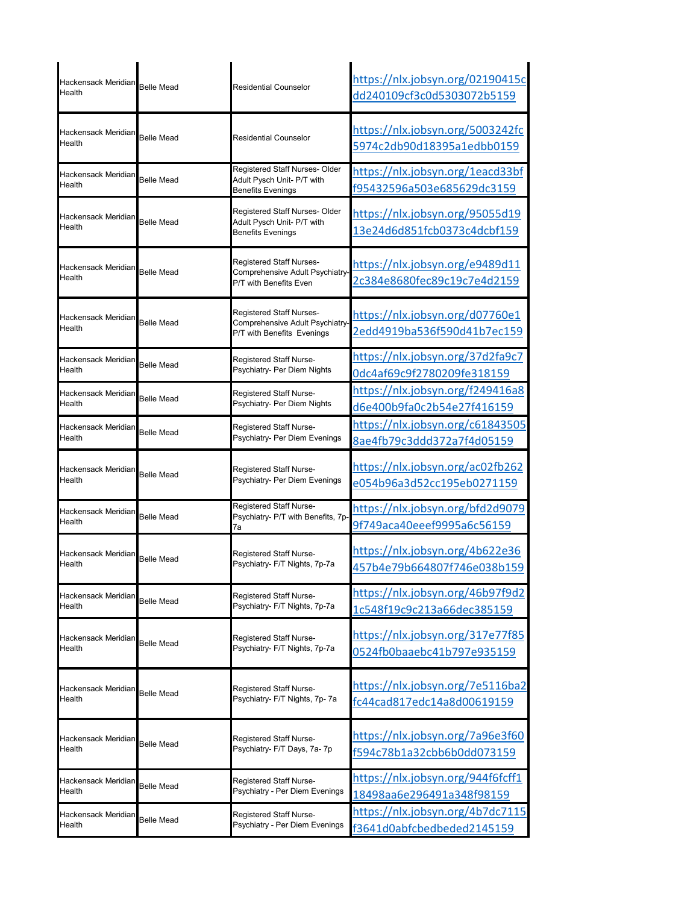| | | | |
|---|---|---|---|
| Hackensack Meridian Health | Belle Mead | Residential Counselor | https://nlx.jobsyn.org/02190415cdd240109cf3c0d5303072b5159 |
| Hackensack Meridian Health | Belle Mead | Residential Counselor | https://nlx.jobsyn.org/5003242fc5974c2db90d18395a1edbb0159 |
| Hackensack Meridian Health | Belle Mead | Registered Staff Nurses- Older Adult Pysch Unit- P/T with Benefits Evenings | https://nlx.jobsyn.org/1eacd33bff95432596a503e685629dc3159 |
| Hackensack Meridian Health | Belle Mead | Registered Staff Nurses- Older Adult Pysch Unit- P/T with Benefits Evenings | https://nlx.jobsyn.org/95055d1913e24d6d851fcb0373c4dcbf159 |
| Hackensack Meridian Health | Belle Mead | Registered Staff Nurses- Comprehensive Adult Psychiatry- P/T with Benefits Even | https://nlx.jobsyn.org/e9489d112c384e8680fec89c19c7e4d2159 |
| Hackensack Meridian Health | Belle Mead | Registered Staff Nurses- Comprehensive Adult Psychiatry- P/T with Benefits Evenings | https://nlx.jobsyn.org/d07760e12edd4919ba536f590d41b7ec159 |
| Hackensack Meridian Health | Belle Mead | Registered Staff Nurse- Psychiatry- Per Diem Nights | https://nlx.jobsyn.org/37d2fa9c70dc4af69c9f2780209fe318159 |
| Hackensack Meridian Health | Belle Mead | Registered Staff Nurse- Psychiatry- Per Diem Nights | https://nlx.jobsyn.org/f249416a8d6e400b9fa0c2b54e27f416159 |
| Hackensack Meridian Health | Belle Mead | Registered Staff Nurse- Psychiatry- Per Diem Evenings | https://nlx.jobsyn.org/c618435058ae4fb79c3ddd372a7f4d05159 |
| Hackensack Meridian Health | Belle Mead | Registered Staff Nurse- Psychiatry- Per Diem Evenings | https://nlx.jobsyn.org/ac02fb262e054b96a3d52cc195eb0271159 |
| Hackensack Meridian Health | Belle Mead | Registered Staff Nurse- Psychiatry- P/T with Benefits, 7p-7a | https://nlx.jobsyn.org/bfd2d90799f749aca40eeef9995a6c56159 |
| Hackensack Meridian Health | Belle Mead | Registered Staff Nurse- Psychiatry- F/T Nights, 7p-7a | https://nlx.jobsyn.org/4b622e36457b4e79b664807f746e038b159 |
| Hackensack Meridian Health | Belle Mead | Registered Staff Nurse- Psychiatry- F/T Nights, 7p-7a | https://nlx.jobsyn.org/46b97f9d21c548f19c9c213a66dec385159 |
| Hackensack Meridian Health | Belle Mead | Registered Staff Nurse- Psychiatry- F/T Nights, 7p-7a | https://nlx.jobsyn.org/317e77f850524fb0baaebc41b797e935159 |
| Hackensack Meridian Health | Belle Mead | Registered Staff Nurse- Psychiatry- F/T Nights, 7p- 7a | https://nlx.jobsyn.org/7e5116ba2fc44cad817edc14a8d00619159 |
| Hackensack Meridian Health | Belle Mead | Registered Staff Nurse- Psychiatry- F/T Days, 7a- 7p | https://nlx.jobsyn.org/7a96e3f60f594c78b1a32cbb6b0dd073159 |
| Hackensack Meridian Health | Belle Mead | Registered Staff Nurse- Psychiatry - Per Diem Evenings | https://nlx.jobsyn.org/944f6fcff118498aa6e296491a348f98159 |
| Hackensack Meridian Health | Belle Mead | Registered Staff Nurse- Psychiatry - Per Diem Evenings | https://nlx.jobsyn.org/4b7dc7115f3641d0abfcbedbeded2145159 |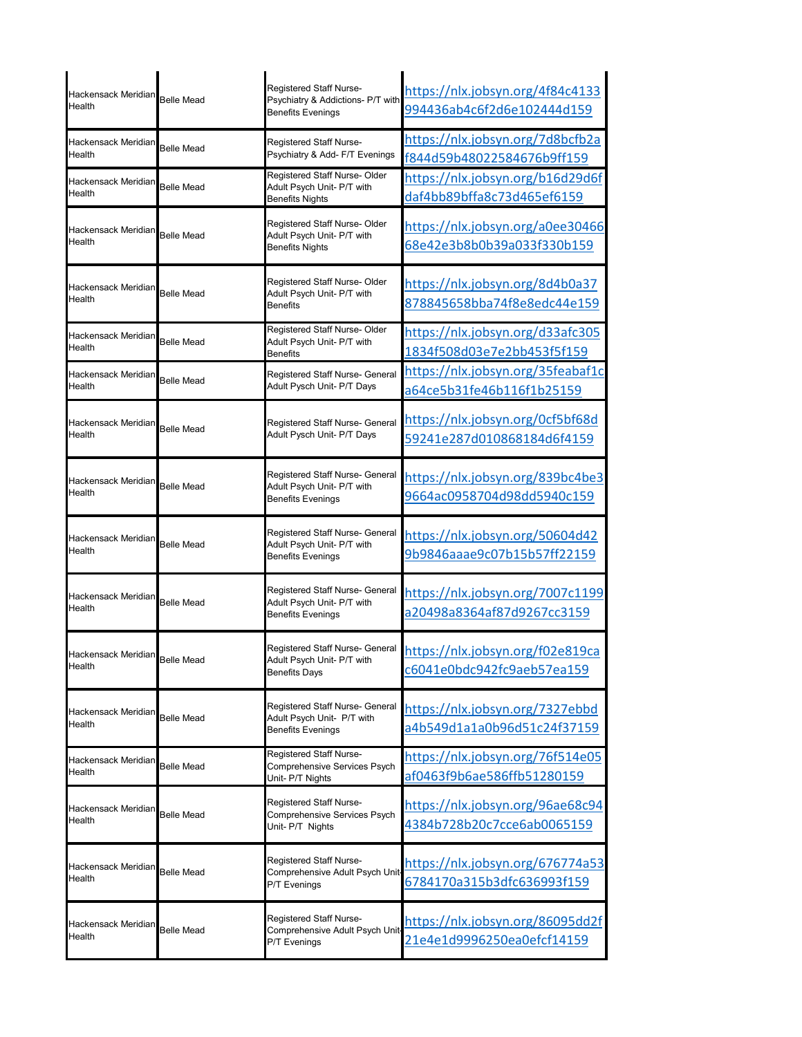| | | | |
|---|---|---|---|
| Hackensack Meridian Health | Belle Mead | Registered Staff Nurse- Psychiatry & Addictions- P/T with Benefits Evenings | https://nlx.jobsyn.org/4f84c4133994436ab4c6f2d6e102444d159 |
| Hackensack Meridian Health | Belle Mead | Registered Staff Nurse- Psychiatry & Add- F/T Evenings | https://nlx.jobsyn.org/7d8bcfb2af844d59b48022584676b9ff159 |
| Hackensack Meridian Health | Belle Mead | Registered Staff Nurse- Older Adult Psych Unit- P/T with Benefits Nights | https://nlx.jobsyn.org/b16d29d6fdaf4bb89bffa8c73d465ef6159 |
| Hackensack Meridian Health | Belle Mead | Registered Staff Nurse- Older Adult Psych Unit- P/T with Benefits Nights | https://nlx.jobsyn.org/a0ee3046668e42e3b8b0b39a033f330b159 |
| Hackensack Meridian Health | Belle Mead | Registered Staff Nurse- Older Adult Psych Unit- P/T with Benefits | https://nlx.jobsyn.org/8d4b0a37878845658bba74f8e8edc44e159 |
| Hackensack Meridian Health | Belle Mead | Registered Staff Nurse- Older Adult Psych Unit- P/T with Benefits | https://nlx.jobsyn.org/d33afc3051834f508d03e7e2bb453f5f159 |
| Hackensack Meridian Health | Belle Mead | Registered Staff Nurse- General Adult Pysch Unit- P/T Days | https://nlx.jobsyn.org/35feabaf1ca64ce5b31fe46b116f1b25159 |
| Hackensack Meridian Health | Belle Mead | Registered Staff Nurse- General Adult Pysch Unit- P/T Days | https://nlx.jobsyn.org/0cf5bf68d59241e287d010868184d6f4159 |
| Hackensack Meridian Health | Belle Mead | Registered Staff Nurse- General Adult Psych Unit- P/T with Benefits Evenings | https://nlx.jobsyn.org/839bc4be39664ac0958704d98dd5940c159 |
| Hackensack Meridian Health | Belle Mead | Registered Staff Nurse- General Adult Psych Unit- P/T with Benefits Evenings | https://nlx.jobsyn.org/50604d429b9846aaae9c07b15b57ff22159 |
| Hackensack Meridian Health | Belle Mead | Registered Staff Nurse- General Adult Psych Unit- P/T with Benefits Evenings | https://nlx.jobsyn.org/7007c1199a20498a8364af87d9267cc3159 |
| Hackensack Meridian Health | Belle Mead | Registered Staff Nurse- General Adult Psych Unit- P/T with Benefits Days | https://nlx.jobsyn.org/f02e819cac6041e0bdc942fc9aeb57ea159 |
| Hackensack Meridian Health | Belle Mead | Registered Staff Nurse- General Adult Psych Unit- P/T with Benefits Evenings | https://nlx.jobsyn.org/7327ebbda4b549d1a1a0b96d51c24f37159 |
| Hackensack Meridian Health | Belle Mead | Registered Staff Nurse- Comprehensive Services Psych Unit- P/T Nights | https://nlx.jobsyn.org/76f514e05af0463f9b6ae586ffb51280159 |
| Hackensack Meridian Health | Belle Mead | Registered Staff Nurse- Comprehensive Services Psych Unit- P/T Nights | https://nlx.jobsyn.org/96ae68c944384b728b20c7cce6ab0065159 |
| Hackensack Meridian Health | Belle Mead | Registered Staff Nurse- Comprehensive Adult Psych Unit- P/T Evenings | https://nlx.jobsyn.org/676774a536784170a315b3dfc636993f159 |
| Hackensack Meridian Health | Belle Mead | Registered Staff Nurse- Comprehensive Adult Psych Unit- P/T Evenings | https://nlx.jobsyn.org/86095dd2f21e4e1d9996250ea0efcf14159 |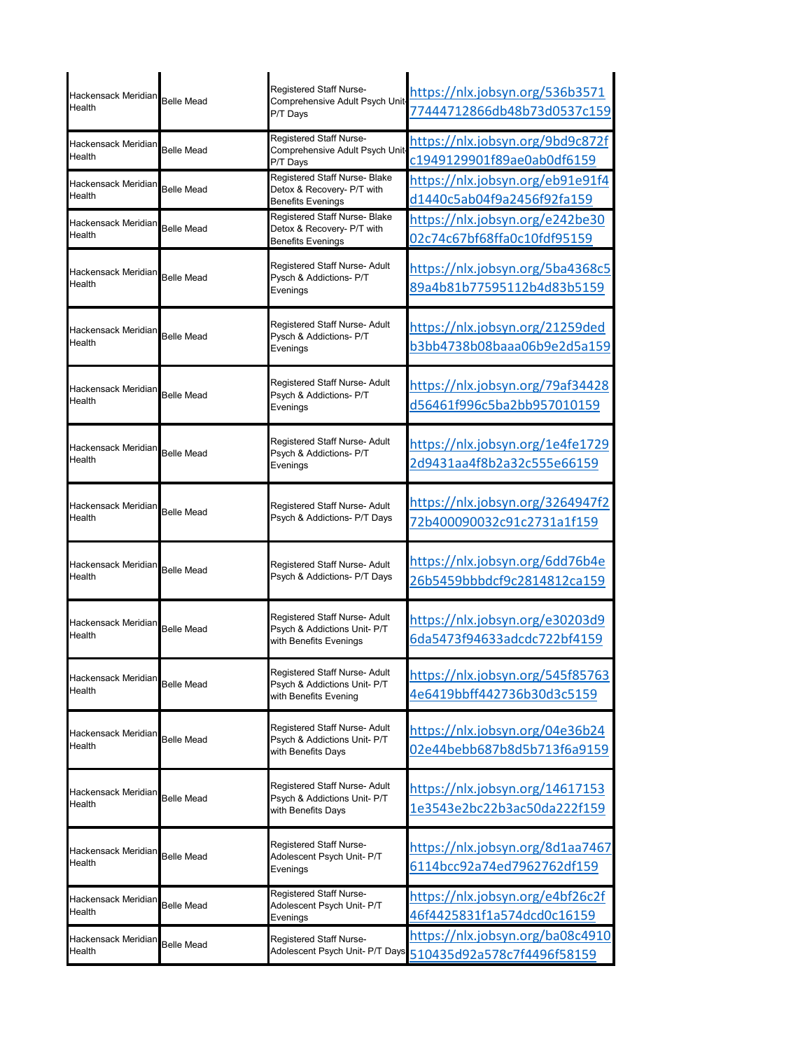| Hackensack Meridian Health | Belle Mead | Registered Staff Nurse- Comprehensive Adult Psych Unit- P/T Days | https://nlx.jobsyn.org/536b357177444712866db48b73d0537c159 |
|---|---|---|---|
| Hackensack Meridian Health | Belle Mead | Registered Staff Nurse- Comprehensive Adult Psych Unit- P/T Days | https://nlx.jobsyn.org/9bd9c872fc1949129901f89ae0ab0df6159 |
| Hackensack Meridian Health | Belle Mead | Registered Staff Nurse- Blake Detox & Recovery- P/T with Benefits Evenings | https://nlx.jobsyn.org/eb91e91f4d1440c5ab04f9a2456f92fa159 |
| Hackensack Meridian Health | Belle Mead | Registered Staff Nurse- Blake Detox & Recovery- P/T with Benefits Evenings | https://nlx.jobsyn.org/e242be3002c74c67bf68ffa0c10fdf95159 |
| Hackensack Meridian Health | Belle Mead | Registered Staff Nurse- Adult Pysch & Addictions- P/T Evenings | https://nlx.jobsyn.org/5ba4368c589a4b81b77595112b4d83b5159 |
| Hackensack Meridian Health | Belle Mead | Registered Staff Nurse- Adult Pysch & Addictions- P/T Evenings | https://nlx.jobsyn.org/21259dedb3bb4738b08baaa06b9e2d5a159 |
| Hackensack Meridian Health | Belle Mead | Registered Staff Nurse- Adult Psych & Addictions- P/T Evenings | https://nlx.jobsyn.org/79af34428d56461f996c5ba2bb957010159 |
| Hackensack Meridian Health | Belle Mead | Registered Staff Nurse- Adult Psych & Addictions- P/T Evenings | https://nlx.jobsyn.org/1e4fe17292d9431aa4f8b2a32c555e66159 |
| Hackensack Meridian Health | Belle Mead | Registered Staff Nurse- Adult Psych & Addictions- P/T Days | https://nlx.jobsyn.org/3264947f272b400090032c91c2731a1f159 |
| Hackensack Meridian Health | Belle Mead | Registered Staff Nurse- Adult Psych & Addictions- P/T Days | https://nlx.jobsyn.org/6dd76b4e26b5459bbbdcf9c2814812ca159 |
| Hackensack Meridian Health | Belle Mead | Registered Staff Nurse- Adult Psych & Addictions Unit- P/T with Benefits Evenings | https://nlx.jobsyn.org/e30203d96da5473f94633adcdc722bf4159 |
| Hackensack Meridian Health | Belle Mead | Registered Staff Nurse- Adult Psych & Addictions Unit- P/T with Benefits Evening | https://nlx.jobsyn.org/545f857634e6419bbff442736b30d3c5159 |
| Hackensack Meridian Health | Belle Mead | Registered Staff Nurse- Adult Psych & Addictions Unit- P/T with Benefits Days | https://nlx.jobsyn.org/04e36b2402e44bebb687b8d5b713f6a9159 |
| Hackensack Meridian Health | Belle Mead | Registered Staff Nurse- Adult Psych & Addictions Unit- P/T with Benefits Days | https://nlx.jobsyn.org/146171531e3543e2bc22b3ac50da222f159 |
| Hackensack Meridian Health | Belle Mead | Registered Staff Nurse- Adolescent Psych Unit- P/T Evenings | https://nlx.jobsyn.org/8d1aa74676114bcc92a74ed7962762df159 |
| Hackensack Meridian Health | Belle Mead | Registered Staff Nurse- Adolescent Psych Unit- P/T Evenings | https://nlx.jobsyn.org/e4bf26c2f46f4425831f1a574dcd0c16159 |
| Hackensack Meridian Health | Belle Mead | Registered Staff Nurse- Adolescent Psych Unit- P/T Days | https://nlx.jobsyn.org/ba08c4910510435d92a578c7f4496f58159 |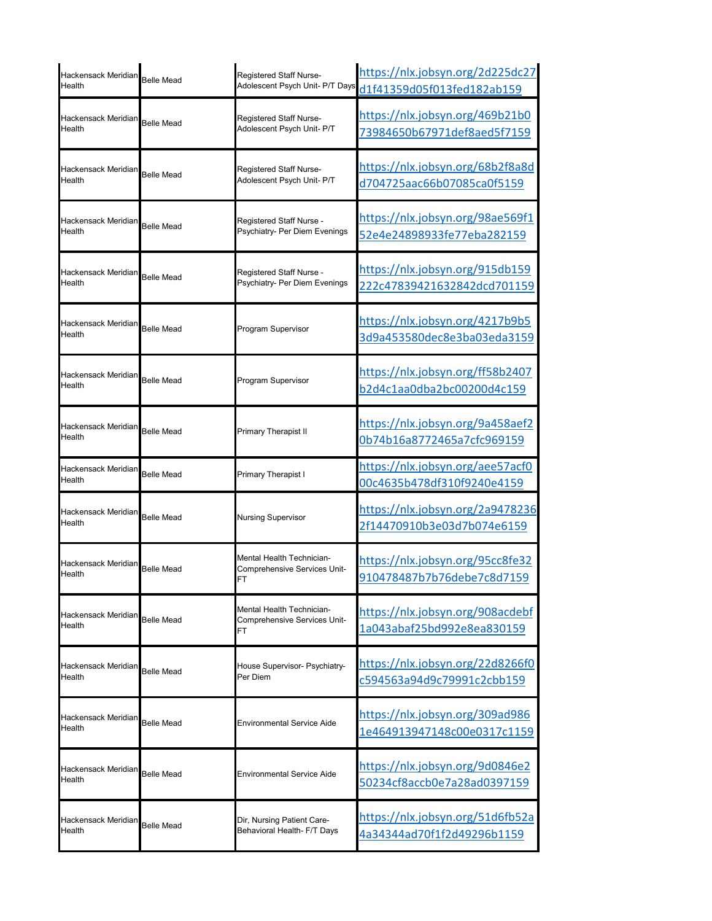| Hackensack Meridian Health | Belle Mead | Registered Staff Nurse- Adolescent Psych Unit- P/T Days | https://nlx.jobsyn.org/2d225dc27d1f41359d05f013fed182ab159 |
|---|---|---|---|
| Hackensack Meridian Health | Belle Mead | Registered Staff Nurse- Adolescent Psych Unit- P/T | https://nlx.jobsyn.org/469b21b073984650b67971def8aed5f7159 |
| Hackensack Meridian Health | Belle Mead | Registered Staff Nurse- Adolescent Psych Unit- P/T | https://nlx.jobsyn.org/68b2f8a8dd704725aac66b07085ca0f5159 |
| Hackensack Meridian Health | Belle Mead | Registered Staff Nurse - Psychiatry- Per Diem Evenings | https://nlx.jobsyn.org/98ae569f152e4e24898933fe77eba282159 |
| Hackensack Meridian Health | Belle Mead | Registered Staff Nurse - Psychiatry- Per Diem Evenings | https://nlx.jobsyn.org/915db159222c47839421632842dcd701159 |
| Hackensack Meridian Health | Belle Mead | Program Supervisor | https://nlx.jobsyn.org/4217b9b53d9a453580dec8e3ba03eda3159 |
| Hackensack Meridian Health | Belle Mead | Program Supervisor | https://nlx.jobsyn.org/ff58b2407b2d4c1aa0dba2bc00200d4c159 |
| Hackensack Meridian Health | Belle Mead | Primary Therapist II | https://nlx.jobsyn.org/9a458aef20b74b16a8772465a7cfc969159 |
| Hackensack Meridian Health | Belle Mead | Primary Therapist I | https://nlx.jobsyn.org/aee57acf000c4635b478df310f9240e4159 |
| Hackensack Meridian Health | Belle Mead | Nursing Supervisor | https://nlx.jobsyn.org/2a94782362f14470910b3e03d7b074e6159 |
| Hackensack Meridian Health | Belle Mead | Mental Health Technician- Comprehensive Services Unit- FT | https://nlx.jobsyn.org/95cc8fe32910478487b7b76debe7c8d7159 |
| Hackensack Meridian Health | Belle Mead | Mental Health Technician- Comprehensive Services Unit- FT | https://nlx.jobsyn.org/908acdebf1a043abaf25bd992e8ea830159 |
| Hackensack Meridian Health | Belle Mead | House Supervisor- Psychiatry- Per Diem | https://nlx.jobsyn.org/22d8266f0c594563a94d9c79991c2cbb159 |
| Hackensack Meridian Health | Belle Mead | Environmental Service Aide | https://nlx.jobsyn.org/309ad9861e464913947148c00e0317c1159 |
| Hackensack Meridian Health | Belle Mead | Environmental Service Aide | https://nlx.jobsyn.org/9d0846e250234cf8accb0e7a28ad0397159 |
| Hackensack Meridian Health | Belle Mead | Dir, Nursing Patient Care- Behavioral Health- F/T Days | https://nlx.jobsyn.org/51d6fb52a4a34344ad70f1f2d49296b1159 |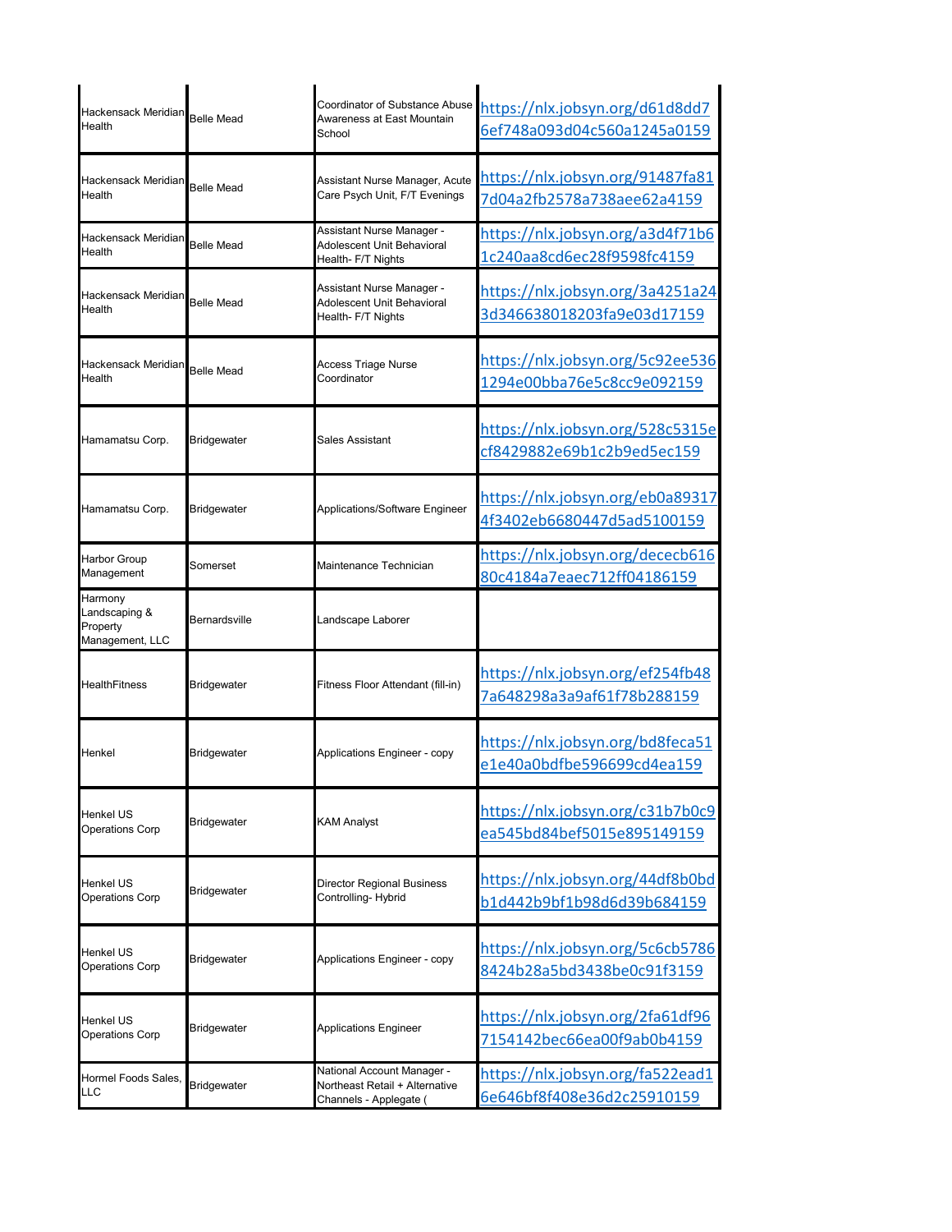| | | | |
|---|---|---|---|
| Hackensack Meridian Health | Belle Mead | Coordinator of Substance Abuse Awareness at East Mountain School | https://nlx.jobsyn.org/d61d8dd76ef748a093d04c560a1245a0159 |
| Hackensack Meridian Health | Belle Mead | Assistant Nurse Manager, Acute Care Psych Unit, F/T Evenings | https://nlx.jobsyn.org/91487fa817d04a2fb2578a738aee62a4159 |
| Hackensack Meridian Health | Belle Mead | Assistant Nurse Manager - Adolescent Unit Behavioral Health- F/T Nights | https://nlx.jobsyn.org/a3d4f71b61c240aa8cd6ec28f9598fc4159 |
| Hackensack Meridian Health | Belle Mead | Assistant Nurse Manager - Adolescent Unit Behavioral Health- F/T Nights | https://nlx.jobsyn.org/3a4251a243d346638018203fa9e03d17159 |
| Hackensack Meridian Health | Belle Mead | Access Triage Nurse Coordinator | https://nlx.jobsyn.org/5c92ee5361294e00bba76e5c8cc9e092159 |
| Hamamatsu Corp. | Bridgewater | Sales Assistant | https://nlx.jobsyn.org/528c5315ecf8429882e69b1c2b9ed5ec159 |
| Hamamatsu Corp. | Bridgewater | Applications/Software Engineer | https://nlx.jobsyn.org/eb0a893174f3402eb6680447d5ad5100159 |
| Harbor Group Management | Somerset | Maintenance Technician | https://nlx.jobsyn.org/dececb61680c4184a7eaec712ff04186159 |
| Harmony Landscaping & Property Management, LLC | Bernardsville | Landscape Laborer | |
| HealthFitness | Bridgewater | Fitness Floor Attendant (fill-in) | https://nlx.jobsyn.org/ef254fb487a648298a3a9af61f78b288159 |
| Henkel | Bridgewater | Applications Engineer - copy | https://nlx.jobsyn.org/bd8feca51e1e40a0bdfbe596699cd4ea159 |
| Henkel US Operations Corp | Bridgewater | KAM Analyst | https://nlx.jobsyn.org/c31b7b0c9ea545bd84bef5015e895149159 |
| Henkel US Operations Corp | Bridgewater | Director Regional Business Controlling- Hybrid | https://nlx.jobsyn.org/44df8b0bdb1d442b9bf1b98d6d39b684159 |
| Henkel US Operations Corp | Bridgewater | Applications Engineer - copy | https://nlx.jobsyn.org/5c6cb57868424b28a5bd3438be0c91f3159 |
| Henkel US Operations Corp | Bridgewater | Applications Engineer | https://nlx.jobsyn.org/2fa61df967154142bec66ea00f9ab0b4159 |
| Hormel Foods Sales, LLC | Bridgewater | National Account Manager - Northeast Retail + Alternative Channels - Applegate ( | https://nlx.jobsyn.org/fa522ead16e646bf8f408e36d2c25910159 |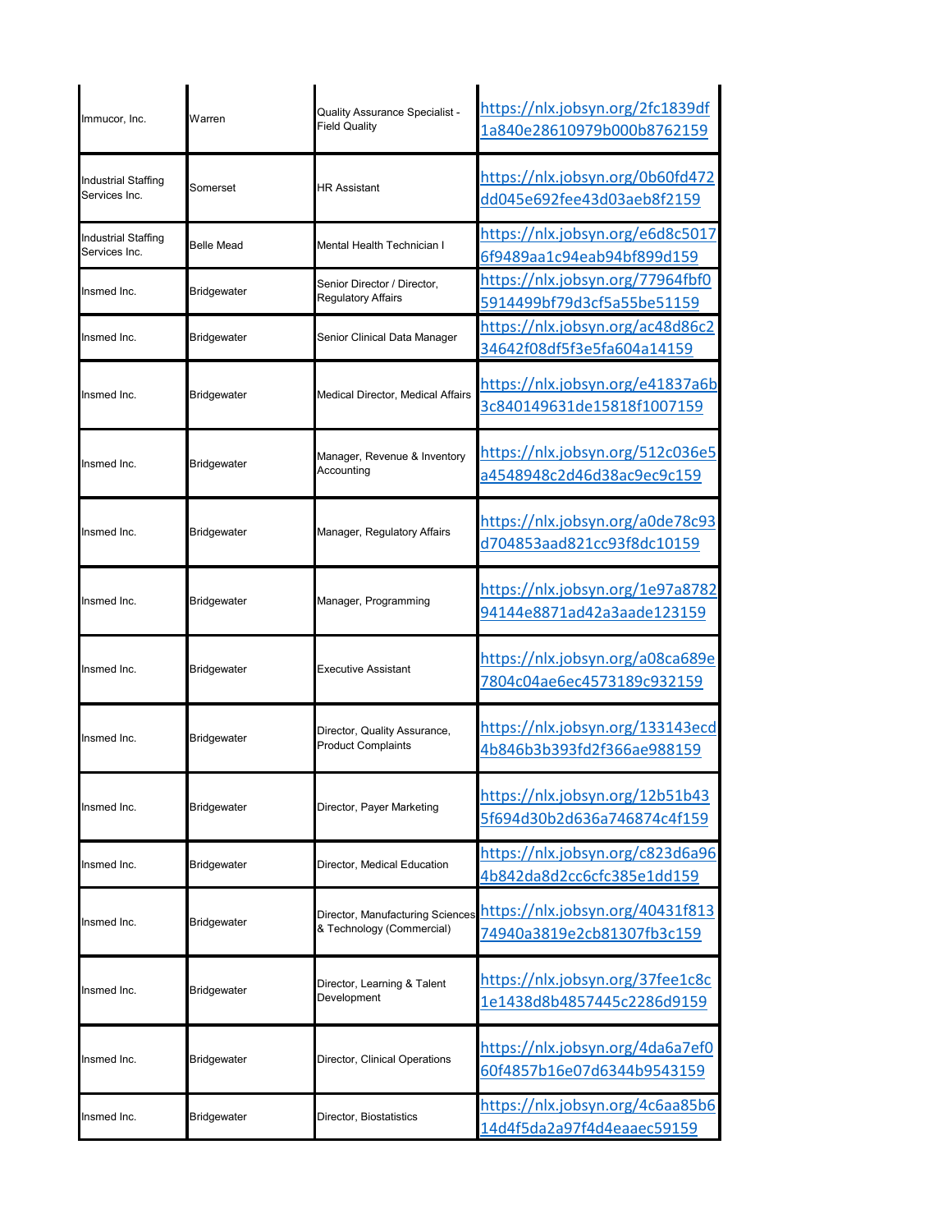| | | | |
|---|---|---|---|
| Immucor, Inc. | Warren | Quality Assurance Specialist - Field Quality | https://nlx.jobsyn.org/2fc1839df1a840e28610979b000b8762159 |
| Industrial Staffing Services Inc. | Somerset | HR Assistant | https://nlx.jobsyn.org/0b60fd472dd045e692fee43d03aeb8f2159 |
| Industrial Staffing Services Inc. | Belle Mead | Mental Health Technician I | https://nlx.jobsyn.org/e6d8c50176f9489aa1c94eab94bf899d159 |
| Insmed Inc. | Bridgewater | Senior Director / Director, Regulatory Affairs | https://nlx.jobsyn.org/77964fbf05914499bf79d3cf5a55be51159 |
| Insmed Inc. | Bridgewater | Senior Clinical Data Manager | https://nlx.jobsyn.org/ac48d86c234642f08df5f3e5fa604a14159 |
| Insmed Inc. | Bridgewater | Medical Director, Medical Affairs | https://nlx.jobsyn.org/e41837a6b3c840149631de15818f1007159 |
| Insmed Inc. | Bridgewater | Manager, Revenue & Inventory Accounting | https://nlx.jobsyn.org/512c036e5a4548948c2d46d38ac9ec9c159 |
| Insmed Inc. | Bridgewater | Manager, Regulatory Affairs | https://nlx.jobsyn.org/a0de78c93d704853aad821cc93f8dc10159 |
| Insmed Inc. | Bridgewater | Manager, Programming | https://nlx.jobsyn.org/1e97a878294144e8871ad42a3aade123159 |
| Insmed Inc. | Bridgewater | Executive Assistant | https://nlx.jobsyn.org/a08ca689e7804c04ae6ec4573189c932159 |
| Insmed Inc. | Bridgewater | Director, Quality Assurance, Product Complaints | https://nlx.jobsyn.org/133143ecd4b846b3b393fd2f366ae988159 |
| Insmed Inc. | Bridgewater | Director, Payer Marketing | https://nlx.jobsyn.org/12b51b435f694d30b2d636a746874c4f159 |
| Insmed Inc. | Bridgewater | Director, Medical Education | https://nlx.jobsyn.org/c823d6a964b842da8d2cc6cfc385e1dd159 |
| Insmed Inc. | Bridgewater | Director, Manufacturing Sciences & Technology (Commercial) | https://nlx.jobsyn.org/40431f81374940a3819e2cb81307fb3c159 |
| Insmed Inc. | Bridgewater | Director, Learning & Talent Development | https://nlx.jobsyn.org/37fee1c8c1e1438d8b4857445c2286d9159 |
| Insmed Inc. | Bridgewater | Director, Clinical Operations | https://nlx.jobsyn.org/4da6a7ef060f4857b16e07d6344b9543159 |
| Insmed Inc. | Bridgewater | Director, Biostatistics | https://nlx.jobsyn.org/4c6aa85b614d4f5da2a97f4d4eaaec59159 |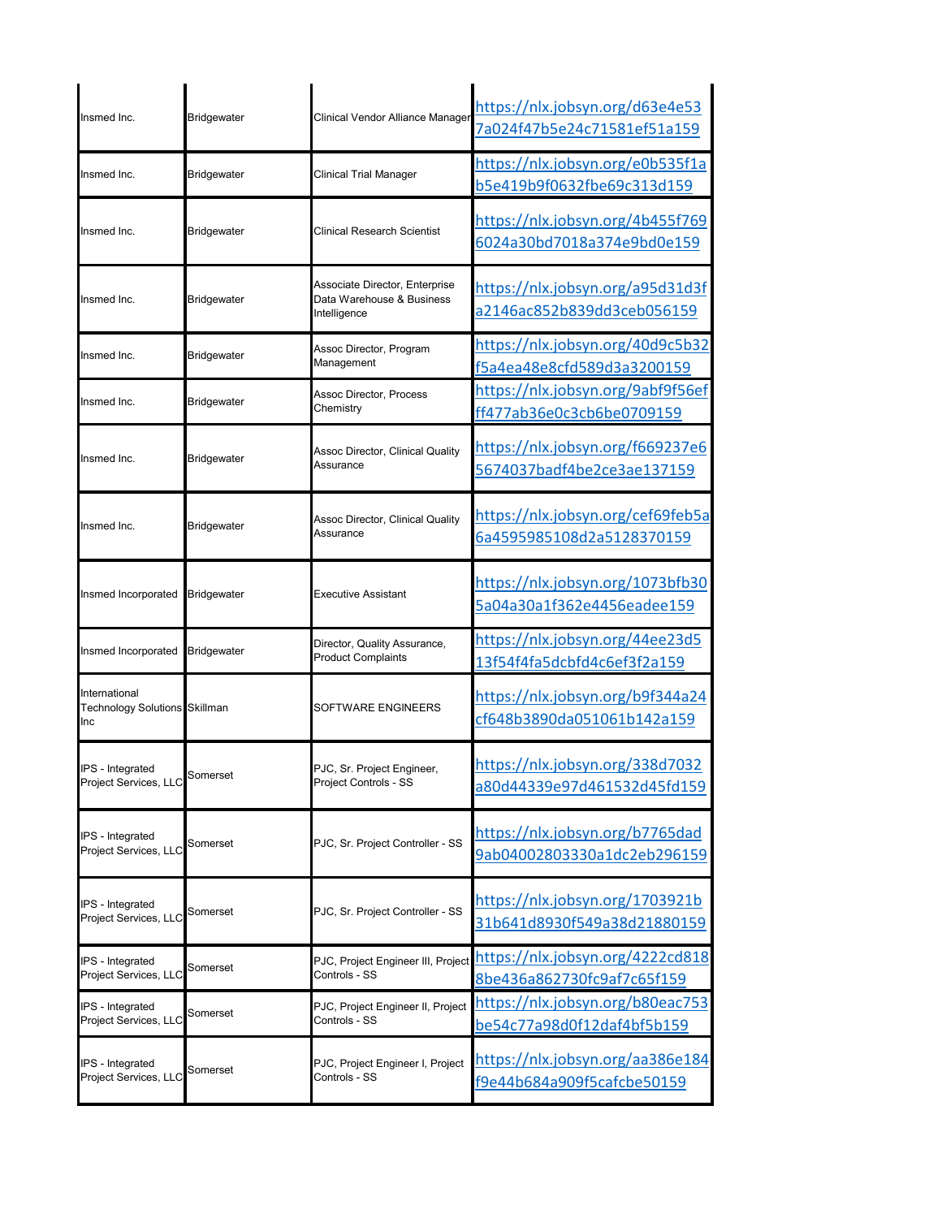| | | | |
|---|---|---|---|
| Insmed Inc. | Bridgewater | Clinical Vendor Alliance Manager | https://nlx.jobsyn.org/d63e4e537a024f47b5e24c71581ef51a159 |
| Insmed Inc. | Bridgewater | Clinical Trial Manager | https://nlx.jobsyn.org/e0b535f1ab5e419b9f0632fbe69c313d159 |
| Insmed Inc. | Bridgewater | Clinical Research Scientist | https://nlx.jobsyn.org/4b455f7696024a30bd7018a374e9bd0e159 |
| Insmed Inc. | Bridgewater | Associate Director, Enterprise Data Warehouse & Business Intelligence | https://nlx.jobsyn.org/a95d31d3fa2146ac852b839dd3ceb056159 |
| Insmed Inc. | Bridgewater | Assoc Director, Program Management | https://nlx.jobsyn.org/40d9c5b32f5a4ea48e8cfd589d3a3200159 |
| Insmed Inc. | Bridgewater | Assoc Director, Process Chemistry | https://nlx.jobsyn.org/9abf9f56efff477ab36e0c3cb6be0709159 |
| Insmed Inc. | Bridgewater | Assoc Director, Clinical Quality Assurance | https://nlx.jobsyn.org/f669237e65674037badf4be2ce3ae137159 |
| Insmed Inc. | Bridgewater | Assoc Director, Clinical Quality Assurance | https://nlx.jobsyn.org/cef69feb5a6a4595985108d2a5128370159 |
| Insmed Incorporated | Bridgewater | Executive Assistant | https://nlx.jobsyn.org/1073bfb305a04a30a1f362e4456eadee159 |
| Insmed Incorporated | Bridgewater | Director, Quality Assurance, Product Complaints | https://nlx.jobsyn.org/44ee23d513f54f4fa5dcbfd4c6ef3f2a159 |
| International Technology Solutions Inc | Skillman | SOFTWARE ENGINEERS | https://nlx.jobsyn.org/b9f344a24cf648b3890da051061b142a159 |
| IPS - Integrated Project Services, LLC | Somerset | PJC, Sr. Project Engineer, Project Controls - SS | https://nlx.jobsyn.org/338d7032a80d44339e97d461532d45fd159 |
| IPS - Integrated Project Services, LLC | Somerset | PJC, Sr. Project Controller - SS | https://nlx.jobsyn.org/b7765dad9ab04002803330a1dc2eb296159 |
| IPS - Integrated Project Services, LLC | Somerset | PJC, Sr. Project Controller - SS | https://nlx.jobsyn.org/1703921b31b641d8930f549a38d21880159 |
| IPS - Integrated Project Services, LLC | Somerset | PJC, Project Engineer III, Project Controls - SS | https://nlx.jobsyn.org/4222cd8188be436a862730fc9af7c65f159 |
| IPS - Integrated Project Services, LLC | Somerset | PJC, Project Engineer II, Project Controls - SS | https://nlx.jobsyn.org/b80eac753be54c77a98d0f12daf4bf5b159 |
| IPS - Integrated Project Services, LLC | Somerset | PJC, Project Engineer I, Project Controls - SS | https://nlx.jobsyn.org/aa386e184f9e44b684a909f5cafcbe50159 |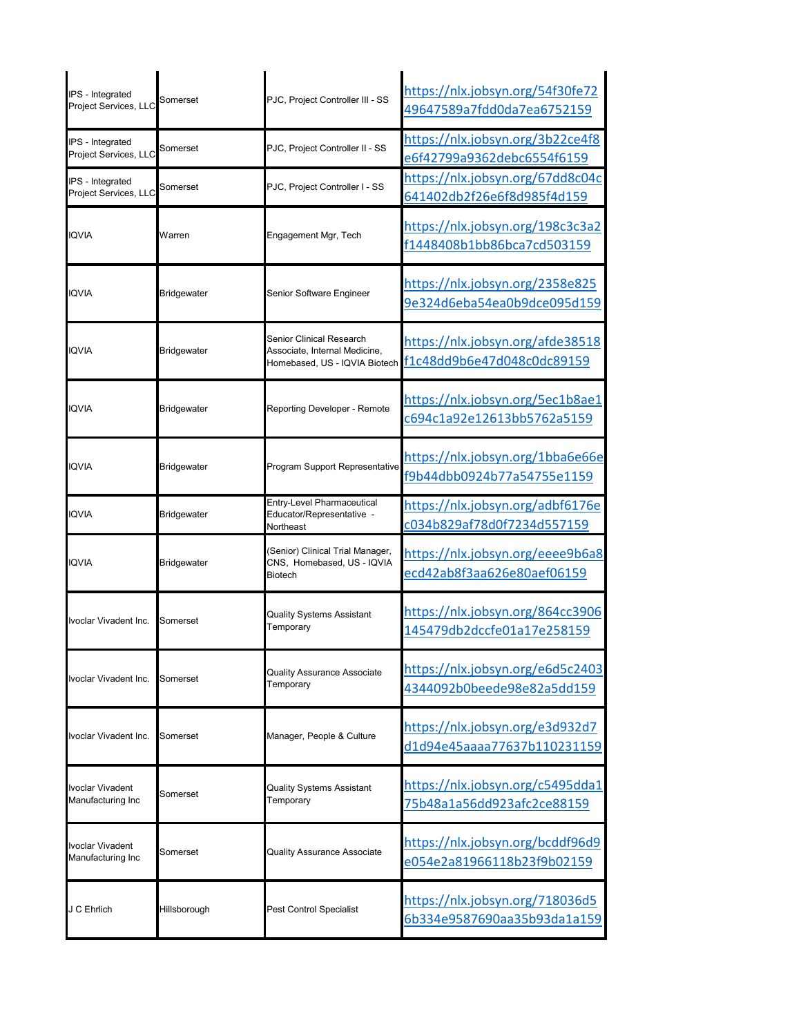| | | | |
|---|---|---|---|
| IPS - Integrated Project Services, LLC | Somerset | PJC, Project Controller III - SS | https://nlx.jobsyn.org/54f30fe7249647589a7fdd0da7ea6752159 |
| IPS - Integrated Project Services, LLC | Somerset | PJC, Project Controller II - SS | https://nlx.jobsyn.org/3b22ce4f8e6f42799a9362debc6554f6159 |
| IPS - Integrated Project Services, LLC | Somerset | PJC, Project Controller I - SS | https://nlx.jobsyn.org/67dd8c04c641402db2f26e6f8d985f4d159 |
| IQVIA | Warren | Engagement Mgr, Tech | https://nlx.jobsyn.org/198c3c3a2f1448408b1bb86bca7cd503159 |
| IQVIA | Bridgewater | Senior Software Engineer | https://nlx.jobsyn.org/2358e8259e324d6eba54ea0b9dce095d159 |
| IQVIA | Bridgewater | Senior Clinical Research Associate, Internal Medicine, Homebased, US - IQVIA Biotech | https://nlx.jobsyn.org/afde38518f1c48dd9b6e47d048c0dc89159 |
| IQVIA | Bridgewater | Reporting Developer - Remote | https://nlx.jobsyn.org/5ec1b8ae1c694c1a92e12613bb5762a5159 |
| IQVIA | Bridgewater | Program Support Representative | https://nlx.jobsyn.org/1bba6e66ef9b44dbb0924b77a54755e1159 |
| IQVIA | Bridgewater | Entry-Level Pharmaceutical Educator/Representative - Northeast | https://nlx.jobsyn.org/adbf6176ec034b829af78d0f7234d557159 |
| IQVIA | Bridgewater | (Senior) Clinical Trial Manager, CNS, Homebased, US - IQVIA Biotech | https://nlx.jobsyn.org/eeee9b6a8ecd42ab8f3aa626e80aef06159 |
| Ivoclar Vivadent Inc. | Somerset | Quality Systems Assistant Temporary | https://nlx.jobsyn.org/864cc3906145479db2dccfe01a17e258159 |
| Ivoclar Vivadent Inc. | Somerset | Quality Assurance Associate Temporary | https://nlx.jobsyn.org/e6d5c24034344092b0beede98e82a5dd159 |
| Ivoclar Vivadent Inc. | Somerset | Manager, People & Culture | https://nlx.jobsyn.org/e3d932d7d1d94e45aaaa77637b110231159 |
| Ivoclar Vivadent Manufacturing Inc | Somerset | Quality Systems Assistant Temporary | https://nlx.jobsyn.org/c5495dda175b48a1a56dd923afc2ce88159 |
| Ivoclar Vivadent Manufacturing Inc | Somerset | Quality Assurance Associate | https://nlx.jobsyn.org/bcddf96d9e054e2a81966118b23f9b02159 |
| J C Ehrlich | Hillsborough | Pest Control Specialist | https://nlx.jobsyn.org/718036d56b334e9587690aa35b93da1a159 |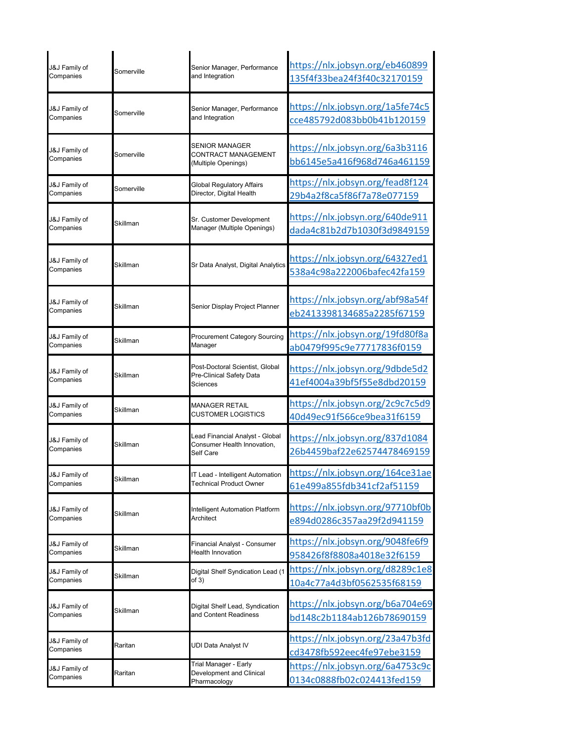| | | | |
|---|---|---|---|
| J&J Family of Companies | Somerville | Senior Manager, Performance and Integration | https://nlx.jobsyn.org/eb460899135f4f33bea24f3f40c32170159 |
| J&J Family of Companies | Somerville | Senior Manager, Performance and Integration | https://nlx.jobsyn.org/1a5fe74c5cce485792d083bb0b41b120159 |
| J&J Family of Companies | Somerville | SENIOR MANAGER CONTRACT MANAGEMENT (Multiple Openings) | https://nlx.jobsyn.org/6a3b3116bb6145e5a416f968d746a461159 |
| J&J Family of Companies | Somerville | Global Regulatory Affairs Director, Digital Health | https://nlx.jobsyn.org/fead8f12429b4a2f8ca5f86f7a78e077159 |
| J&J Family of Companies | Skillman | Sr. Customer Development Manager (Multiple Openings) | https://nlx.jobsyn.org/640de911dada4c81b2d7b1030f3d9849159 |
| J&J Family of Companies | Skillman | Sr Data Analyst, Digital Analytics | https://nlx.jobsyn.org/64327ed1538a4c98a222006bafec42fa159 |
| J&J Family of Companies | Skillman | Senior Display Project Planner | https://nlx.jobsyn.org/abf98a54feb2413398134685a2285f67159 |
| J&J Family of Companies | Skillman | Procurement Category Sourcing Manager | https://nlx.jobsyn.org/19fd80f8aab0479f995c9e77717836f0159 |
| J&J Family of Companies | Skillman | Post-Doctoral Scientist, Global Pre-Clinical Safety Data Sciences | https://nlx.jobsyn.org/9dbde5d241ef4004a39bf5f55e8dbd20159 |
| J&J Family of Companies | Skillman | MANAGER RETAIL CUSTOMER LOGISTICS | https://nlx.jobsyn.org/2c9c7c5d940d49ec91f566ce9bea31f6159 |
| J&J Family of Companies | Skillman | Lead Financial Analyst - Global Consumer Health Innovation, Self Care | https://nlx.jobsyn.org/837d108426b4459baf22e62574478469159 |
| J&J Family of Companies | Skillman | IT Lead - Intelligent Automation Technical Product Owner | https://nlx.jobsyn.org/164ce31ae61e499a855fdb341cf2af51159 |
| J&J Family of Companies | Skillman | Intelligent Automation Platform Architect | https://nlx.jobsyn.org/97710bf0be894d0286c357aa29f2d941159 |
| J&J Family of Companies | Skillman | Financial Analyst - Consumer Health Innovation | https://nlx.jobsyn.org/9048fe6f9958426f8f8808a4018e32f6159 |
| J&J Family of Companies | Skillman | Digital Shelf Syndication Lead (1 of 3) | https://nlx.jobsyn.org/d8289c1e810a4c77a4d3bf0562535f68159 |
| J&J Family of Companies | Skillman | Digital Shelf Lead, Syndication and Content Readiness | https://nlx.jobsyn.org/b6a704e69bd148c2b1184ab126b78690159 |
| J&J Family of Companies | Raritan | UDI Data Analyst IV | https://nlx.jobsyn.org/23a47b3fdcd3478fb592eec4fe97ebe3159 |
| J&J Family of Companies | Raritan | Trial Manager - Early Development and Clinical Pharmacology | https://nlx.jobsyn.org/6a4753c9c0134c0888fb02c024413fed159 |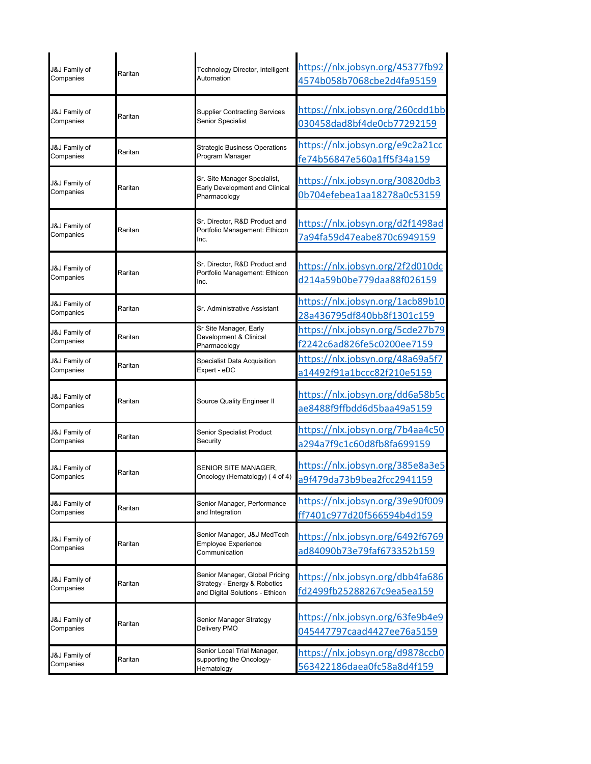| | | | |
|---|---|---|---|
| J&J Family of Companies | Raritan | Technology Director, Intelligent Automation | https://nlx.jobsyn.org/45377fb924574b058b7068cbe2d4fa95159 |
| J&J Family of Companies | Raritan | Supplier Contracting Services Senior Specialist | https://nlx.jobsyn.org/260cdd1bb030458dad8bf4de0cb77292159 |
| J&J Family of Companies | Raritan | Strategic Business Operations Program Manager | https://nlx.jobsyn.org/e9c2a21ccfe74b56847e560a1ff5f34a159 |
| J&J Family of Companies | Raritan | Sr. Site Manager Specialist, Early Development and Clinical Pharmacology | https://nlx.jobsyn.org/30820db30b704efebea1aa18278a0c53159 |
| J&J Family of Companies | Raritan | Sr. Director, R&D Product and Portfolio Management: Ethicon Inc. | https://nlx.jobsyn.org/d2f1498ad7a94fa59d47eabe870c6949159 |
| J&J Family of Companies | Raritan | Sr. Director, R&D Product and Portfolio Management: Ethicon Inc. | https://nlx.jobsyn.org/2f2d010dcd214a59b0be779daa88f026159 |
| J&J Family of Companies | Raritan | Sr. Administrative Assistant | https://nlx.jobsyn.org/1acb89b1028a436795df840bb8f1301c159 |
| J&J Family of Companies | Raritan | Sr Site Manager, Early Development & Clinical Pharmacology | https://nlx.jobsyn.org/5cde27b79f2242c6ad826fe5c0200ee7159 |
| J&J Family of Companies | Raritan | Specialist Data Acquisition Expert - eDC | https://nlx.jobsyn.org/48a69a5f7a14492f91a1bccc82f210e5159 |
| J&J Family of Companies | Raritan | Source Quality Engineer II | https://nlx.jobsyn.org/dd6a58b5cae8488f9ffbdd6d5baa49a5159 |
| J&J Family of Companies | Raritan | Senior Specialist Product Security | https://nlx.jobsyn.org/7b4aa4c50a294a7f9c1c60d8fb8fa699159 |
| J&J Family of Companies | Raritan | SENIOR SITE MANAGER, Oncology (Hematology) ( 4 of 4) | https://nlx.jobsyn.org/385e8a3e5a9f479da73b9bea2fcc2941159 |
| J&J Family of Companies | Raritan | Senior Manager, Performance and Integration | https://nlx.jobsyn.org/39e90f009ff7401c977d20f566594b4d159 |
| J&J Family of Companies | Raritan | Senior Manager, J&J MedTech Employee Experience Communication | https://nlx.jobsyn.org/6492f6769ad84090b73e79faf673352b159 |
| J&J Family of Companies | Raritan | Senior Manager, Global Pricing Strategy - Energy & Robotics and Digital Solutions - Ethicon | https://nlx.jobsyn.org/dbb4fa686fd2499fb25288267c9ea5ea159 |
| J&J Family of Companies | Raritan | Senior Manager Strategy Delivery PMO | https://nlx.jobsyn.org/63fe9b4e9045447797caad4427ee76a5159 |
| J&J Family of Companies | Raritan | Senior Local Trial Manager, supporting the Oncology-Hematology | https://nlx.jobsyn.org/d9878ccb0563422186daea0fc58a8d4f159 |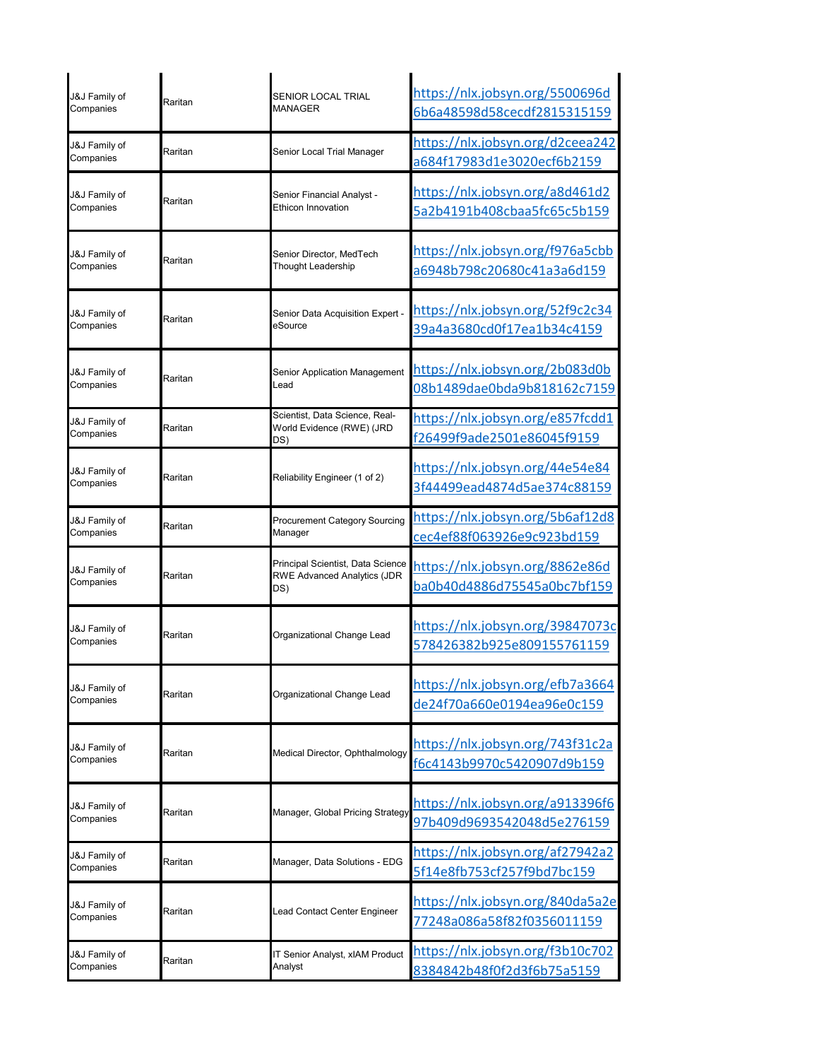| | | | |
|---|---|---|---|
| J&J Family of Companies | Raritan | SENIOR LOCAL TRIAL MANAGER | https://nlx.jobsyn.org/5500696d6b6a48598d58cecdf2815315159 |
| J&J Family of Companies | Raritan | Senior Local Trial Manager | https://nlx.jobsyn.org/d2ceea242a684f17983d1e3020ecf6b2159 |
| J&J Family of Companies | Raritan | Senior Financial Analyst - Ethicon Innovation | https://nlx.jobsyn.org/a8d461d25a2b4191b408cbaa5fc65c5b159 |
| J&J Family of Companies | Raritan | Senior Director, MedTech Thought Leadership | https://nlx.jobsyn.org/f976a5cbba6948b798c20680c41a3a6d159 |
| J&J Family of Companies | Raritan | Senior Data Acquisition Expert - eSource | https://nlx.jobsyn.org/52f9c2c3439a4a3680cd0f17ea1b34c4159 |
| J&J Family of Companies | Raritan | Senior Application Management Lead | https://nlx.jobsyn.org/2b083d0b08b1489dae0bda9b818162c7159 |
| J&J Family of Companies | Raritan | Scientist, Data Science, Real-World Evidence (RWE) (JRD DS) | https://nlx.jobsyn.org/e857fcdd1f26499f9ade2501e86045f9159 |
| J&J Family of Companies | Raritan | Reliability Engineer (1 of 2) | https://nlx.jobsyn.org/44e54e843f44499ead4874d5ae374c88159 |
| J&J Family of Companies | Raritan | Procurement Category Sourcing Manager | https://nlx.jobsyn.org/5b6af12d8cec4ef88f063926e9c923bd159 |
| J&J Family of Companies | Raritan | Principal Scientist, Data Science RWE Advanced Analytics (JDR DS) | https://nlx.jobsyn.org/8862e86dba0b40d4886d75545a0bc7bf159 |
| J&J Family of Companies | Raritan | Organizational Change Lead | https://nlx.jobsyn.org/39847073c578426382b925e809155761159 |
| J&J Family of Companies | Raritan | Organizational Change Lead | https://nlx.jobsyn.org/efb7a3664de24f70a660e0194ea96e0c159 |
| J&J Family of Companies | Raritan | Medical Director, Ophthalmology | https://nlx.jobsyn.org/743f31c2af6c4143b9970c5420907d9b159 |
| J&J Family of Companies | Raritan | Manager, Global Pricing Strategy | https://nlx.jobsyn.org/a913396f697b409d9693542048d5e276159 |
| J&J Family of Companies | Raritan | Manager, Data Solutions - EDG | https://nlx.jobsyn.org/af27942a25f14e8fb753cf257f9bd7bc159 |
| J&J Family of Companies | Raritan | Lead Contact Center Engineer | https://nlx.jobsyn.org/840da5a2e77248a086a58f82f0356011159 |
| J&J Family of Companies | Raritan | IT Senior Analyst, xIAM Product Analyst | https://nlx.jobsyn.org/f3b10c7028384842b48f0f2d3f6b75a5159 |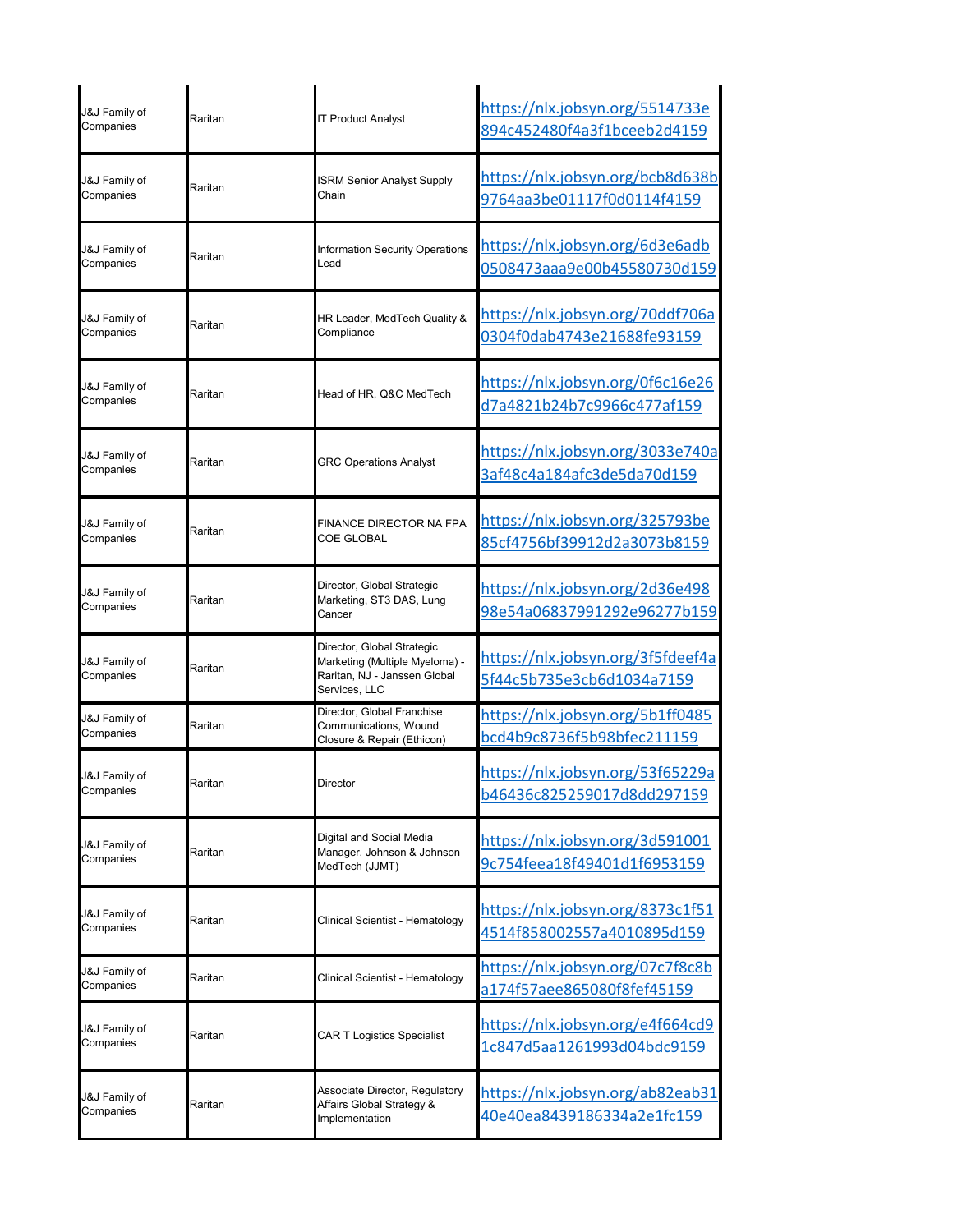| | | | |
|---|---|---|---|
| J&J Family of Companies | Raritan | IT Product Analyst | https://nlx.jobsyn.org/5514733e894c452480f4a3f1bceeb2d4159 |
| J&J Family of Companies | Raritan | ISRM Senior Analyst Supply Chain | https://nlx.jobsyn.org/bcb8d638b9764aa3be01117f0d0114f4159 |
| J&J Family of Companies | Raritan | Information Security Operations Lead | https://nlx.jobsyn.org/6d3e6adb0508473aaa9e00b45580730d159 |
| J&J Family of Companies | Raritan | HR Leader, MedTech Quality & Compliance | https://nlx.jobsyn.org/70ddf706a0304f0dab4743e21688fe93159 |
| J&J Family of Companies | Raritan | Head of HR, Q&C MedTech | https://nlx.jobsyn.org/0f6c16e26d7a4821b24b7c9966c477af159 |
| J&J Family of Companies | Raritan | GRC Operations Analyst | https://nlx.jobsyn.org/3033e740a3af48c4a184afc3de5da70d159 |
| J&J Family of Companies | Raritan | FINANCE DIRECTOR NA FPA COE GLOBAL | https://nlx.jobsyn.org/325793be85cf4756bf39912d2a3073b8159 |
| J&J Family of Companies | Raritan | Director, Global Strategic Marketing, ST3 DAS, Lung Cancer | https://nlx.jobsyn.org/2d36e49898e54a06837991292e96277b159 |
| J&J Family of Companies | Raritan | Director, Global Strategic Marketing (Multiple Myeloma) - Raritan, NJ - Janssen Global Services, LLC | https://nlx.jobsyn.org/3f5fdeef4a5f44c5b735e3cb6d1034a7159 |
| J&J Family of Companies | Raritan | Director, Global Franchise Communications, Wound Closure & Repair (Ethicon) | https://nlx.jobsyn.org/5b1ff0485bcd4b9c8736f5b98bfec211159 |
| J&J Family of Companies | Raritan | Director | https://nlx.jobsyn.org/53f65229ab46436c825259017d8dd297159 |
| J&J Family of Companies | Raritan | Digital and Social Media Manager, Johnson & Johnson MedTech (JJMT) | https://nlx.jobsyn.org/3d5910019c754feea18f49401d1f6953159 |
| J&J Family of Companies | Raritan | Clinical Scientist - Hematology | https://nlx.jobsyn.org/8373c1f514514f858002557a4010895d159 |
| J&J Family of Companies | Raritan | Clinical Scientist - Hematology | https://nlx.jobsyn.org/07c7f8c8ba174f57aee865080f8fef45159 |
| J&J Family of Companies | Raritan | CAR T Logistics Specialist | https://nlx.jobsyn.org/e4f664cd91c847d5aa1261993d04bdc9159 |
| J&J Family of Companies | Raritan | Associate Director, Regulatory Affairs Global Strategy & Implementation | https://nlx.jobsyn.org/ab82eab3140e40ea8439186334a2e1fc159 |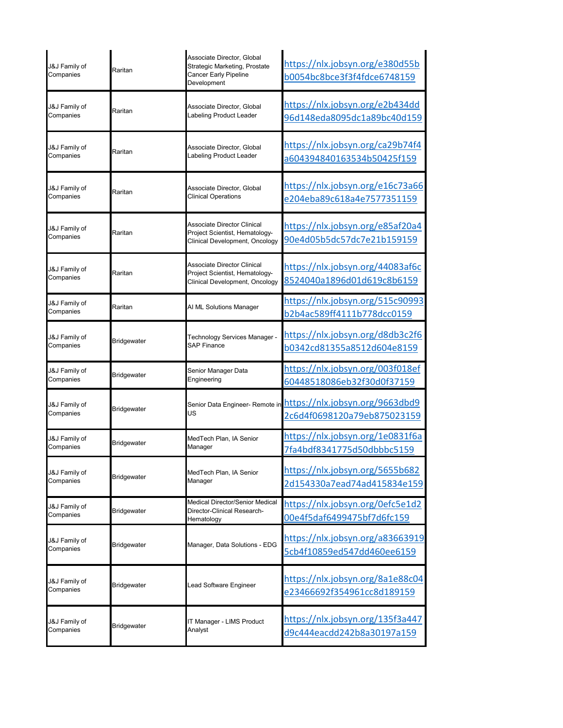| | | | |
|---|---|---|---|
| J&J Family of Companies | Raritan | Associate Director, Global Strategic Marketing, Prostate Cancer Early Pipeline Development | https://nlx.jobsyn.org/e380d55bb0054bc8bce3f3f4fdce6748159 |
| J&J Family of Companies | Raritan | Associate Director, Global Labeling Product Leader | https://nlx.jobsyn.org/e2b434dd96d148eda8095dc1a89bc40d159 |
| J&J Family of Companies | Raritan | Associate Director, Global Labeling Product Leader | https://nlx.jobsyn.org/ca29b74f4a604394840163534b50425f159 |
| J&J Family of Companies | Raritan | Associate Director, Global Clinical Operations | https://nlx.jobsyn.org/e16c73a66e204eba89c618a4e7577351159 |
| J&J Family of Companies | Raritan | Associate Director Clinical Project Scientist, Hematology-Clinical Development, Oncology | https://nlx.jobsyn.org/e85af20a490e4d05b5dc57dc7e21b159159 |
| J&J Family of Companies | Raritan | Associate Director Clinical Project Scientist, Hematology-Clinical Development, Oncology | https://nlx.jobsyn.org/44083af6c8524040a1896d01d619c8b6159 |
| J&J Family of Companies | Raritan | AI ML Solutions Manager | https://nlx.jobsyn.org/515c90993b2b4ac589ff4111b778dcc0159 |
| J&J Family of Companies | Bridgewater | Technology Services Manager - SAP Finance | https://nlx.jobsyn.org/d8db3c2f6b0342cd81355a8512d604e8159 |
| J&J Family of Companies | Bridgewater | Senior Manager Data Engineering | https://nlx.jobsyn.org/003f018ef60448518086eb32f30d0f37159 |
| J&J Family of Companies | Bridgewater | Senior Data Engineer- Remote in US | https://nlx.jobsyn.org/9663dbd92c6d4f0698120a79eb875023159 |
| J&J Family of Companies | Bridgewater | MedTech Plan, IA Senior Manager | https://nlx.jobsyn.org/1e0831f6a7fa4bdf8341775d50dbbbc5159 |
| J&J Family of Companies | Bridgewater | MedTech Plan, IA Senior Manager | https://nlx.jobsyn.org/5655b6822d154330a7ead74ad415834e159 |
| J&J Family of Companies | Bridgewater | Medical Director/Senior Medical Director-Clinical Research-Hematology | https://nlx.jobsyn.org/0efc5e1d200e4f5daf6499475bf7d6fc159 |
| J&J Family of Companies | Bridgewater | Manager, Data Solutions - EDG | https://nlx.jobsyn.org/a836639195cb4f10859ed547dd460ee6159 |
| J&J Family of Companies | Bridgewater | Lead Software Engineer | https://nlx.jobsyn.org/8a1e88c04e23466692f354961cc8d189159 |
| J&J Family of Companies | Bridgewater | IT Manager - LIMS Product Analyst | https://nlx.jobsyn.org/135f3a447d9c444eacdd242b8a30197a159 |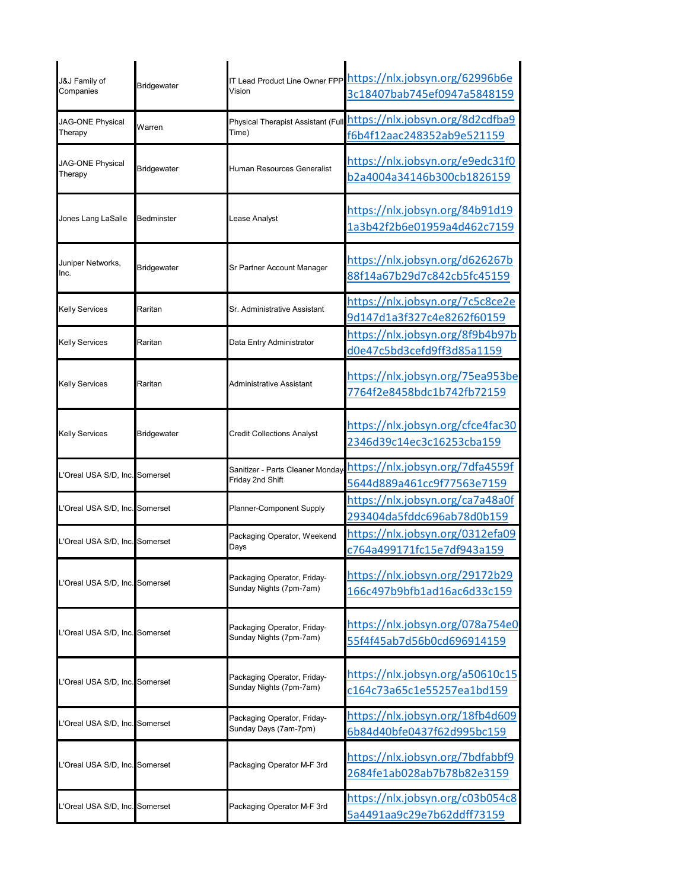| | | | |
|---|---|---|---|
| J&J Family of Companies | Bridgewater | IT Lead Product Line Owner FPP Vision | https://nlx.jobsyn.org/62996b6e3c18407bab745ef0947a5848159 |
| JAG-ONE Physical Therapy | Warren | Physical Therapist Assistant (Full Time) | https://nlx.jobsyn.org/8d2cdfba9f6b4f12aac248352ab9e521159 |
| JAG-ONE Physical Therapy | Bridgewater | Human Resources Generalist | https://nlx.jobsyn.org/e9edc31f0b2a4004a34146b300cb1826159 |
| Jones Lang LaSalle | Bedminster | Lease Analyst | https://nlx.jobsyn.org/84b91d191a3b42f2b6e01959a4d462c7159 |
| Juniper Networks, Inc. | Bridgewater | Sr Partner Account Manager | https://nlx.jobsyn.org/d626267b88f14a67b29d7c842cb5fc45159 |
| Kelly Services | Raritan | Sr. Administrative Assistant | https://nlx.jobsyn.org/7c5c8ce2e9d147d1a3f327c4e8262f60159 |
| Kelly Services | Raritan | Data Entry Administrator | https://nlx.jobsyn.org/8f9b4b97bd0e47c5bd3cefd9ff3d85a1159 |
| Kelly Services | Raritan | Administrative Assistant | https://nlx.jobsyn.org/75ea953be7764f2e8458bdc1b742fb72159 |
| Kelly Services | Bridgewater | Credit Collections Analyst | https://nlx.jobsyn.org/cfce4fac302346d39c14ec3c16253cba159 |
| L'Oreal USA S/D, Inc. | Somerset | Sanitizer - Parts Cleaner Monday-Friday 2nd Shift | https://nlx.jobsyn.org/7dfa4559f5644d889a461cc9f77563e7159 |
| L'Oreal USA S/D, Inc. | Somerset | Planner-Component Supply | https://nlx.jobsyn.org/ca7a48a0f293404da5fddc696ab78d0b159 |
| L'Oreal USA S/D, Inc. | Somerset | Packaging Operator, Weekend Days | https://nlx.jobsyn.org/0312efa09c764a499171fc15e7df943a159 |
| L'Oreal USA S/D, Inc. | Somerset | Packaging Operator, Friday-Sunday Nights (7pm-7am) | https://nlx.jobsyn.org/29172b29166c497b9bfb1ad16ac6d33c159 |
| L'Oreal USA S/D, Inc. | Somerset | Packaging Operator, Friday-Sunday Nights (7pm-7am) | https://nlx.jobsyn.org/078a754e055f4f45ab7d56b0cd696914159 |
| L'Oreal USA S/D, Inc. | Somerset | Packaging Operator, Friday-Sunday Nights (7pm-7am) | https://nlx.jobsyn.org/a50610c15c164c73a65c1e55257ea1bd159 |
| L'Oreal USA S/D, Inc. | Somerset | Packaging Operator, Friday-Sunday Days (7am-7pm) | https://nlx.jobsyn.org/18fb4d6096b84d40bfe0437f62d995bc159 |
| L'Oreal USA S/D, Inc. | Somerset | Packaging Operator M-F 3rd | https://nlx.jobsyn.org/7bdfabbf92684fe1ab028ab7b78b82e3159 |
| L'Oreal USA S/D, Inc. | Somerset | Packaging Operator M-F 3rd | https://nlx.jobsyn.org/c03b054c85a4491aa9c29e7b62ddff73159 |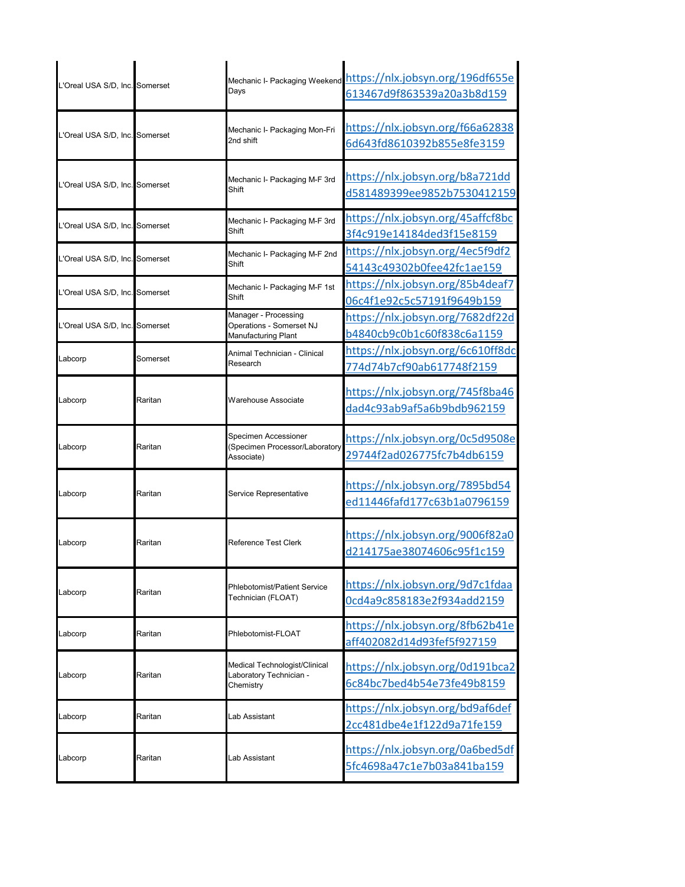| | | | |
|---|---|---|---|
| L'Oreal USA S/D, Inc. | Somerset | Mechanic I- Packaging Weekend Days | https://nlx.jobsyn.org/196df655e613467d9f863539a20a3b8d159 |
| L'Oreal USA S/D, Inc. | Somerset | Mechanic I- Packaging Mon-Fri 2nd shift | https://nlx.jobsyn.org/f66a628386d643fd8610392b855e8fe3159 |
| L'Oreal USA S/D, Inc. | Somerset | Mechanic I- Packaging M-F 3rd Shift | https://nlx.jobsyn.org/b8a721ddd581489399ee9852b7530412159 |
| L'Oreal USA S/D, Inc. | Somerset | Mechanic I- Packaging M-F 3rd Shift | https://nlx.jobsyn.org/45affcf8bc3f4c919e14184ded3f15e8159 |
| L'Oreal USA S/D, Inc. | Somerset | Mechanic I- Packaging M-F 2nd Shift | https://nlx.jobsyn.org/4ec5f9df254143c49302b0fee42fc1ae159 |
| L'Oreal USA S/D, Inc. | Somerset | Mechanic I- Packaging M-F 1st Shift | https://nlx.jobsyn.org/85b4deaf706c4f1e92c5c57191f9649b159 |
| L'Oreal USA S/D, Inc. | Somerset | Manager - Processing Operations - Somerset NJ Manufacturing Plant | https://nlx.jobsyn.org/7682df22db4840cb9c0b1c60f838c6a1159 |
| Labcorp | Somerset | Animal Technician - Clinical Research | https://nlx.jobsyn.org/6c610ff8dc774d74b7cf90ab617748f2159 |
| Labcorp | Raritan | Warehouse Associate | https://nlx.jobsyn.org/745f8ba46dad4c93ab9af5a6b9bdb962159 |
| Labcorp | Raritan | Specimen Accessioner (Specimen Processor/Laboratory Associate) | https://nlx.jobsyn.org/0c5d9508e29744f2ad026775fc7b4db6159 |
| Labcorp | Raritan | Service Representative | https://nlx.jobsyn.org/7895bd54ed11446fafd177c63b1a0796159 |
| Labcorp | Raritan | Reference Test Clerk | https://nlx.jobsyn.org/9006f82a0d214175ae38074606c95f1c159 |
| Labcorp | Raritan | Phlebotomist/Patient Service Technician (FLOAT) | https://nlx.jobsyn.org/9d7c1fdaa0cd4a9c858183e2f934add2159 |
| Labcorp | Raritan | Phlebotomist-FLOAT | https://nlx.jobsyn.org/8fb62b41eaff402082d14d93fef5f927159 |
| Labcorp | Raritan | Medical Technologist/Clinical Laboratory Technician - Chemistry | https://nlx.jobsyn.org/0d191bca26c84bc7bed4b54e73fe49b8159 |
| Labcorp | Raritan | Lab Assistant | https://nlx.jobsyn.org/bd9af6def2cc481dbe4e1f122d9a71fe159 |
| Labcorp | Raritan | Lab Assistant | https://nlx.jobsyn.org/0a6bed5df5fc4698a47c1e7b03a841ba159 |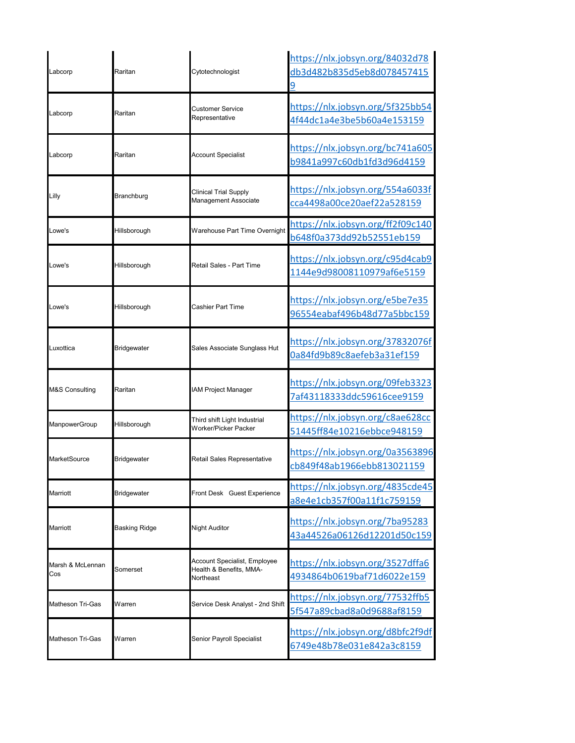| | | | |
|---|---|---|---|
| Labcorp | Raritan | Cytotechnologist | https://nlx.jobsyn.org/84032d78db3d482b835d5eb8d0784574159 |
| Labcorp | Raritan | Customer Service Representative | https://nlx.jobsyn.org/5f325bb544f44dc1a4e3be5b60a4e153159 |
| Labcorp | Raritan | Account Specialist | https://nlx.jobsyn.org/bc741a605b9841a997c60db1fd3d96d4159 |
| Lilly | Branchburg | Clinical Trial Supply Management Associate | https://nlx.jobsyn.org/554a6033fcca4498a00ce20aef22a528159 |
| Lowe's | Hillsborough | Warehouse Part Time Overnight | https://nlx.jobsyn.org/ff2f09c140b648f0a373dd92b52551eb159 |
| Lowe's | Hillsborough | Retail Sales - Part Time | https://nlx.jobsyn.org/c95d4cab91144e9d98008110979af6e5159 |
| Lowe's | Hillsborough | Cashier Part Time | https://nlx.jobsyn.org/e5be7e3596554eabaf496b48d77a5bbc159 |
| Luxottica | Bridgewater | Sales Associate Sunglass Hut | https://nlx.jobsyn.org/37832076f0a84fd9b89c8aefeb3a31ef159 |
| M&S Consulting | Raritan | IAM Project Manager | https://nlx.jobsyn.org/09feb33237af43118333ddc59616cee9159 |
| ManpowerGroup | Hillsborough | Third shift Light Industrial Worker/Picker Packer | https://nlx.jobsyn.org/c8ae628cc51445ff84e10216ebbce948159 |
| MarketSource | Bridgewater | Retail Sales Representative | https://nlx.jobsyn.org/0a3563896cb849f48ab1966ebb813021159 |
| Marriott | Bridgewater | Front Desk Guest Experience | https://nlx.jobsyn.org/4835cde45a8e4e1cb357f00a11f1c759159 |
| Marriott | Basking Ridge | Night Auditor | https://nlx.jobsyn.org/7ba9528343a44526a06126d12201d50c159 |
| Marsh & McLennan Cos | Somerset | Account Specialist, Employee Health & Benefits, MMA-Northeast | https://nlx.jobsyn.org/3527dffa64934864b0619baf71d6022e159 |
| Matheson Tri-Gas | Warren | Service Desk Analyst - 2nd Shift | https://nlx.jobsyn.org/77532ffb55f547a89cbad8a0d9688af8159 |
| Matheson Tri-Gas | Warren | Senior Payroll Specialist | https://nlx.jobsyn.org/d8bfc2f9df6749e48b78e031e842a3c8159 |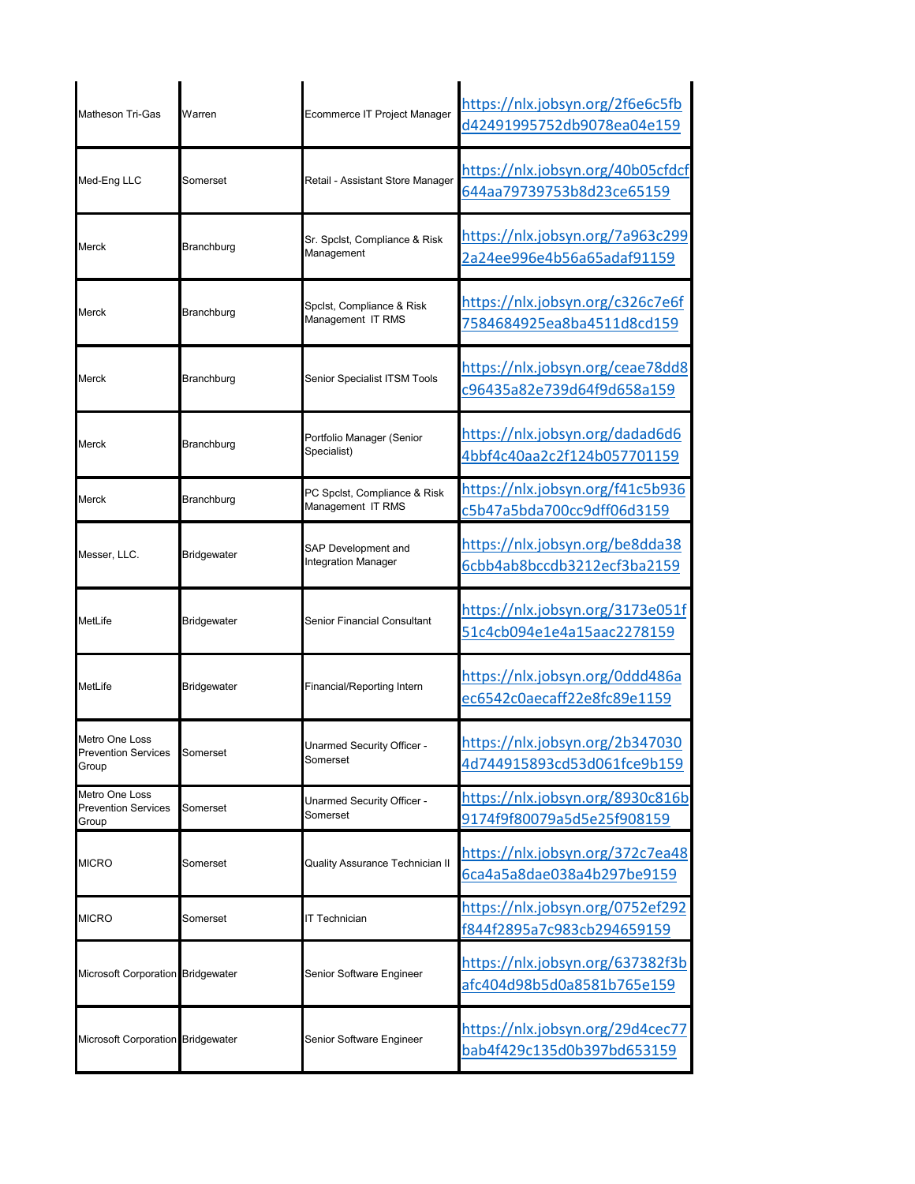| Matheson Tri-Gas | Warren | Ecommerce IT Project Manager | https://nlx.jobsyn.org/2f6e6c5fbd42491995752db9078ea04e159 |
|---|---|---|---|
| Med-Eng LLC | Somerset | Retail - Assistant Store Manager | https://nlx.jobsyn.org/40b05cfdcf644aa79739753b8d23ce65159 |
| Merck | Branchburg | Sr. Spclst, Compliance & Risk Management | https://nlx.jobsyn.org/7a963c2992a24ee996e4b56a65adaf91159 |
| Merck | Branchburg | Spclst, Compliance & Risk Management IT RMS | https://nlx.jobsyn.org/c326c7e6f7584684925ea8ba4511d8cd159 |
| Merck | Branchburg | Senior Specialist ITSM Tools | https://nlx.jobsyn.org/ceae78dd8c96435a82e739d64f9d658a159 |
| Merck | Branchburg | Portfolio Manager (Senior Specialist) | https://nlx.jobsyn.org/dadad6d64bbf4c40aa2c2f124b057701159 |
| Merck | Branchburg | PC Spclst, Compliance & Risk Management IT RMS | https://nlx.jobsyn.org/f41c5b936c5b47a5bda700cc9dff06d3159 |
| Messer, LLC. | Bridgewater | SAP Development and Integration Manager | https://nlx.jobsyn.org/be8dda386cbb4ab8bccdb3212ecf3ba2159 |
| MetLife | Bridgewater | Senior Financial Consultant | https://nlx.jobsyn.org/3173e051f51c4cb094e1e4a15aac2278159 |
| MetLife | Bridgewater | Financial/Reporting Intern | https://nlx.jobsyn.org/0ddd486aec6542c0aecaff22e8fc89e1159 |
| Metro One Loss Prevention Services Group | Somerset | Unarmed Security Officer - Somerset | https://nlx.jobsyn.org/2b3470304d744915893cd53d061fce9b159 |
| Metro One Loss Prevention Services Group | Somerset | Unarmed Security Officer - Somerset | https://nlx.jobsyn.org/8930c816b9174f9f80079a5d5e25f908159 |
| MICRO | Somerset | Quality Assurance Technician II | https://nlx.jobsyn.org/372c7ea486ca4a5a8dae038a4b297be9159 |
| MICRO | Somerset | IT Technician | https://nlx.jobsyn.org/0752ef292f844f2895a7c983cb294659159 |
| Microsoft Corporation | Bridgewater | Senior Software Engineer | https://nlx.jobsyn.org/637382f3bafc404d98b5d0a8581b765e159 |
| Microsoft Corporation | Bridgewater | Senior Software Engineer | https://nlx.jobsyn.org/29d4cec77bab4f429c135d0b397bd653159 |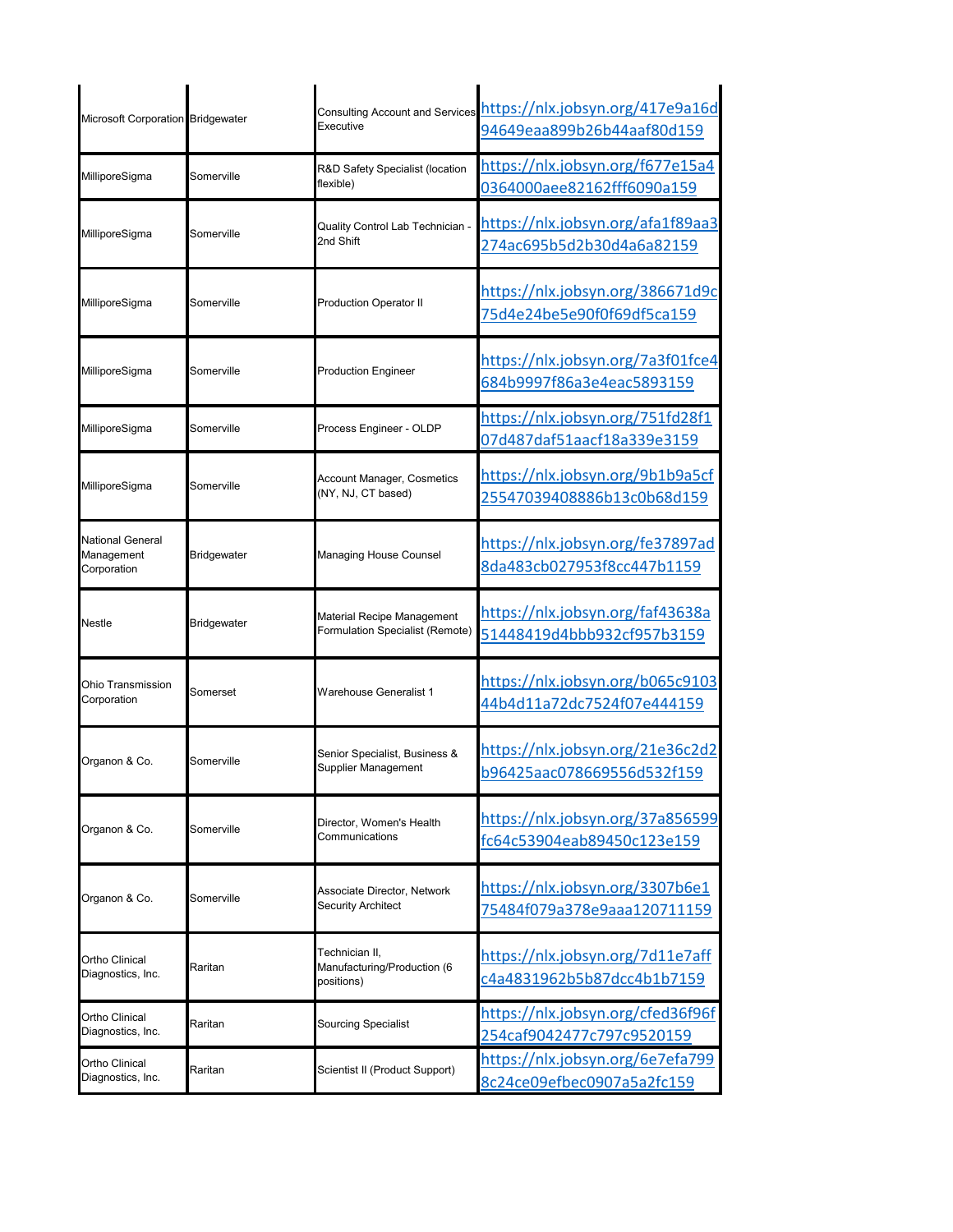| | | | |
|---|---|---|---|
| Microsoft Corporation | Bridgewater | Consulting Account and Services Executive | https://nlx.jobsyn.org/417e9a16d94649eaa899b26b44aaf80d159 |
| MilliporeSigma | Somerville | R&D Safety Specialist (location flexible) | https://nlx.jobsyn.org/f677e15a40364000aee82162fff6090a159 |
| MilliporeSigma | Somerville | Quality Control Lab Technician - 2nd Shift | https://nlx.jobsyn.org/afa1f89aa3274ac695b5d2b30d4a6a82159 |
| MilliporeSigma | Somerville | Production Operator II | https://nlx.jobsyn.org/386671d9c75d4e24be5e90f0f69df5ca159 |
| MilliporeSigma | Somerville | Production Engineer | https://nlx.jobsyn.org/7a3f01fce4684b9997f86a3e4eac5893159 |
| MilliporeSigma | Somerville | Process Engineer - OLDP | https://nlx.jobsyn.org/751fd28f107d487daf51aacf18a339e3159 |
| MilliporeSigma | Somerville | Account Manager, Cosmetics (NY, NJ, CT based) | https://nlx.jobsyn.org/9b1b9a5cf25547039408886b13c0b68d159 |
| National General Management Corporation | Bridgewater | Managing House Counsel | https://nlx.jobsyn.org/fe37897ad8da483cb027953f8cc447b1159 |
| Nestle | Bridgewater | Material Recipe Management Formulation Specialist (Remote) | https://nlx.jobsyn.org/faf43638a51448419d4bbb932cf957b3159 |
| Ohio Transmission Corporation | Somerset | Warehouse Generalist 1 | https://nlx.jobsyn.org/b065c910344b4d11a72dc7524f07e444159 |
| Organon & Co. | Somerville | Senior Specialist, Business & Supplier Management | https://nlx.jobsyn.org/21e36c2d2b96425aac078669556d532f159 |
| Organon & Co. | Somerville | Director, Women's Health Communications | https://nlx.jobsyn.org/37a856599fc64c53904eab89450c123e159 |
| Organon & Co. | Somerville | Associate Director, Network Security Architect | https://nlx.jobsyn.org/3307b6e175484f079a378e9aaa120711159 |
| Ortho Clinical Diagnostics, Inc. | Raritan | Technician II, Manufacturing/Production (6 positions) | https://nlx.jobsyn.org/7d11e7affc4a4831962b5b87dcc4b1b7159 |
| Ortho Clinical Diagnostics, Inc. | Raritan | Sourcing Specialist | https://nlx.jobsyn.org/cfed36f96f254caf9042477c797c9520159 |
| Ortho Clinical Diagnostics, Inc. | Raritan | Scientist II (Product Support) | https://nlx.jobsyn.org/6e7efa7998c24ce09efbec0907a5a2fc159 |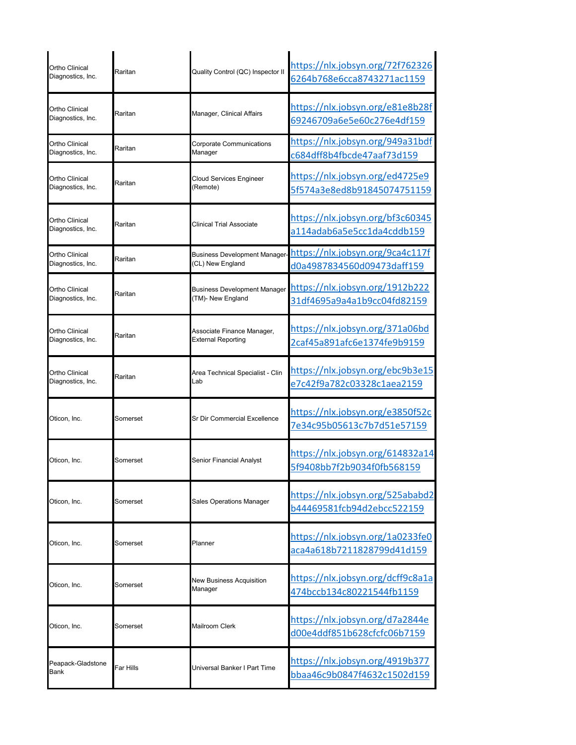| | | | |
|---|---|---|---|
| Ortho Clinical Diagnostics, Inc. | Raritan | Quality Control (QC) Inspector II | https://nlx.jobsyn.org/72f7623266264b768e6cca8743271ac1159 |
| Ortho Clinical Diagnostics, Inc. | Raritan | Manager, Clinical Affairs | https://nlx.jobsyn.org/e81e8b28f69246709a6e5e60c276e4df159 |
| Ortho Clinical Diagnostics, Inc. | Raritan | Corporate Communications Manager | https://nlx.jobsyn.org/949a31bdfc684dff8b4fbcde47aaf73d159 |
| Ortho Clinical Diagnostics, Inc. | Raritan | Cloud Services Engineer (Remote) | https://nlx.jobsyn.org/ed4725e95f574a3e8ed8b91845074751159 |
| Ortho Clinical Diagnostics, Inc. | Raritan | Clinical Trial Associate | https://nlx.jobsyn.org/bf3c60345a114adab6a5e5cc1da4cddb159 |
| Ortho Clinical Diagnostics, Inc. | Raritan | Business Development Manager-(CL) New England | https://nlx.jobsyn.org/9ca4c117fd0a4987834560d09473daff159 |
| Ortho Clinical Diagnostics, Inc. | Raritan | Business Development Manager (TM)- New England | https://nlx.jobsyn.org/1912b22231df4695a9a4a1b9cc04fd82159 |
| Ortho Clinical Diagnostics, Inc. | Raritan | Associate Finance Manager, External Reporting | https://nlx.jobsyn.org/371a06bd2caf45a891afc6e1374fe9b9159 |
| Ortho Clinical Diagnostics, Inc. | Raritan | Area Technical Specialist - Clin Lab | https://nlx.jobsyn.org/ebc9b3e15e7c42f9a782c03328c1aea2159 |
| Oticon, Inc. | Somerset | Sr Dir Commercial Excellence | https://nlx.jobsyn.org/e3850f52c7e34c95b05613c7b7d51e57159 |
| Oticon, Inc. | Somerset | Senior Financial Analyst | https://nlx.jobsyn.org/614832a145f9408bb7f2b9034f0fb568159 |
| Oticon, Inc. | Somerset | Sales Operations Manager | https://nlx.jobsyn.org/525ababd2b44469581fcb94d2ebcc522159 |
| Oticon, Inc. | Somerset | Planner | https://nlx.jobsyn.org/1a0233fe0aca4a618b7211828799d41d159 |
| Oticon, Inc. | Somerset | New Business Acquisition Manager | https://nlx.jobsyn.org/dcff9c8a1a474bccb134c80221544fb1159 |
| Oticon, Inc. | Somerset | Mailroom Clerk | https://nlx.jobsyn.org/d7a2844ed00e4ddf851b628cfcfc06b7159 |
| Peapack-Gladstone Bank | Far Hills | Universal Banker I Part Time | https://nlx.jobsyn.org/4919b377bbaa46c9b0847f4632c1502d159 |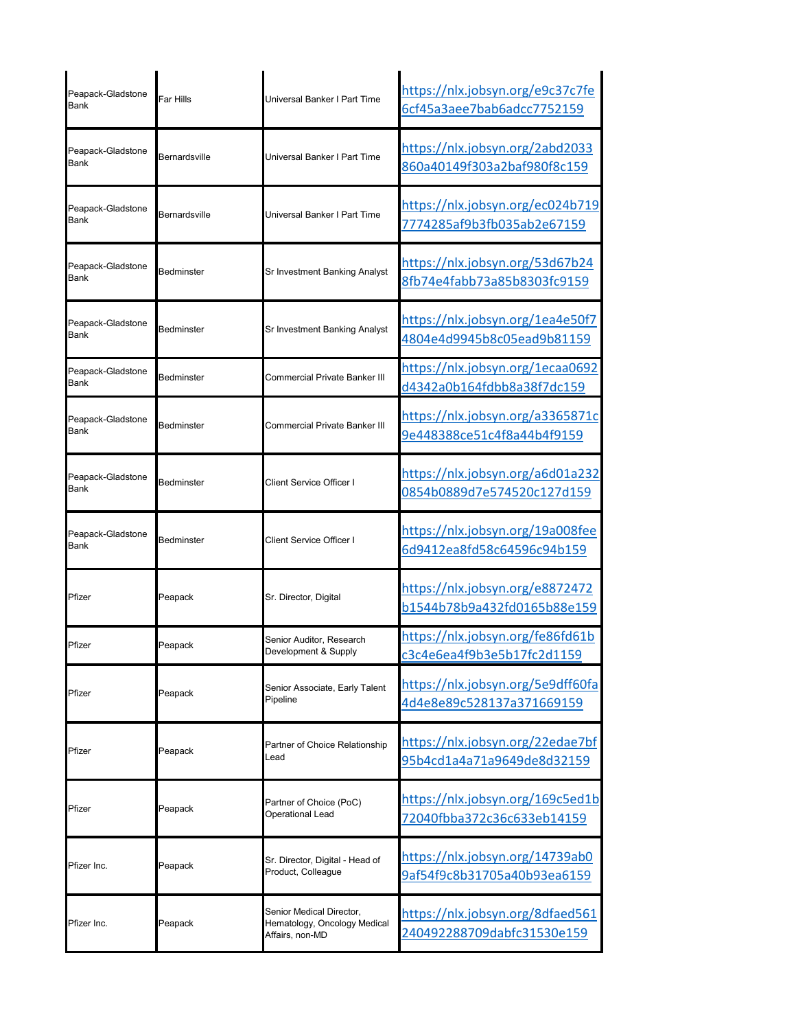| | | | |
|---|---|---|---|
| Peapack-Gladstone Bank | Far Hills | Universal Banker I Part Time | https://nlx.jobsyn.org/e9c37c7fe6cf45a3aee7bab6adcc7752159 |
| Peapack-Gladstone Bank | Bernardsville | Universal Banker I Part Time | https://nlx.jobsyn.org/2abd2033860a40149f303a2baf980f8c159 |
| Peapack-Gladstone Bank | Bernardsville | Universal Banker I Part Time | https://nlx.jobsyn.org/ec024b7197774285af9b3fb035ab2e67159 |
| Peapack-Gladstone Bank | Bedminster | Sr Investment Banking Analyst | https://nlx.jobsyn.org/53d67b248fb74e4fabb73a85b8303fc9159 |
| Peapack-Gladstone Bank | Bedminster | Sr Investment Banking Analyst | https://nlx.jobsyn.org/1ea4e50f74804e4d9945b8c05ead9b81159 |
| Peapack-Gladstone Bank | Bedminster | Commercial Private Banker III | https://nlx.jobsyn.org/1ecaa0692d4342a0b164fdbb8a38f7dc159 |
| Peapack-Gladstone Bank | Bedminster | Commercial Private Banker III | https://nlx.jobsyn.org/a3365871c9e448388ce51c4f8a44b4f9159 |
| Peapack-Gladstone Bank | Bedminster | Client Service Officer I | https://nlx.jobsyn.org/a6d01a2320854b0889d7e574520c127d159 |
| Peapack-Gladstone Bank | Bedminster | Client Service Officer I | https://nlx.jobsyn.org/19a008fee6d9412ea8fd58c64596c94b159 |
| Pfizer | Peapack | Sr. Director, Digital | https://nlx.jobsyn.org/e8872472b1544b78b9a432fd0165b88e159 |
| Pfizer | Peapack | Senior Auditor, Research Development & Supply | https://nlx.jobsyn.org/fe86fd61bc3c4e6ea4f9b3e5b17fc2d1159 |
| Pfizer | Peapack | Senior Associate, Early Talent Pipeline | https://nlx.jobsyn.org/5e9dff60fa4d4e8e89c528137a371669159 |
| Pfizer | Peapack | Partner of Choice Relationship Lead | https://nlx.jobsyn.org/22edae7bf95b4cd1a4a71a9649de8d32159 |
| Pfizer | Peapack | Partner of Choice (PoC) Operational Lead | https://nlx.jobsyn.org/169c5ed1b72040fbba372c36c633eb14159 |
| Pfizer Inc. | Peapack | Sr. Director, Digital - Head of Product, Colleague | https://nlx.jobsyn.org/14739ab09af54f9c8b31705a40b93ea6159 |
| Pfizer Inc. | Peapack | Senior Medical Director, Hematology, Oncology Medical Affairs, non-MD | https://nlx.jobsyn.org/8dfaed561240492288709dabfc31530e159 |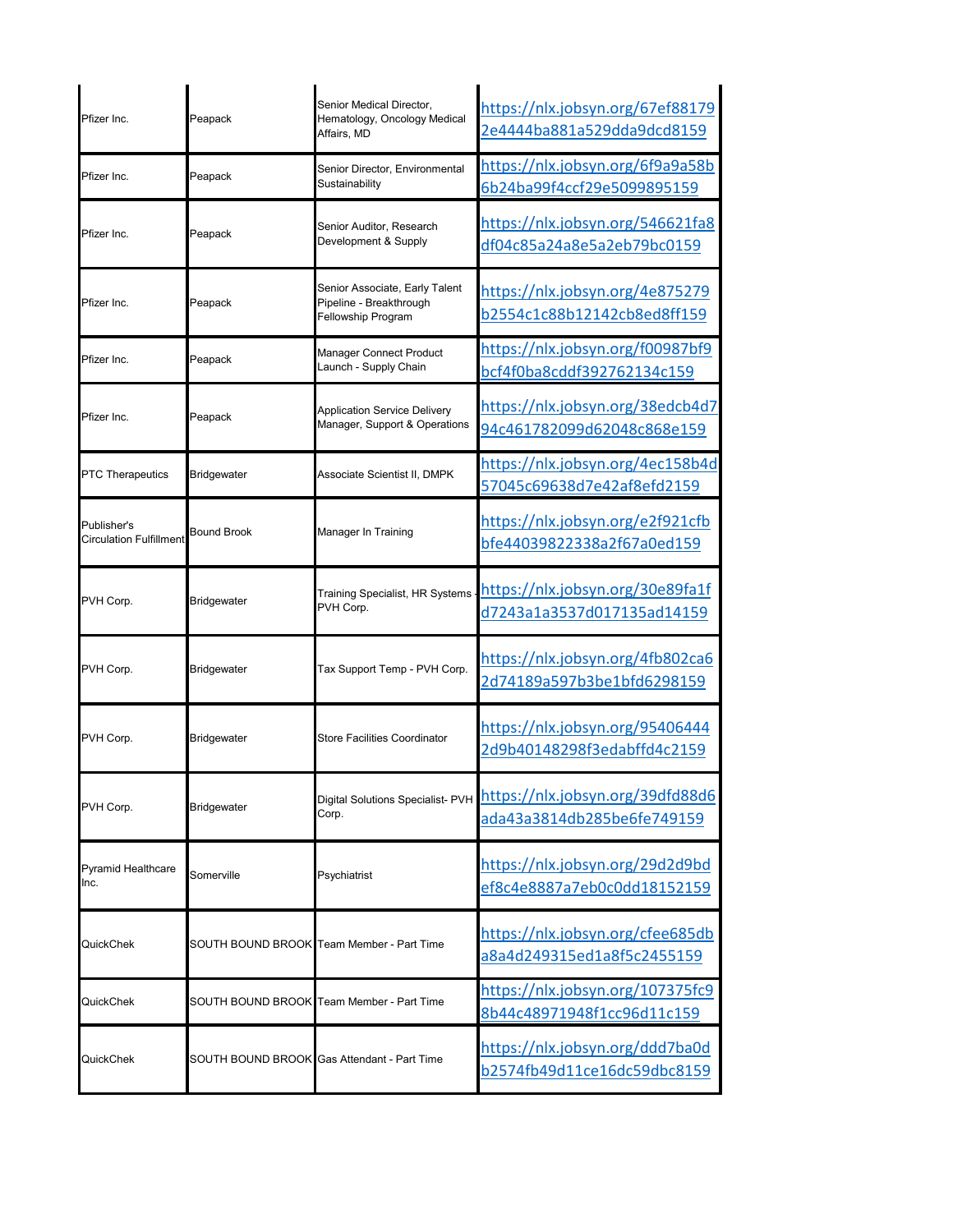| | | | |
|---|---|---|---|
| Pfizer Inc. | Peapack | Senior Medical Director, Hematology, Oncology Medical Affairs, MD | https://nlx.jobsyn.org/67ef881792e4444ba881a529dda9dcd8159 |
| Pfizer Inc. | Peapack | Senior Director, Environmental Sustainability | https://nlx.jobsyn.org/6f9a9a58b6b24ba99f4ccf29e5099895159 |
| Pfizer Inc. | Peapack | Senior Auditor, Research Development & Supply | https://nlx.jobsyn.org/546621fa8df04c85a24a8e5a2eb79bc0159 |
| Pfizer Inc. | Peapack | Senior Associate, Early Talent Pipeline - Breakthrough Fellowship Program | https://nlx.jobsyn.org/4e875279b2554c1c88b12142cb8ed8ff159 |
| Pfizer Inc. | Peapack | Manager Connect Product Launch - Supply Chain | https://nlx.jobsyn.org/f00987bf9bcf4f0ba8cddf392762134c159 |
| Pfizer Inc. | Peapack | Application Service Delivery Manager, Support & Operations | https://nlx.jobsyn.org/38edcb4d794c461782099d62048c868e159 |
| PTC Therapeutics | Bridgewater | Associate Scientist II, DMPK | https://nlx.jobsyn.org/4ec158b4d57045c69638d7e42af8efd2159 |
| Publisher's Circulation Fulfillment | Bound Brook | Manager In Training | https://nlx.jobsyn.org/e2f921cfbbfe44039822338a2f67a0ed159 |
| PVH Corp. | Bridgewater | Training Specialist, HR Systems - PVH Corp. | https://nlx.jobsyn.org/30e89fa1fd7243a1a3537d017135ad14159 |
| PVH Corp. | Bridgewater | Tax Support Temp - PVH Corp. | https://nlx.jobsyn.org/4fb802ca62d74189a597b3be1bfd6298159 |
| PVH Corp. | Bridgewater | Store Facilities Coordinator | https://nlx.jobsyn.org/954064442d9b40148298f3edabffd4c2159 |
| PVH Corp. | Bridgewater | Digital Solutions Specialist- PVH Corp. | https://nlx.jobsyn.org/39dfd88d6ada43a3814db285be6fe749159 |
| Pyramid Healthcare Inc. | Somerville | Psychiatrist | https://nlx.jobsyn.org/29d2d9bdef8c4e8887a7eb0c0dd18152159 |
| QuickChek | SOUTH BOUND BROOK | Team Member - Part Time | https://nlx.jobsyn.org/cfee685dba8a4d249315ed1a8f5c2455159 |
| QuickChek | SOUTH BOUND BROOK | Team Member - Part Time | https://nlx.jobsyn.org/107375fc98b44c48971948f1cc96d11c159 |
| QuickChek | SOUTH BOUND BROOK | Gas Attendant - Part Time | https://nlx.jobsyn.org/ddd7ba0db2574fb49d11ce16dc59dbc8159 |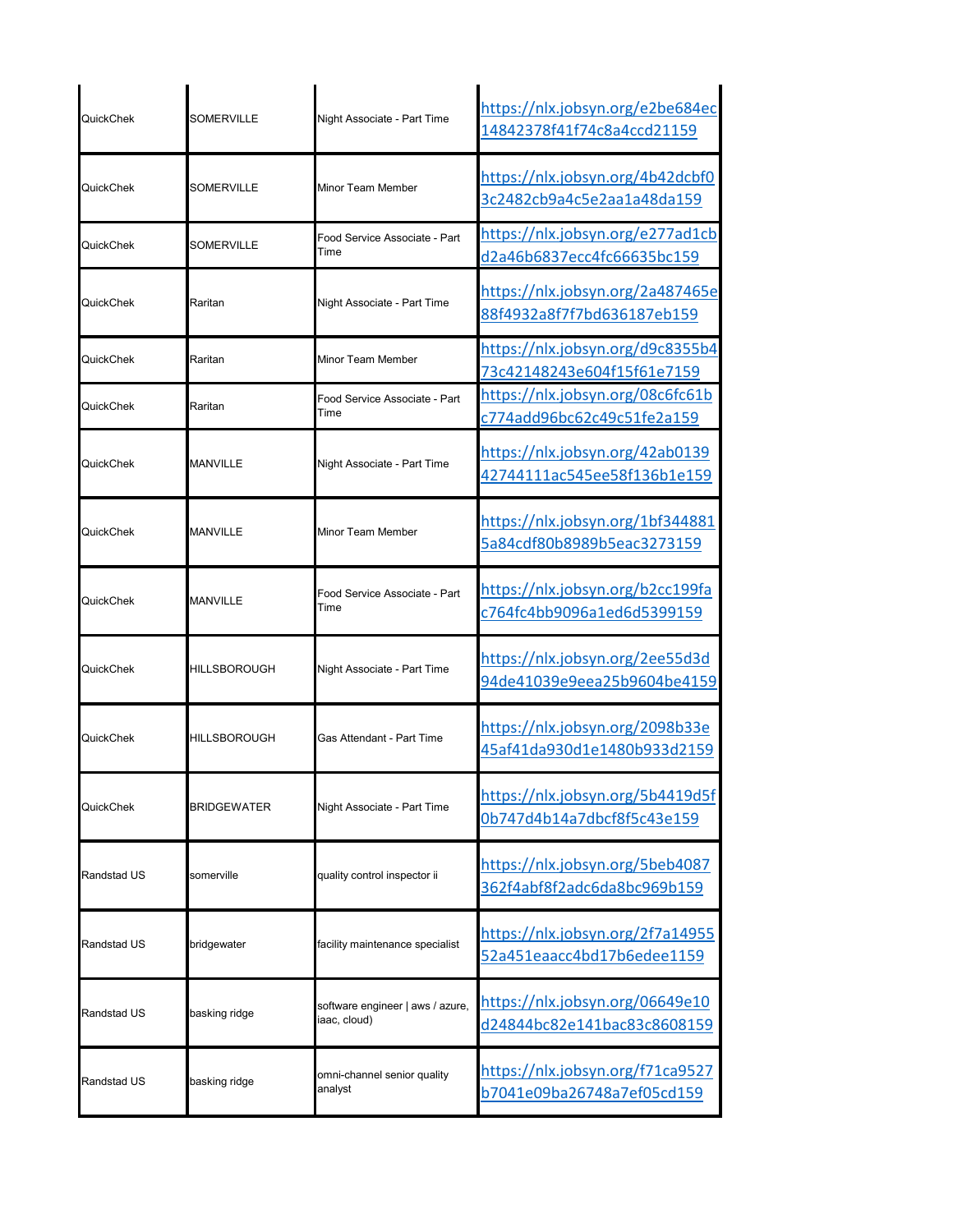| | | | |
|---|---|---|---|
| QuickChek | SOMERVILLE | Night Associate - Part Time | https://nlx.jobsyn.org/e2be684ec14842378f41f74c8a4ccd21159 |
| QuickChek | SOMERVILLE | Minor Team Member | https://nlx.jobsyn.org/4b42dcbf03c2482cb9a4c5e2aa1a48da159 |
| QuickChek | SOMERVILLE | Food Service Associate - Part Time | https://nlx.jobsyn.org/e277ad1cbd2a46b6837ecc4fc66635bc159 |
| QuickChek | Raritan | Night Associate - Part Time | https://nlx.jobsyn.org/2a487465e88f4932a8f7f7bd636187eb159 |
| QuickChek | Raritan | Minor Team Member | https://nlx.jobsyn.org/d9c8355b473c42148243e604f15f61e7159 |
| QuickChek | Raritan | Food Service Associate - Part Time | https://nlx.jobsyn.org/08c6fc61bc774add96bc62c49c51fe2a159 |
| QuickChek | MANVILLE | Night Associate - Part Time | https://nlx.jobsyn.org/42ab013942744111ac545ee58f136b1e159 |
| QuickChek | MANVILLE | Minor Team Member | https://nlx.jobsyn.org/1bf3448815a84cdf80b8989b5eac3273159 |
| QuickChek | MANVILLE | Food Service Associate - Part Time | https://nlx.jobsyn.org/b2cc199fac764fc4bb9096a1ed6d5399159 |
| QuickChek | HILLSBOROUGH | Night Associate - Part Time | https://nlx.jobsyn.org/2ee55d3d94de41039e9eea25b9604be4159 |
| QuickChek | HILLSBOROUGH | Gas Attendant - Part Time | https://nlx.jobsyn.org/2098b33e45af41da930d1e1480b933d2159 |
| QuickChek | BRIDGEWATER | Night Associate - Part Time | https://nlx.jobsyn.org/5b4419d5f0b747d4b14a7dbcf8f5c43e159 |
| Randstad US | somerville | quality control inspector ii | https://nlx.jobsyn.org/5beb4087362f4abf8f2adc6da8bc969b159 |
| Randstad US | bridgewater | facility maintenance specialist | https://nlx.jobsyn.org/2f7a1495552a451eaacc4bd17b6edee1159 |
| Randstad US | basking ridge | software engineer \| aws / azure, iaac, cloud) | https://nlx.jobsyn.org/06649e10d24844bc82e141bac83c8608159 |
| Randstad US | basking ridge | omni-channel senior quality analyst | https://nlx.jobsyn.org/f71ca9527b7041e09ba26748a7ef05cd159 |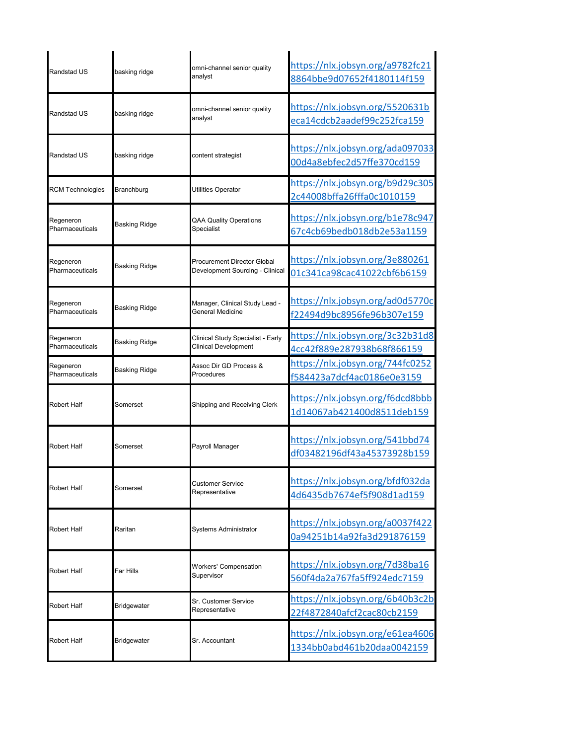| | | | |
|---|---|---|---|
| Randstad US | basking ridge | omni-channel senior quality analyst | https://nlx.jobsyn.org/a9782fc218864bbe9d07652f4180114f159 |
| Randstad US | basking ridge | omni-channel senior quality analyst | https://nlx.jobsyn.org/5520631beca14cdcb2aadef99c252fca159 |
| Randstad US | basking ridge | content strategist | https://nlx.jobsyn.org/ada09703300d4a8ebfec2d57ffe370cd159 |
| RCM Technologies | Branchburg | Utilities Operator | https://nlx.jobsyn.org/b9d29c3052c44008bffa26fffa0c1010159 |
| Regeneron Pharmaceuticals | Basking Ridge | QAA Quality Operations Specialist | https://nlx.jobsyn.org/b1e78c94767c4cb69bedb018db2e53a1159 |
| Regeneron Pharmaceuticals | Basking Ridge | Procurement Director Global Development Sourcing - Clinical | https://nlx.jobsyn.org/3e88026101c341ca98cac41022cbf6b6159 |
| Regeneron Pharmaceuticals | Basking Ridge | Manager, Clinical Study Lead - General Medicine | https://nlx.jobsyn.org/ad0d5770cf22494d9bc8956fe96b307e159 |
| Regeneron Pharmaceuticals | Basking Ridge | Clinical Study Specialist - Early Clinical Development | https://nlx.jobsyn.org/3c32b31d84cc42f889e287938b68f866159 |
| Regeneron Pharmaceuticals | Basking Ridge | Assoc Dir GD Process & Procedures | https://nlx.jobsyn.org/744fc0252f584423a7dcf4ac0186e0e3159 |
| Robert Half | Somerset | Shipping and Receiving Clerk | https://nlx.jobsyn.org/f6dcd8bbb1d14067ab421400d8511deb159 |
| Robert Half | Somerset | Payroll Manager | https://nlx.jobsyn.org/541bbd74df03482196df43a45373928b159 |
| Robert Half | Somerset | Customer Service Representative | https://nlx.jobsyn.org/bfdf032da4d6435db7674ef5f908d1ad159 |
| Robert Half | Raritan | Systems Administrator | https://nlx.jobsyn.org/a0037f4220a94251b14a92fa3d291876159 |
| Robert Half | Far Hills | Workers' Compensation Supervisor | https://nlx.jobsyn.org/7d38ba16560f4da2a767fa5ff924edc7159 |
| Robert Half | Bridgewater | Sr. Customer Service Representative | https://nlx.jobsyn.org/6b40b3c2b22f4872840afcf2cac80cb2159 |
| Robert Half | Bridgewater | Sr. Accountant | https://nlx.jobsyn.org/e61ea46061334bb0abd461b20daa0042159 |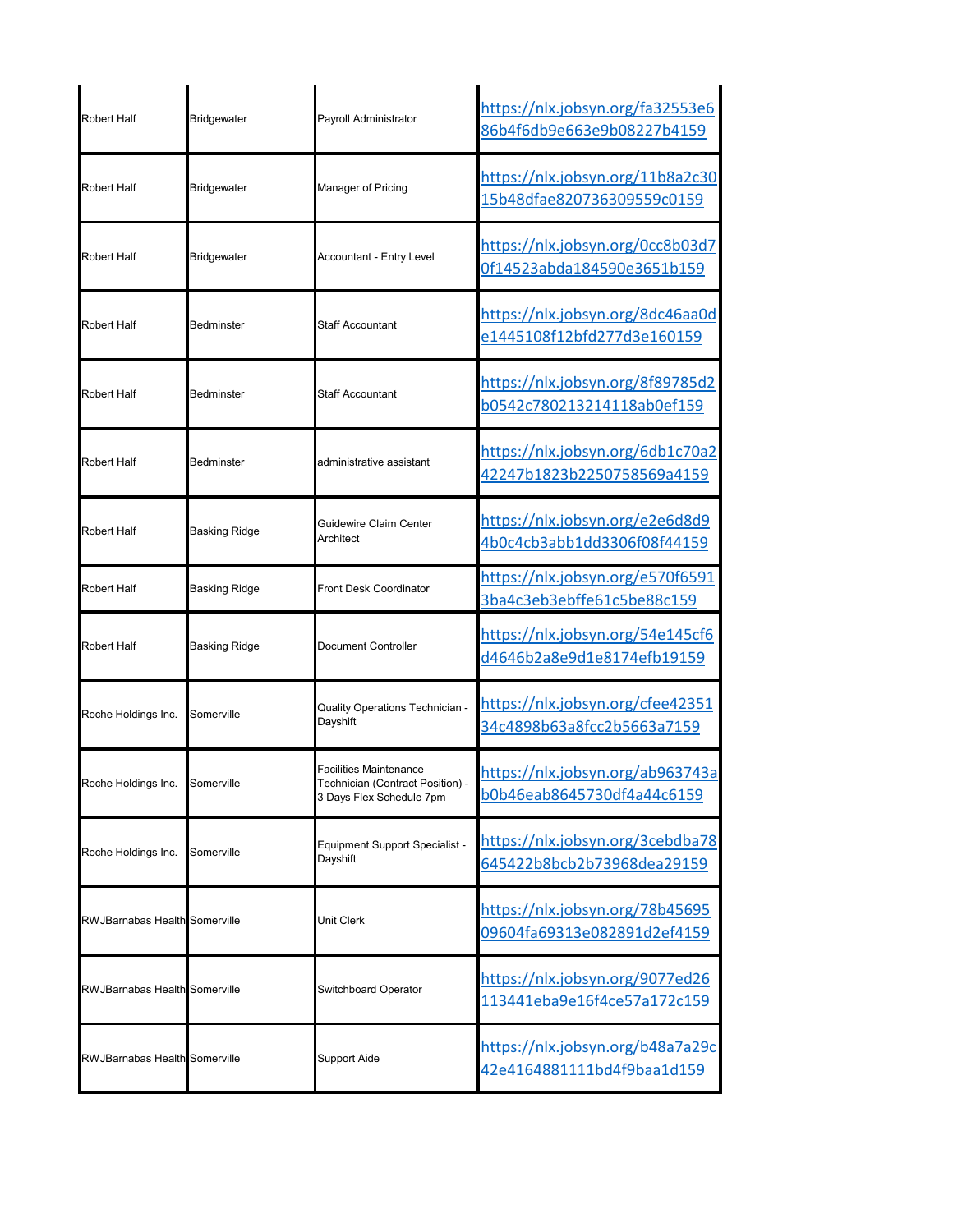| | | | |
|---|---|---|---|
| Robert Half | Bridgewater | Payroll Administrator | https://nlx.jobsyn.org/fa32553e686b4f6db9e663e9b08227b4159 |
| Robert Half | Bridgewater | Manager of Pricing | https://nlx.jobsyn.org/11b8a2c3015b48dfae820736309559c0159 |
| Robert Half | Bridgewater | Accountant - Entry Level | https://nlx.jobsyn.org/0cc8b03d70f14523abda184590e3651b159 |
| Robert Half | Bedminster | Staff Accountant | https://nlx.jobsyn.org/8dc46aa0de1445108f12bfd277d3e160159 |
| Robert Half | Bedminster | Staff Accountant | https://nlx.jobsyn.org/8f89785d2b0542c780213214118ab0ef159 |
| Robert Half | Bedminster | administrative assistant | https://nlx.jobsyn.org/6db1c70a242247b1823b2250758569a4159 |
| Robert Half | Basking Ridge | Guidewire Claim Center Architect | https://nlx.jobsyn.org/e2e6d8d94b0c4cb3abb1dd3306f08f44159 |
| Robert Half | Basking Ridge | Front Desk Coordinator | https://nlx.jobsyn.org/e570f65913ba4c3eb3ebffe61c5be88c159 |
| Robert Half | Basking Ridge | Document Controller | https://nlx.jobsyn.org/54e145cf6d4646b2a8e9d1e8174efb19159 |
| Roche Holdings Inc. | Somerville | Quality Operations Technician - Dayshift | https://nlx.jobsyn.org/cfee4235134c4898b63a8fcc2b5663a7159 |
| Roche Holdings Inc. | Somerville | Facilities Maintenance Technician (Contract Position) - 3 Days Flex Schedule 7pm | https://nlx.jobsyn.org/ab963743ab0b46eab8645730df4a44c6159 |
| Roche Holdings Inc. | Somerville | Equipment Support Specialist - Dayshift | https://nlx.jobsyn.org/3cebdba78645422b8bcb2b73968dea29159 |
| RWJBarnabas Health | Somerville | Unit Clerk | https://nlx.jobsyn.org/78b4569509604fa69313e082891d2ef4159 |
| RWJBarnabas Health | Somerville | Switchboard Operator | https://nlx.jobsyn.org/9077ed26113441eba9e16f4ce57a172c159 |
| RWJBarnabas Health | Somerville | Support Aide | https://nlx.jobsyn.org/b48a7a29c42e4164881111bd4f9baa1d159 |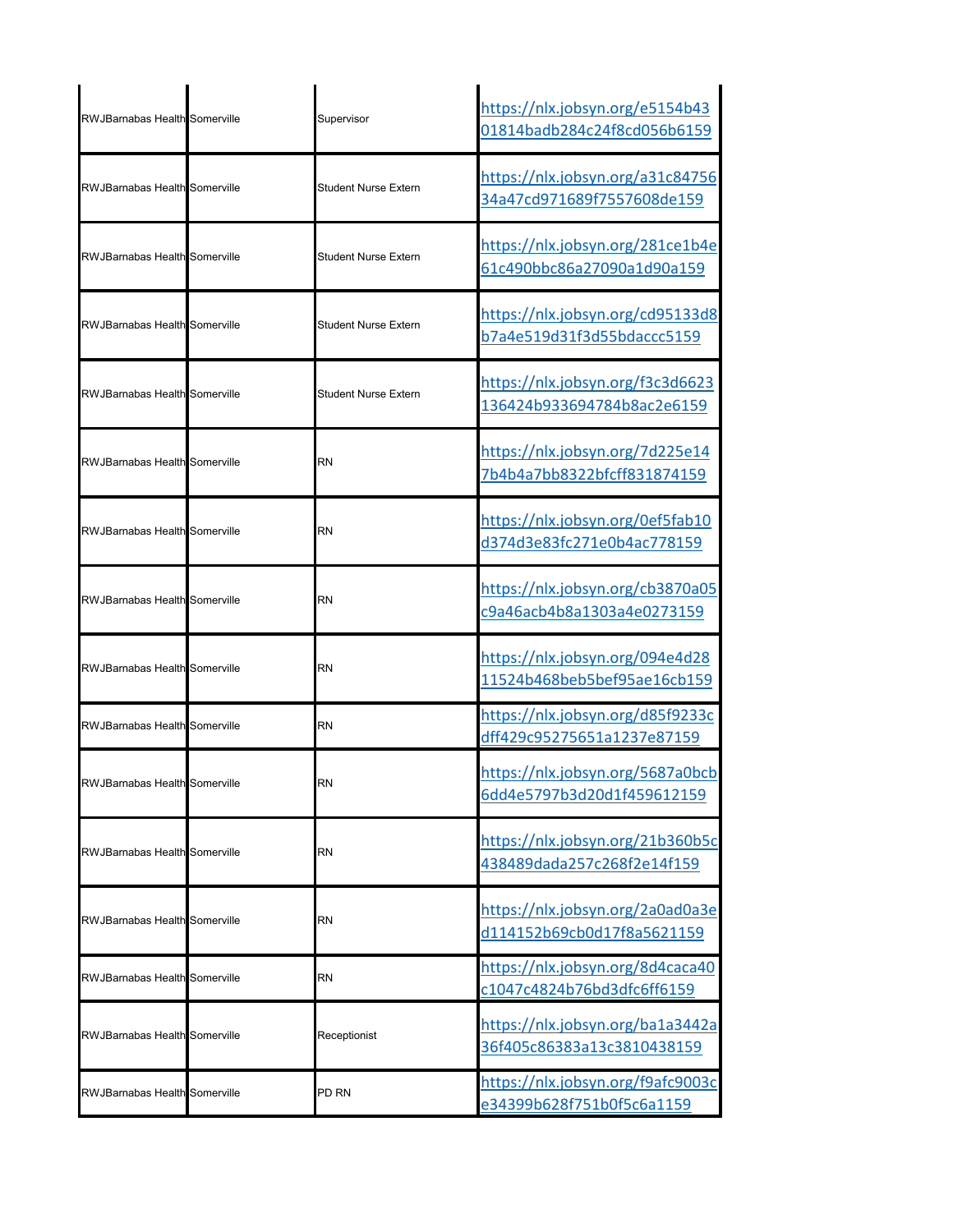| | | | |
|---|---|---|---|
| RWJBarnabas Health | Somerville | Supervisor | https://nlx.jobsyn.org/e5154b4301814badb284c24f8cd056b6159 |
| RWJBarnabas Health | Somerville | Student Nurse Extern | https://nlx.jobsyn.org/a31c8475634a47cd971689f7557608de159 |
| RWJBarnabas Health | Somerville | Student Nurse Extern | https://nlx.jobsyn.org/281ce1b4e61c490bbc86a27090a1d90a159 |
| RWJBarnabas Health | Somerville | Student Nurse Extern | https://nlx.jobsyn.org/cd95133d8b7a4e519d31f3d55bdaccc5159 |
| RWJBarnabas Health | Somerville | Student Nurse Extern | https://nlx.jobsyn.org/f3c3d6623136424b933694784b8ac2e6159 |
| RWJBarnabas Health | Somerville | RN | https://nlx.jobsyn.org/7d225e147b4b4a7bb8322bfcff831874159 |
| RWJBarnabas Health | Somerville | RN | https://nlx.jobsyn.org/0ef5fab10d374d3e83fc271e0b4ac778159 |
| RWJBarnabas Health | Somerville | RN | https://nlx.jobsyn.org/cb3870a05c9a46acb4b8a1303a4e0273159 |
| RWJBarnabas Health | Somerville | RN | https://nlx.jobsyn.org/094e4d2811524b468beb5bef95ae16cb159 |
| RWJBarnabas Health | Somerville | RN | https://nlx.jobsyn.org/d85f9233cdff429c95275651a1237e87159 |
| RWJBarnabas Health | Somerville | RN | https://nlx.jobsyn.org/5687a0bcb6dd4e5797b3d20d1f459612159 |
| RWJBarnabas Health | Somerville | RN | https://nlx.jobsyn.org/21b360b5c438489dada257c268f2e14f159 |
| RWJBarnabas Health | Somerville | RN | https://nlx.jobsyn.org/2a0ad0a3ed114152b69cb0d17f8a5621159 |
| RWJBarnabas Health | Somerville | RN | https://nlx.jobsyn.org/8d4caca40c1047c4824b76bd3dfc6ff6159 |
| RWJBarnabas Health | Somerville | Receptionist | https://nlx.jobsyn.org/ba1a3442a36f405c86383a13c3810438159 |
| RWJBarnabas Health | Somerville | PD RN | https://nlx.jobsyn.org/f9afc9003ce34399b628f751b0f5c6a1159 |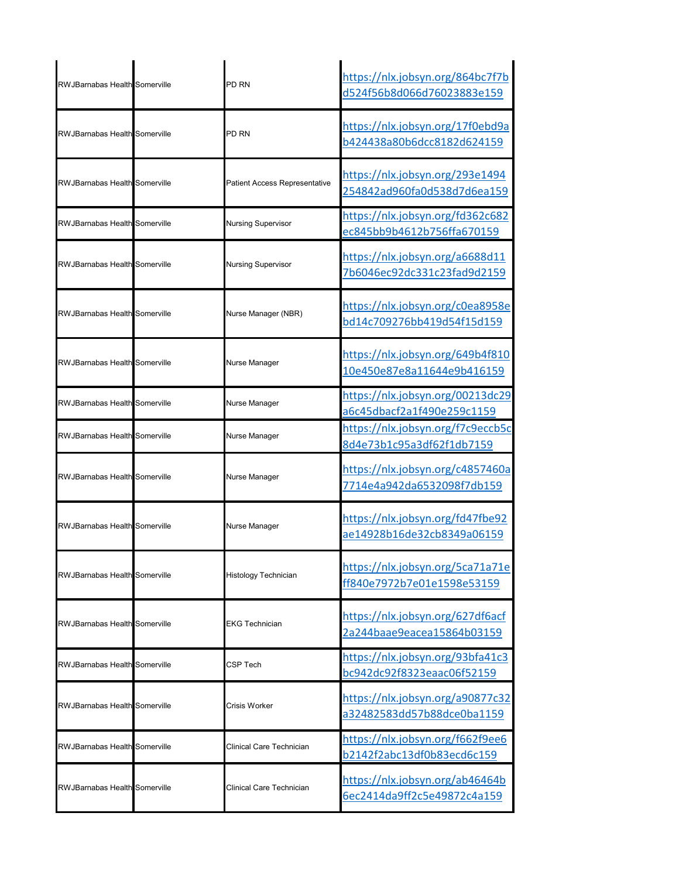| | | | |
|---|---|---|---|
| RWJBarnabas Health | Somerville | PD RN | https://nlx.jobsyn.org/864bc7f7bd524f56b8d066d76023883e159 |
| RWJBarnabas Health | Somerville | PD RN | https://nlx.jobsyn.org/17f0ebd9ab424438a80b6dcc8182d624159 |
| RWJBarnabas Health | Somerville | Patient Access Representative | https://nlx.jobsyn.org/293e1494254842ad960fa0d538d7d6ea159 |
| RWJBarnabas Health | Somerville | Nursing Supervisor | https://nlx.jobsyn.org/fd362c682ec845bb9b4612b756ffa670159 |
| RWJBarnabas Health | Somerville | Nursing Supervisor | https://nlx.jobsyn.org/a6688d117b6046ec92dc331c23fad9d2159 |
| RWJBarnabas Health | Somerville | Nurse Manager (NBR) | https://nlx.jobsyn.org/c0ea8958ebd14c709276bb419d54f15d159 |
| RWJBarnabas Health | Somerville | Nurse Manager | https://nlx.jobsyn.org/649b4f81010e450e87e8a11644e9b416159 |
| RWJBarnabas Health | Somerville | Nurse Manager | https://nlx.jobsyn.org/00213dc29a6c45dbacf2a1f490e259c1159 |
| RWJBarnabas Health | Somerville | Nurse Manager | https://nlx.jobsyn.org/f7c9eccb5c8d4e73b1c95a3df62f1db7159 |
| RWJBarnabas Health | Somerville | Nurse Manager | https://nlx.jobsyn.org/c4857460a7714e4a942da6532098f7db159 |
| RWJBarnabas Health | Somerville | Nurse Manager | https://nlx.jobsyn.org/fd47fbe92ae14928b16de32cb8349a06159 |
| RWJBarnabas Health | Somerville | Histology Technician | https://nlx.jobsyn.org/5ca71a71eff840e7972b7e01e1598e53159 |
| RWJBarnabas Health | Somerville | EKG Technician | https://nlx.jobsyn.org/627df6acf2a244baae9eacea15864b03159 |
| RWJBarnabas Health | Somerville | CSP Tech | https://nlx.jobsyn.org/93bfa41c3bc942dc92f8323eaac06f52159 |
| RWJBarnabas Health | Somerville | Crisis Worker | https://nlx.jobsyn.org/a90877c32a32482583dd57b88dce0ba1159 |
| RWJBarnabas Health | Somerville | Clinical Care Technician | https://nlx.jobsyn.org/f662f9ee6b2142f2abc13df0b83ecd6c159 |
| RWJBarnabas Health | Somerville | Clinical Care Technician | https://nlx.jobsyn.org/ab46464b6ec2414da9ff2c5e49872c4a159 |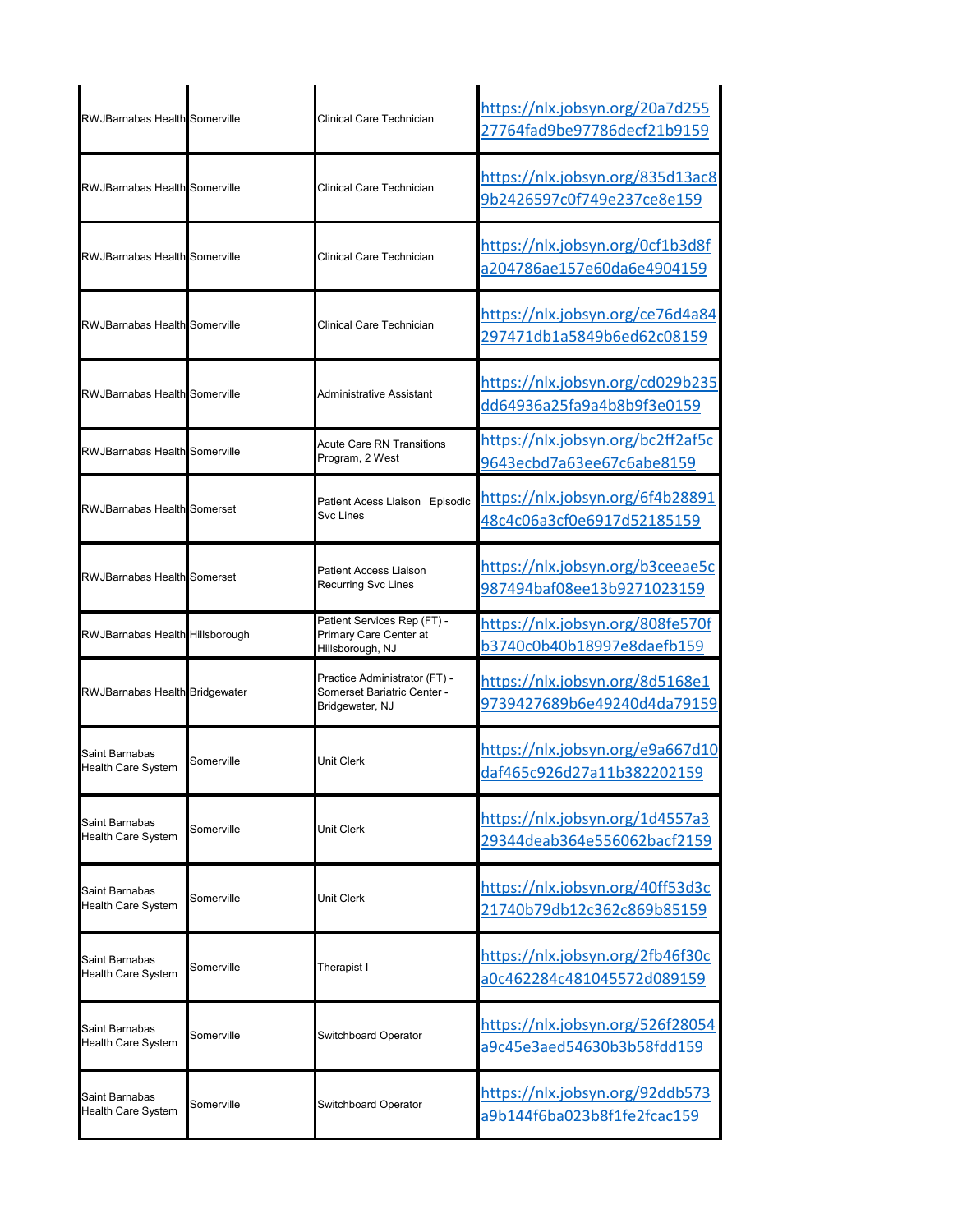| | | | |
|---|---|---|---|
| RWJBarnabas Health | Somerville | Clinical Care Technician | https://nlx.jobsyn.org/20a7d25527764fad9be97786decf21b9159 |
| RWJBarnabas Health | Somerville | Clinical Care Technician | https://nlx.jobsyn.org/835d13ac89b2426597c0f749e237ce8e159 |
| RWJBarnabas Health | Somerville | Clinical Care Technician | https://nlx.jobsyn.org/0cf1b3d8fa204786ae157e60da6e4904159 |
| RWJBarnabas Health | Somerville | Clinical Care Technician | https://nlx.jobsyn.org/ce76d4a84297471db1a5849b6ed62c08159 |
| RWJBarnabas Health | Somerville | Administrative Assistant | https://nlx.jobsyn.org/cd029b235dd64936a25fa9a4b8b9f3e0159 |
| RWJBarnabas Health | Somerville | Acute Care RN Transitions Program, 2 West | https://nlx.jobsyn.org/bc2ff2af5c9643ecbd7a63ee67c6abe8159 |
| RWJBarnabas Health | Somerset | Patient Acess Liaison Episodic Svc Lines | https://nlx.jobsyn.org/6f4b2889148c4c06a3cf0e6917d52185159 |
| RWJBarnabas Health | Somerset | Patient Access Liaison Recurring Svc Lines | https://nlx.jobsyn.org/b3ceeae5c987494baf08ee13b9271023159 |
| RWJBarnabas Health | Hillsborough | Patient Services Rep (FT) - Primary Care Center at Hillsborough, NJ | https://nlx.jobsyn.org/808fe570fb3740c0b40b18997e8daefb159 |
| RWJBarnabas Health | Bridgewater | Practice Administrator (FT) - Somerset Bariatric Center - Bridgewater, NJ | https://nlx.jobsyn.org/8d5168e19739427689b6e49240d4da79159 |
| Saint Barnabas Health Care System | Somerville | Unit Clerk | https://nlx.jobsyn.org/e9a667d10daf465c926d27a11b382202159 |
| Saint Barnabas Health Care System | Somerville | Unit Clerk | https://nlx.jobsyn.org/1d4557a329344deab364e556062bacf2159 |
| Saint Barnabas Health Care System | Somerville | Unit Clerk | https://nlx.jobsyn.org/40ff53d3c21740b79db12c362c869b85159 |
| Saint Barnabas Health Care System | Somerville | Therapist I | https://nlx.jobsyn.org/2fb46f30ca0c462284c481045572d089159 |
| Saint Barnabas Health Care System | Somerville | Switchboard Operator | https://nlx.jobsyn.org/526f28054a9c45e3aed54630b3b58fdd159 |
| Saint Barnabas Health Care System | Somerville | Switchboard Operator | https://nlx.jobsyn.org/92ddb573a9b144f6ba023b8f1fe2fcac159 |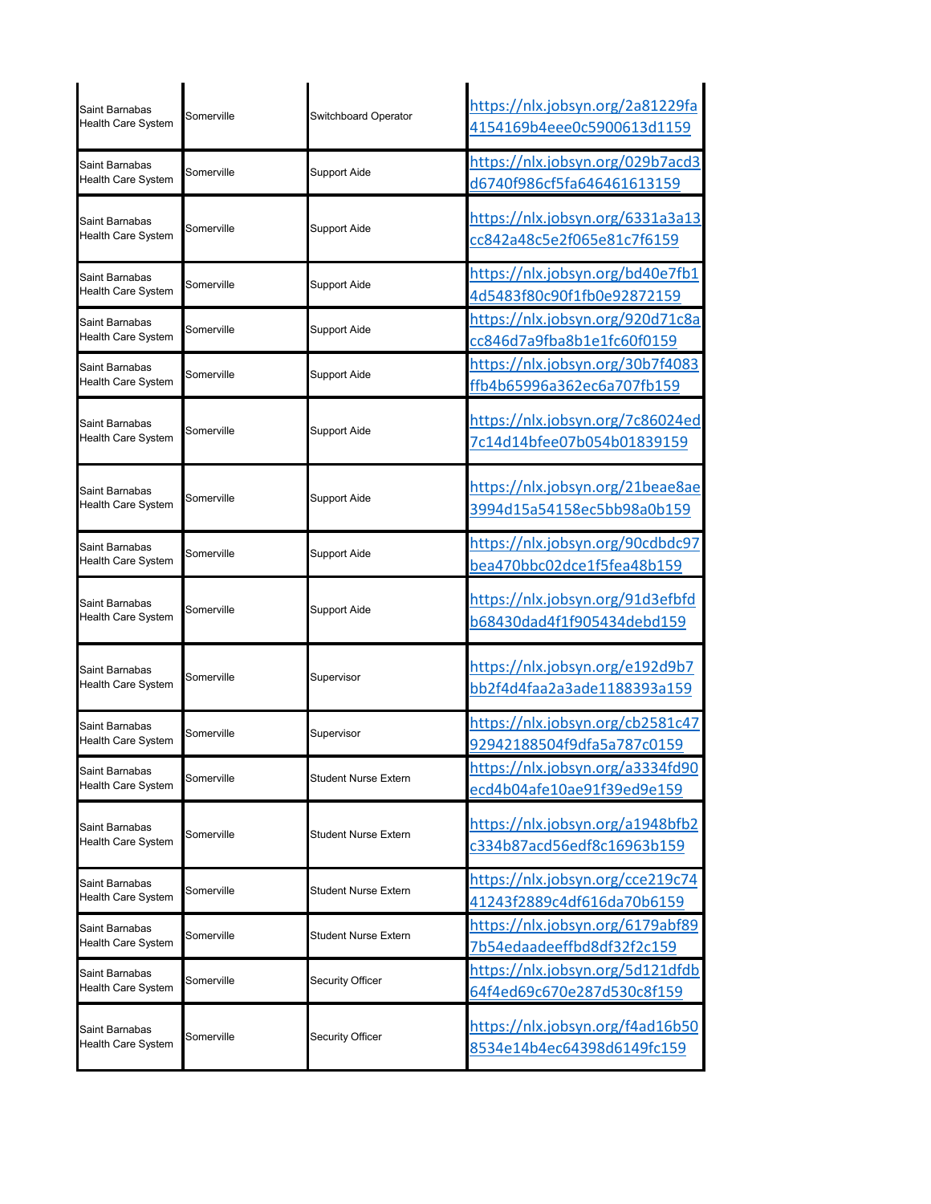| | | | |
|---|---|---|---|
| Saint Barnabas Health Care System | Somerville | Switchboard Operator | https://nlx.jobsyn.org/2a81229fa4154169b4eee0c5900613d1159 |
| Saint Barnabas Health Care System | Somerville | Support Aide | https://nlx.jobsyn.org/029b7acd3d6740f986cf5fa646461613159 |
| Saint Barnabas Health Care System | Somerville | Support Aide | https://nlx.jobsyn.org/6331a3a13cc842a48c5e2f065e81c7f6159 |
| Saint Barnabas Health Care System | Somerville | Support Aide | https://nlx.jobsyn.org/bd40e7fb14d5483f80c90f1fb0e92872159 |
| Saint Barnabas Health Care System | Somerville | Support Aide | https://nlx.jobsyn.org/920d71c8acc846d7a9fba8b1e1fc60f0159 |
| Saint Barnabas Health Care System | Somerville | Support Aide | https://nlx.jobsyn.org/30b7f4083ffb4b65996a362ec6a707fb159 |
| Saint Barnabas Health Care System | Somerville | Support Aide | https://nlx.jobsyn.org/7c86024ed7c14d14bfee07b054b01839159 |
| Saint Barnabas Health Care System | Somerville | Support Aide | https://nlx.jobsyn.org/21beae8ae3994d15a54158ec5bb98a0b159 |
| Saint Barnabas Health Care System | Somerville | Support Aide | https://nlx.jobsyn.org/90cdbdc97bea470bbc02dce1f5fea48b159 |
| Saint Barnabas Health Care System | Somerville | Support Aide | https://nlx.jobsyn.org/91d3efbfdb68430dad4f1f905434debd159 |
| Saint Barnabas Health Care System | Somerville | Supervisor | https://nlx.jobsyn.org/e192d9b7bb2f4d4faa2a3ade1188393a159 |
| Saint Barnabas Health Care System | Somerville | Supervisor | https://nlx.jobsyn.org/cb2581c4792942188504f9dfa5a787c0159 |
| Saint Barnabas Health Care System | Somerville | Student Nurse Extern | https://nlx.jobsyn.org/a3334fd90ecd4b04afe10ae10f39ed9e159 |
| Saint Barnabas Health Care System | Somerville | Student Nurse Extern | https://nlx.jobsyn.org/a1948bfb2c334b87acd56edf8c16963b159 |
| Saint Barnabas Health Care System | Somerville | Student Nurse Extern | https://nlx.jobsyn.org/cce219c7441243f2889c4df616da70b6159 |
| Saint Barnabas Health Care System | Somerville | Student Nurse Extern | https://nlx.jobsyn.org/6179abf897b54edaadeeffbd8df32f2c159 |
| Saint Barnabas Health Care System | Somerville | Security Officer | https://nlx.jobsyn.org/5d121dfdb64f4ed69c670e287d530c8f159 |
| Saint Barnabas Health Care System | Somerville | Security Officer | https://nlx.jobsyn.org/f4ad16b508534e14b4ec64398d6149fc159 |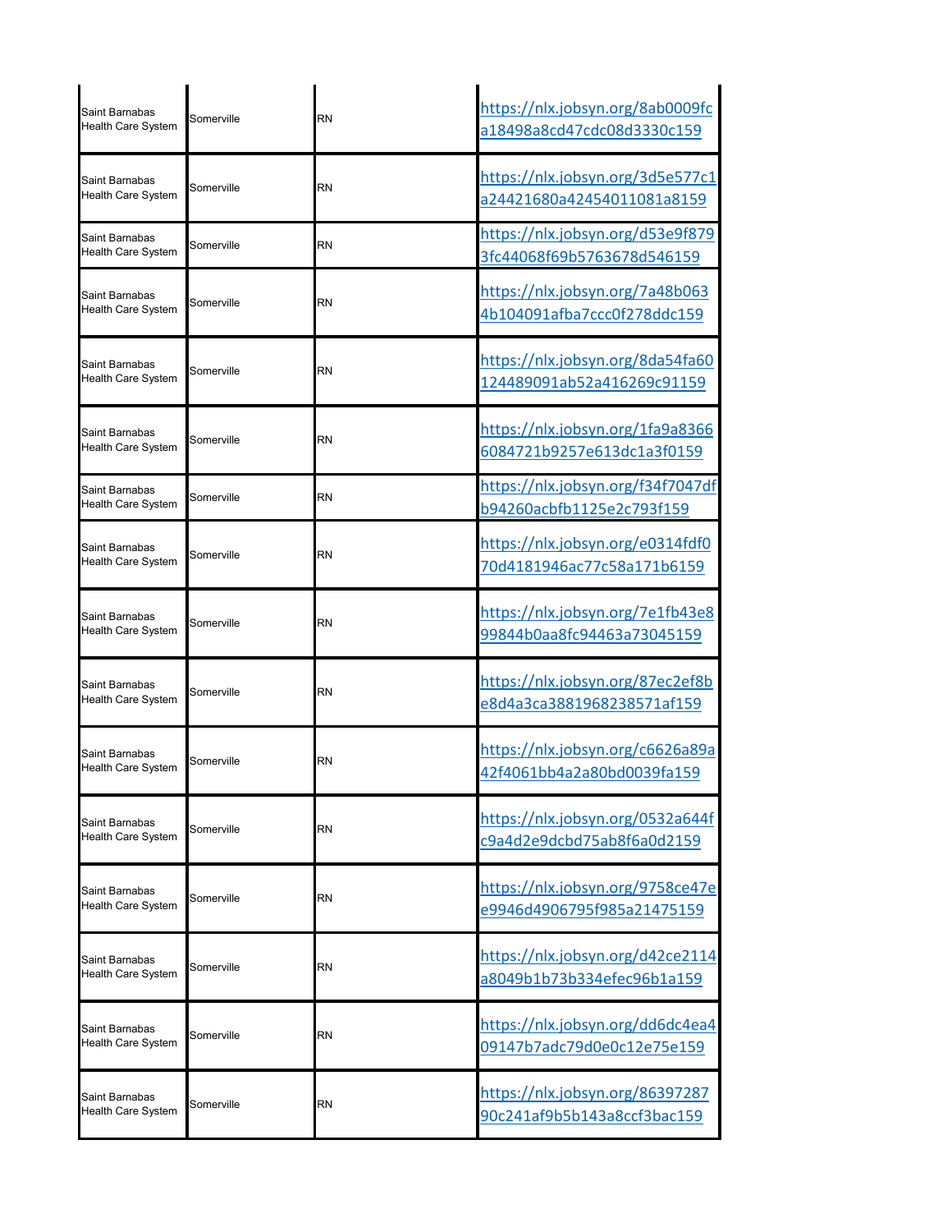| | | | |
|---|---|---|---|
| Saint Barnabas Health Care System | Somerville | RN | https://nlx.jobsyn.org/8ab0009fca18498a8cd47cdc08d3330c159 |
| Saint Barnabas Health Care System | Somerville | RN | https://nlx.jobsyn.org/3d5e577c1a24421680a42454011081a8159 |
| Saint Barnabas Health Care System | Somerville | RN | https://nlx.jobsyn.org/d53e9f8793fc44068f69b5763678d546159 |
| Saint Barnabas Health Care System | Somerville | RN | https://nlx.jobsyn.org/7a48b0634b104091afba7ccc0f278ddc159 |
| Saint Barnabas Health Care System | Somerville | RN | https://nlx.jobsyn.org/8da54fa60124489091ab52a416269c91159 |
| Saint Barnabas Health Care System | Somerville | RN | https://nlx.jobsyn.org/1fa9a83666084721b9257e613dc1a3f0159 |
| Saint Barnabas Health Care System | Somerville | RN | https://nlx.jobsyn.org/f34f7047dfb94260acbfb1125e2c793f159 |
| Saint Barnabas Health Care System | Somerville | RN | https://nlx.jobsyn.org/e0314fdf070d4181946ac77c58a171b6159 |
| Saint Barnabas Health Care System | Somerville | RN | https://nlx.jobsyn.org/7e1fb43e899844b0aa8fc94463a73045159 |
| Saint Barnabas Health Care System | Somerville | RN | https://nlx.jobsyn.org/87ec2ef8be8d4a3ca3881968238571af159 |
| Saint Barnabas Health Care System | Somerville | RN | https://nlx.jobsyn.org/c6626a89a42f4061bb4a2a80bd0039fa159 |
| Saint Barnabas Health Care System | Somerville | RN | https://nlx.jobsyn.org/0532a644fc9a4d2e9dcbd75ab8f6a0d2159 |
| Saint Barnabas Health Care System | Somerville | RN | https://nlx.jobsyn.org/9758ce47ee9946d4906795f985a21475159 |
| Saint Barnabas Health Care System | Somerville | RN | https://nlx.jobsyn.org/d42ce2114a8049b1b73b334efec96b1a159 |
| Saint Barnabas Health Care System | Somerville | RN | https://nlx.jobsyn.org/dd6dc4ea409147b7adc79d0e0c12e75e159 |
| Saint Barnabas Health Care System | Somerville | RN | https://nlx.jobsyn.org/8639728790c241af9b5b143a8ccf3bac159 |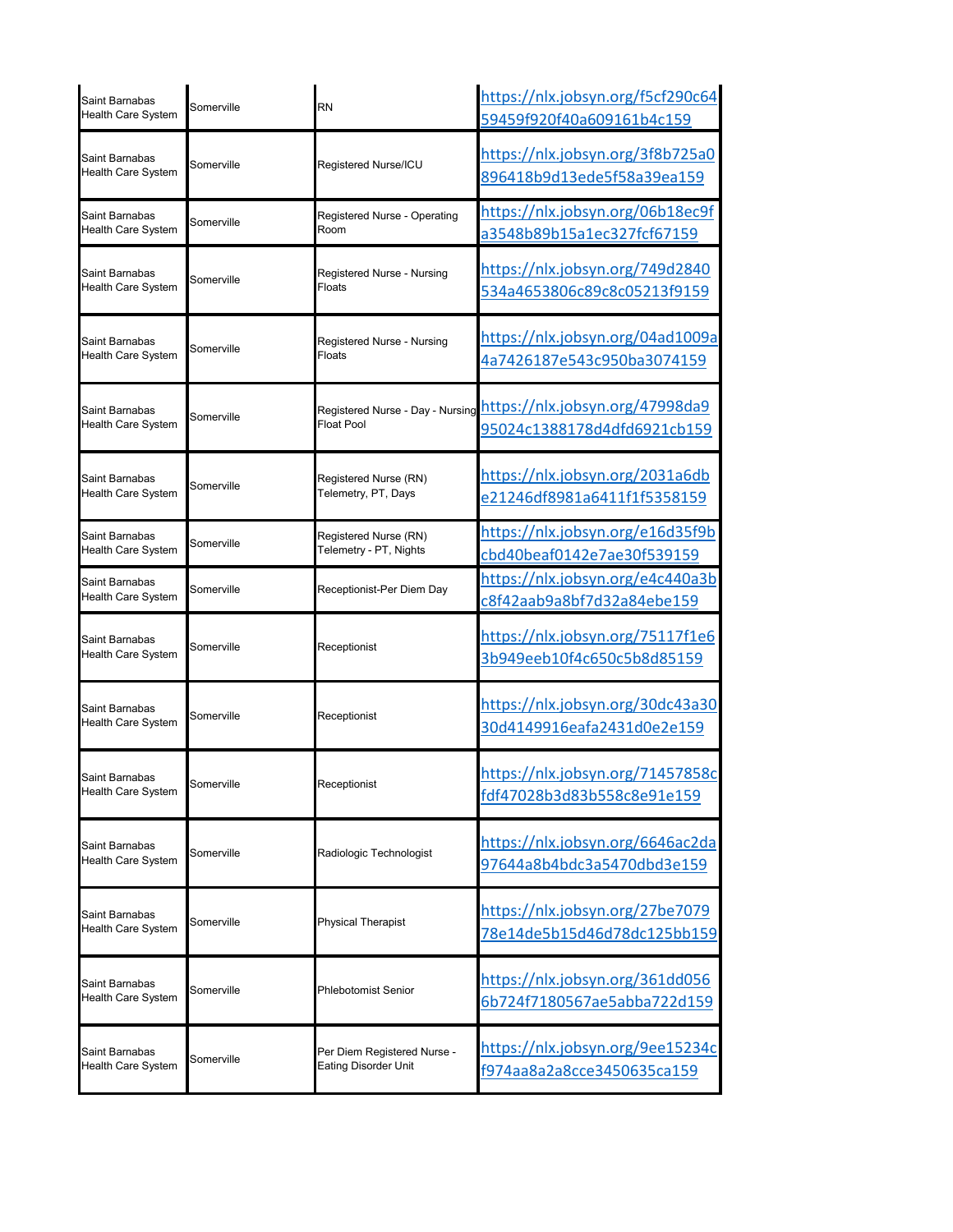| | | | |
|---|---|---|---|
| Saint Barnabas Health Care System | Somerville | RN | https://nlx.jobsyn.org/f5cf290c6459459f920f40a609161b4c159 |
| Saint Barnabas Health Care System | Somerville | Registered Nurse/ICU | https://nlx.jobsyn.org/3f8b725a0896418b9d13ede5f58a39ea159 |
| Saint Barnabas Health Care System | Somerville | Registered Nurse - Operating Room | https://nlx.jobsyn.org/06b18ec9fa3548b89b15a1ec327fcf67159 |
| Saint Barnabas Health Care System | Somerville | Registered Nurse - Nursing Floats | https://nlx.jobsyn.org/749d2840534a4653806c89c8c05213f9159 |
| Saint Barnabas Health Care System | Somerville | Registered Nurse - Nursing Floats | https://nlx.jobsyn.org/04ad1009a4a7426187e543c950ba3074159 |
| Saint Barnabas Health Care System | Somerville | Registered Nurse - Day - Nursing Float Pool | https://nlx.jobsyn.org/47998da995024c1388178d4dfd6921cb159 |
| Saint Barnabas Health Care System | Somerville | Registered Nurse (RN) Telemetry, PT, Days | https://nlx.jobsyn.org/2031a6dbe21246df8981a6411f1f5358159 |
| Saint Barnabas Health Care System | Somerville | Registered Nurse (RN) Telemetry - PT, Nights | https://nlx.jobsyn.org/e16d35f9bcbd40beaf0142e7ae30f539159 |
| Saint Barnabas Health Care System | Somerville | Receptionist-Per Diem Day | https://nlx.jobsyn.org/e4c440a3bc8f42aab9a8bf7d32a84ebe159 |
| Saint Barnabas Health Care System | Somerville | Receptionist | https://nlx.jobsyn.org/75117f1e63b949eeb10f4c650c5b8d85159 |
| Saint Barnabas Health Care System | Somerville | Receptionist | https://nlx.jobsyn.org/30dc43a3030d4149916eafa2431d0e2e159 |
| Saint Barnabas Health Care System | Somerville | Receptionist | https://nlx.jobsyn.org/71457858cfdf47028b3d83b558c8e91e159 |
| Saint Barnabas Health Care System | Somerville | Radiologic Technologist | https://nlx.jobsyn.org/6646ac2da97644a8b4bdc3a5470dbd3e159 |
| Saint Barnabas Health Care System | Somerville | Physical Therapist | https://nlx.jobsyn.org/27be707978e14de5b15d46d78dc125bb159 |
| Saint Barnabas Health Care System | Somerville | Phlebotomist Senior | https://nlx.jobsyn.org/361dd0566b724f7180567ae5abba722d159 |
| Saint Barnabas Health Care System | Somerville | Per Diem Registered Nurse - Eating Disorder Unit | https://nlx.jobsyn.org/9ee15234cf974aa8a2a8cce3450635ca159 |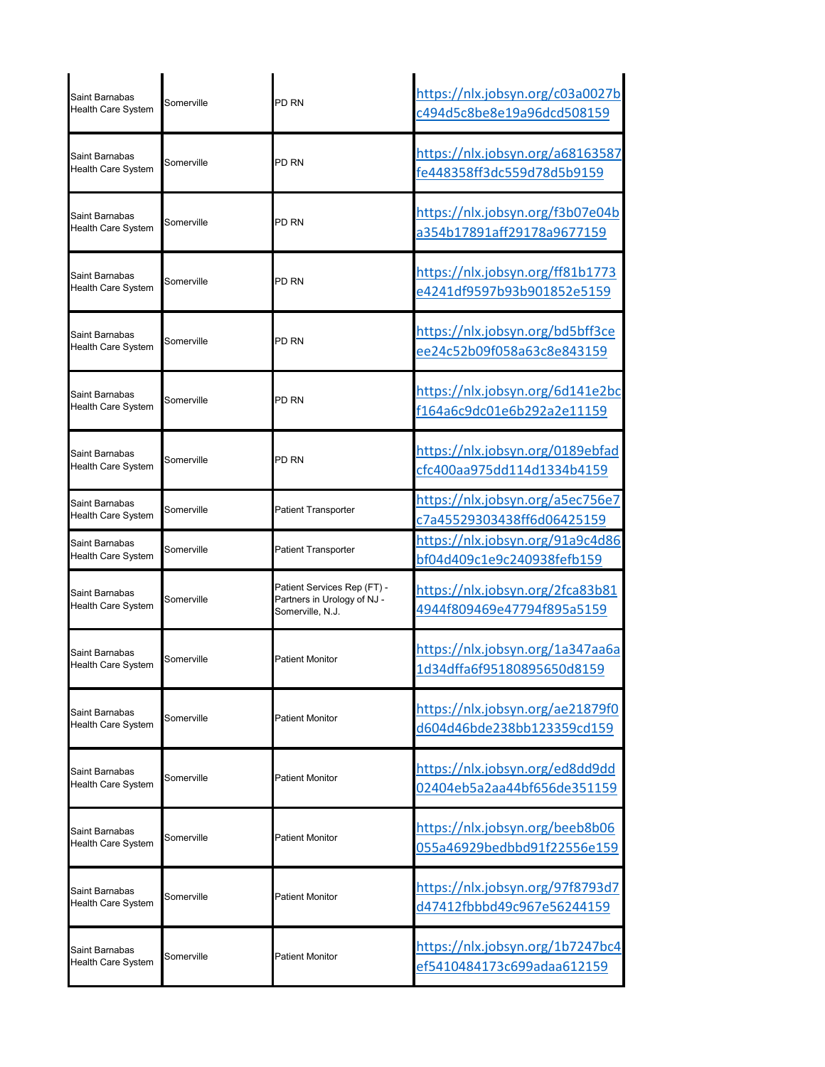| | | | |
|---|---|---|---|
| Saint Barnabas Health Care System | Somerville | PD RN | https://nlx.jobsyn.org/c03a0027bc494d5c8be8e19a96dcd508159 |
| Saint Barnabas Health Care System | Somerville | PD RN | https://nlx.jobsyn.org/a68163587fe448358ff3dc559d78d5b9159 |
| Saint Barnabas Health Care System | Somerville | PD RN | https://nlx.jobsyn.org/f3b07e04ba354b17891aff29178a9677159 |
| Saint Barnabas Health Care System | Somerville | PD RN | https://nlx.jobsyn.org/ff81b1773e4241df9597b93b901852e5159 |
| Saint Barnabas Health Care System | Somerville | PD RN | https://nlx.jobsyn.org/bd5bff3ceee24c52b09f058a63c8e843159 |
| Saint Barnabas Health Care System | Somerville | PD RN | https://nlx.jobsyn.org/6d141e2bcf164a6c9dc01e6b292a2e11159 |
| Saint Barnabas Health Care System | Somerville | PD RN | https://nlx.jobsyn.org/0189ebfadcfc400aa975dd114d1334b4159 |
| Saint Barnabas Health Care System | Somerville | Patient Transporter | https://nlx.jobsyn.org/a5ec756e7c7a45529303438ff6d06425159 |
| Saint Barnabas Health Care System | Somerville | Patient Transporter | https://nlx.jobsyn.org/91a9c4d86bf04d409c1e9c240938fefb159 |
| Saint Barnabas Health Care System | Somerville | Patient Services Rep (FT) - Partners in Urology of NJ - Somerville, N.J. | https://nlx.jobsyn.org/2fca83b814944f809469e47794f895a5159 |
| Saint Barnabas Health Care System | Somerville | Patient Monitor | https://nlx.jobsyn.org/1a347aa6a1d34dffa6f95180895650d8159 |
| Saint Barnabas Health Care System | Somerville | Patient Monitor | https://nlx.jobsyn.org/ae21879f0d604d46bde238bb123359cd159 |
| Saint Barnabas Health Care System | Somerville | Patient Monitor | https://nlx.jobsyn.org/ed8dd9dd02404eb5a2aa44bf656de351159 |
| Saint Barnabas Health Care System | Somerville | Patient Monitor | https://nlx.jobsyn.org/beeb8b06055a46929bedbbd91f22556e159 |
| Saint Barnabas Health Care System | Somerville | Patient Monitor | https://nlx.jobsyn.org/97f8793d7d47412fbbbd49c967e56244159 |
| Saint Barnabas Health Care System | Somerville | Patient Monitor | https://nlx.jobsyn.org/1b7247bc4ef5410484173c699adaa612159 |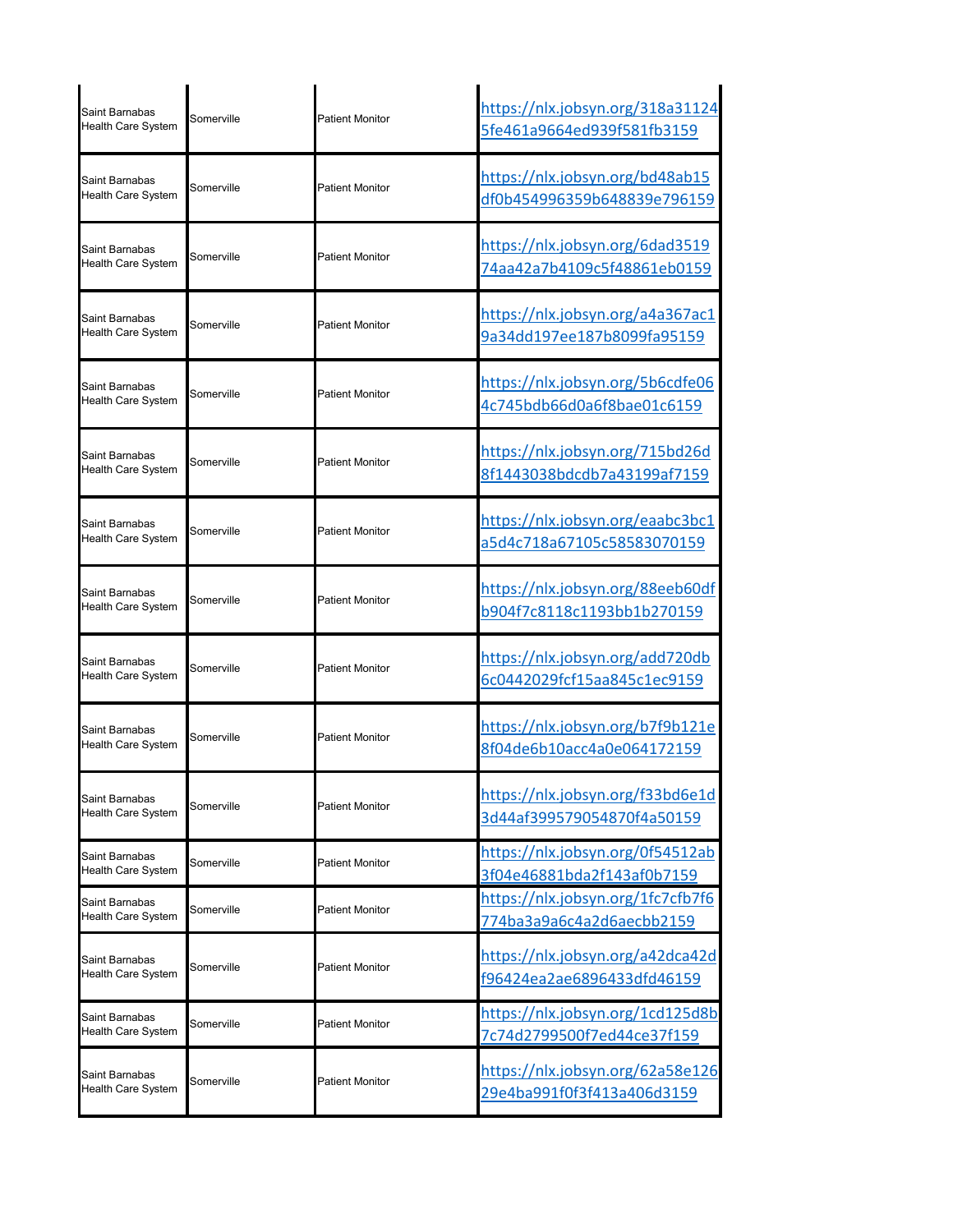| | | | |
|---|---|---|---|
| Saint Barnabas Health Care System | Somerville | Patient Monitor | https://nlx.jobsyn.org/318a311245fe461a9664ed939f581fb3159 |
| Saint Barnabas Health Care System | Somerville | Patient Monitor | https://nlx.jobsyn.org/bd48ab15df0b454996359b648839e796159 |
| Saint Barnabas Health Care System | Somerville | Patient Monitor | https://nlx.jobsyn.org/6dad351974aa42a7b4109c5f48861eb0159 |
| Saint Barnabas Health Care System | Somerville | Patient Monitor | https://nlx.jobsyn.org/a4a367ac19a34dd197ee187b8099fa95159 |
| Saint Barnabas Health Care System | Somerville | Patient Monitor | https://nlx.jobsyn.org/5b6cdfe064c745bdb66d0a6f8bae01c6159 |
| Saint Barnabas Health Care System | Somerville | Patient Monitor | https://nlx.jobsyn.org/715bd26d8f1443038bdcdb7a43199af7159 |
| Saint Barnabas Health Care System | Somerville | Patient Monitor | https://nlx.jobsyn.org/eaabc3bc1a5d4c718a67105c58583070159 |
| Saint Barnabas Health Care System | Somerville | Patient Monitor | https://nlx.jobsyn.org/88eeb60dfb904f7c8118c1193bb1b270159 |
| Saint Barnabas Health Care System | Somerville | Patient Monitor | https://nlx.jobsyn.org/add720db6c0442029fcf15aa845c1ec9159 |
| Saint Barnabas Health Care System | Somerville | Patient Monitor | https://nlx.jobsyn.org/b7f9b121e8f04de6b10acc4a0e064172159 |
| Saint Barnabas Health Care System | Somerville | Patient Monitor | https://nlx.jobsyn.org/f33bd6e1d3d44af399579054870f4a50159 |
| Saint Barnabas Health Care System | Somerville | Patient Monitor | https://nlx.jobsyn.org/0f54512ab3f04e46881bda2f143af0b7159 |
| Saint Barnabas Health Care System | Somerville | Patient Monitor | https://nlx.jobsyn.org/1fc7cfb7f6774ba3a9a6c4a2d6aecbb2159 |
| Saint Barnabas Health Care System | Somerville | Patient Monitor | https://nlx.jobsyn.org/a42dca42df96424ea2ae6896433dfd46159 |
| Saint Barnabas Health Care System | Somerville | Patient Monitor | https://nlx.jobsyn.org/1cd125d8b7c74d2799500f7ed44ce37f159 |
| Saint Barnabas Health Care System | Somerville | Patient Monitor | https://nlx.jobsyn.org/62a58e12629e4ba991f0f3f413a406d3159 |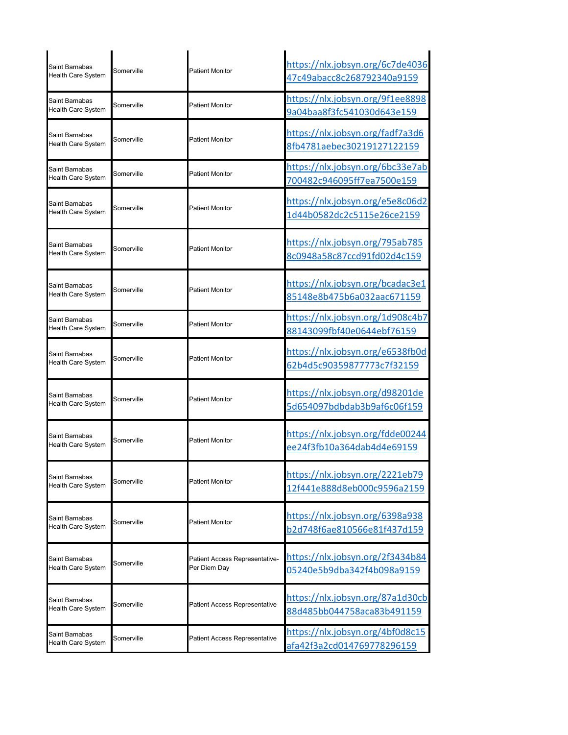| | | | |
|---|---|---|---|
| Saint Barnabas Health Care System | Somerville | Patient Monitor | https://nlx.jobsyn.org/6c7de403647c49abacc8c268792340a9159 |
| Saint Barnabas Health Care System | Somerville | Patient Monitor | https://nlx.jobsyn.org/9f1ee88989a04baa8f3fc541030d643e159 |
| Saint Barnabas Health Care System | Somerville | Patient Monitor | https://nlx.jobsyn.org/fadf7a3d68fb4781aebec30219127122159 |
| Saint Barnabas Health Care System | Somerville | Patient Monitor | https://nlx.jobsyn.org/6bc33e7ab700482c946095ff7ea7500e159 |
| Saint Barnabas Health Care System | Somerville | Patient Monitor | https://nlx.jobsyn.org/e5e8c06d21d44b0582dc2c5115e26ce2159 |
| Saint Barnabas Health Care System | Somerville | Patient Monitor | https://nlx.jobsyn.org/795ab7858c0948a58c87ccd91fd02d4c159 |
| Saint Barnabas Health Care System | Somerville | Patient Monitor | https://nlx.jobsyn.org/bcadac3e185148e8b475b6a032aac671159 |
| Saint Barnabas Health Care System | Somerville | Patient Monitor | https://nlx.jobsyn.org/1d908c4b788143099fbf40e0644ebf76159 |
| Saint Barnabas Health Care System | Somerville | Patient Monitor | https://nlx.jobsyn.org/e6538fb0d62b4d5c90359877773c7f32159 |
| Saint Barnabas Health Care System | Somerville | Patient Monitor | https://nlx.jobsyn.org/d98201de5d654097bdbdab3b9af6c06f159 |
| Saint Barnabas Health Care System | Somerville | Patient Monitor | https://nlx.jobsyn.org/fdde00244ee24f3fb10a364dab4d4e69159 |
| Saint Barnabas Health Care System | Somerville | Patient Monitor | https://nlx.jobsyn.org/2221eb7912f441e888d8eb000c9596a2159 |
| Saint Barnabas Health Care System | Somerville | Patient Monitor | https://nlx.jobsyn.org/6398a938b2d748f6ae810566e81f437d159 |
| Saint Barnabas Health Care System | Somerville | Patient Access Representative-Per Diem Day | https://nlx.jobsyn.org/2f3434b8405240e5b9dba342f4b098a9159 |
| Saint Barnabas Health Care System | Somerville | Patient Access Representative | https://nlx.jobsyn.org/87a1d30cb88d485bb044758aca83b491159 |
| Saint Barnabas Health Care System | Somerville | Patient Access Representative | https://nlx.jobsyn.org/4bf0d8c15afa42f3a2cd014769778296159 |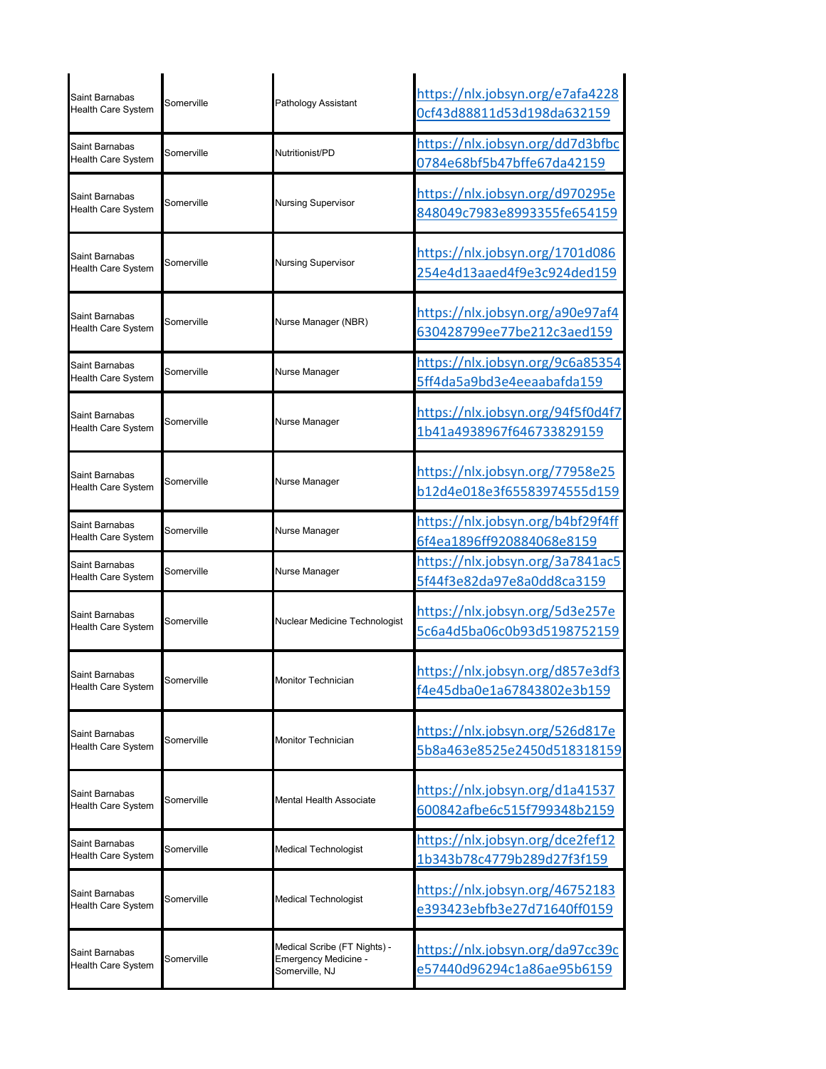| | | | |
|---|---|---|---|
| Saint Barnabas Health Care System | Somerville | Pathology Assistant | https://nlx.jobsyn.org/e7afa42280cf43d88811d53d198da632159 |
| Saint Barnabas Health Care System | Somerville | Nutritionist/PD | https://nlx.jobsyn.org/dd7d3bfbc0784e68bf5b47bffe67da42159 |
| Saint Barnabas Health Care System | Somerville | Nursing Supervisor | https://nlx.jobsyn.org/d970295e848049c7983e8993355fe654159 |
| Saint Barnabas Health Care System | Somerville | Nursing Supervisor | https://nlx.jobsyn.org/1701d086254e4d13aaed4f9e3c924ded159 |
| Saint Barnabas Health Care System | Somerville | Nurse Manager (NBR) | https://nlx.jobsyn.org/a90e97af4630428799ee77be212c3aed159 |
| Saint Barnabas Health Care System | Somerville | Nurse Manager | https://nlx.jobsyn.org/9c6a853545ff4da5a9bd3e4eeaabafda159 |
| Saint Barnabas Health Care System | Somerville | Nurse Manager | https://nlx.jobsyn.org/94f5f0d4f71b41a4938967f646733829159 |
| Saint Barnabas Health Care System | Somerville | Nurse Manager | https://nlx.jobsyn.org/77958e25b12d4e018e3f65583974555d159 |
| Saint Barnabas Health Care System | Somerville | Nurse Manager | https://nlx.jobsyn.org/b4bf29f4ff6f4ea1896ff920884068e8159 |
| Saint Barnabas Health Care System | Somerville | Nurse Manager | https://nlx.jobsyn.org/3a7841ac55f44f3e82da97e8a0dd8ca3159 |
| Saint Barnabas Health Care System | Somerville | Nuclear Medicine Technologist | https://nlx.jobsyn.org/5d3e257e5c6a4d5ba06c0b93d5198752159 |
| Saint Barnabas Health Care System | Somerville | Monitor Technician | https://nlx.jobsyn.org/d857e3df3f4e45dba0e1a67843802e3b159 |
| Saint Barnabas Health Care System | Somerville | Monitor Technician | https://nlx.jobsyn.org/526d817e5b8a463e8525e2450d518318159 |
| Saint Barnabas Health Care System | Somerville | Mental Health Associate | https://nlx.jobsyn.org/d1a41537600842afbe6c515f799348b2159 |
| Saint Barnabas Health Care System | Somerville | Medical Technologist | https://nlx.jobsyn.org/dce2fef121b343b78c4779b289d27f3f159 |
| Saint Barnabas Health Care System | Somerville | Medical Technologist | https://nlx.jobsyn.org/46752183e393423ebfb3e27d71640ff0159 |
| Saint Barnabas Health Care System | Somerville | Medical Scribe (FT Nights) - Emergency Medicine - Somerville, NJ | https://nlx.jobsyn.org/da97cc39ce57440d96294c1a86ae95b6159 |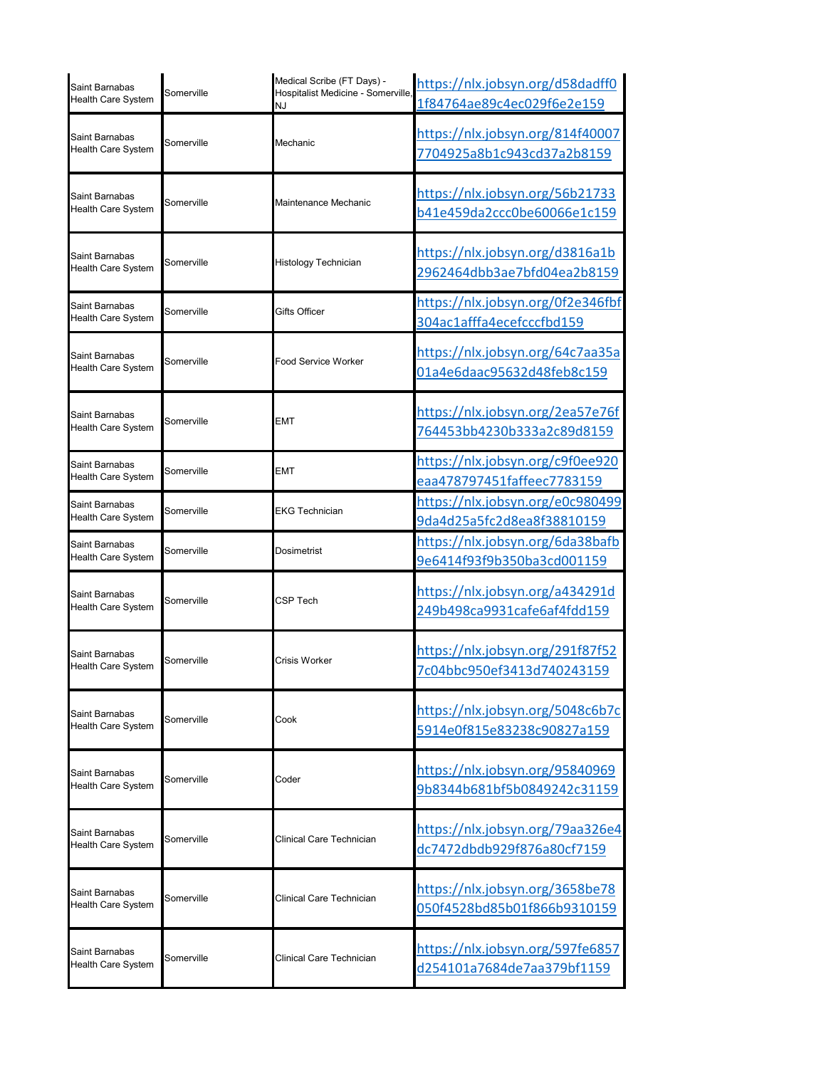| | | | |
|---|---|---|---|
| Saint Barnabas Health Care System | Somerville | Medical Scribe (FT Days) - Hospitalist Medicine - Somerville, NJ | https://nlx.jobsyn.org/d58dadff01f84764ae89c4ec029f6e2e159 |
| Saint Barnabas Health Care System | Somerville | Mechanic | https://nlx.jobsyn.org/814f400077704925a8b1c943cd37a2b8159 |
| Saint Barnabas Health Care System | Somerville | Maintenance Mechanic | https://nlx.jobsyn.org/56b21733b41e459da2ccc0be60066e1c159 |
| Saint Barnabas Health Care System | Somerville | Histology Technician | https://nlx.jobsyn.org/d3816a1b2962464dbb3ae7bfd04ea2b8159 |
| Saint Barnabas Health Care System | Somerville | Gifts Officer | https://nlx.jobsyn.org/0f2e346fbf304ac1afffa4ecefcccfbd159 |
| Saint Barnabas Health Care System | Somerville | Food Service Worker | https://nlx.jobsyn.org/64c7aa35a01a4e6daac95632d48feb8c159 |
| Saint Barnabas Health Care System | Somerville | EMT | https://nlx.jobsyn.org/2ea57e76f764453bb4230b333a2c89d8159 |
| Saint Barnabas Health Care System | Somerville | EMT | https://nlx.jobsyn.org/c9f0ee920eaa478797451faffeec7783159 |
| Saint Barnabas Health Care System | Somerville | EKG Technician | https://nlx.jobsyn.org/e0c9804999da4d25a5fc2d8ea8f38810159 |
| Saint Barnabas Health Care System | Somerville | Dosimetrist | https://nlx.jobsyn.org/6da38bafb9e6414f93f9b350ba3cd001159 |
| Saint Barnabas Health Care System | Somerville | CSP Tech | https://nlx.jobsyn.org/a434291d249b498ca9931cafe6af4fdd159 |
| Saint Barnabas Health Care System | Somerville | Crisis Worker | https://nlx.jobsyn.org/291f87f527c04bbc950ef3413d740243159 |
| Saint Barnabas Health Care System | Somerville | Cook | https://nlx.jobsyn.org/5048c6b7c5914e0f815e83238c90827a159 |
| Saint Barnabas Health Care System | Somerville | Coder | https://nlx.jobsyn.org/958409699b8344b681bf5b0849242c31159 |
| Saint Barnabas Health Care System | Somerville | Clinical Care Technician | https://nlx.jobsyn.org/79aa326e4dc7472dbdb929f876a80cf7159 |
| Saint Barnabas Health Care System | Somerville | Clinical Care Technician | https://nlx.jobsyn.org/3658be78050f4528bd85b01f866b9310159 |
| Saint Barnabas Health Care System | Somerville | Clinical Care Technician | https://nlx.jobsyn.org/597fe6857d254101a7684de7aa379bf1159 |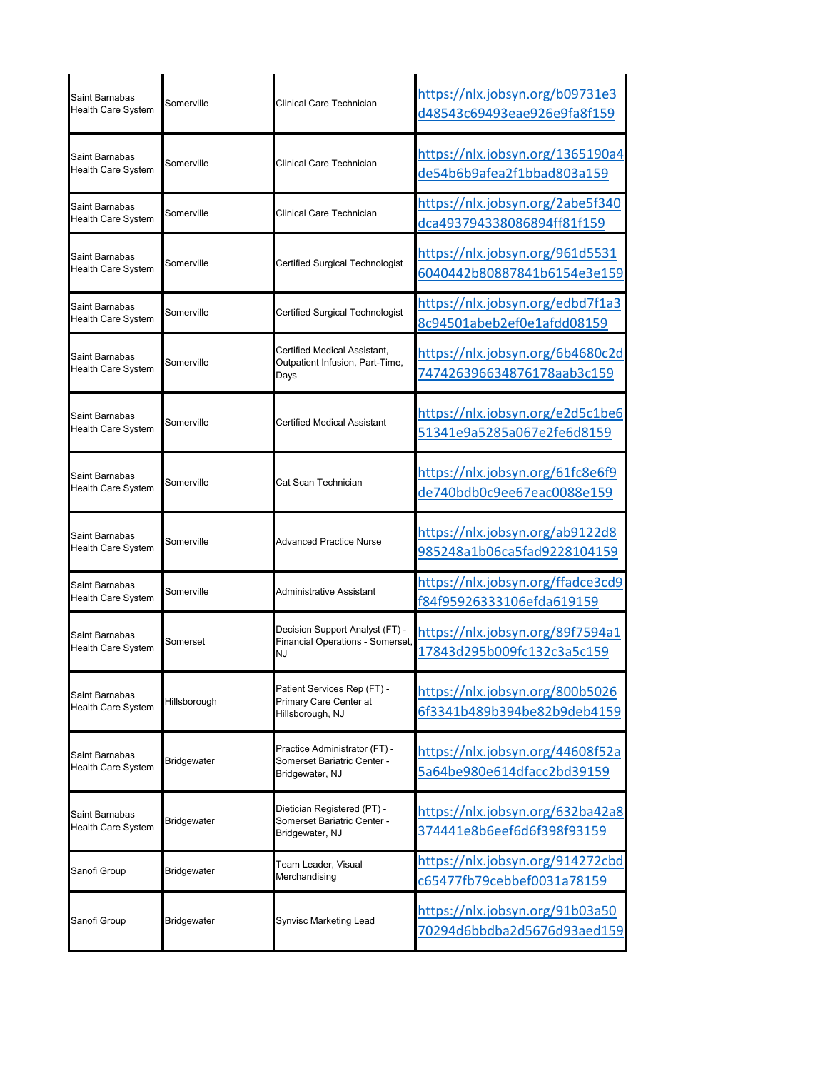| | | | |
|---|---|---|---|
| Saint Barnabas Health Care System | Somerville | Clinical Care Technician | https://nlx.jobsyn.org/b09731e3d48543c69493eae926e9fa8f159 |
| Saint Barnabas Health Care System | Somerville | Clinical Care Technician | https://nlx.jobsyn.org/1365190a4de54b6b9afea2f1bbad803a159 |
| Saint Barnabas Health Care System | Somerville | Clinical Care Technician | https://nlx.jobsyn.org/2abe5f340dca493794338086894ff81f159 |
| Saint Barnabas Health Care System | Somerville | Certified Surgical Technologist | https://nlx.jobsyn.org/961d55316040442b80887841b6154e3e159 |
| Saint Barnabas Health Care System | Somerville | Certified Surgical Technologist | https://nlx.jobsyn.org/edbd7f1a38c94501abeb2ef0e1afdd08159 |
| Saint Barnabas Health Care System | Somerville | Certified Medical Assistant, Outpatient Infusion, Part-Time, Days | https://nlx.jobsyn.org/6b4680c2d747426396634876178aab3c159 |
| Saint Barnabas Health Care System | Somerville | Certified Medical Assistant | https://nlx.jobsyn.org/e2d5c1be651341e9a5285a067e2fe6d8159 |
| Saint Barnabas Health Care System | Somerville | Cat Scan Technician | https://nlx.jobsyn.org/61fc8e6f9de740bdb0c9ee67eac0088e159 |
| Saint Barnabas Health Care System | Somerville | Advanced Practice Nurse | https://nlx.jobsyn.org/ab9122d8985248a1b06ca5fad9228104159 |
| Saint Barnabas Health Care System | Somerville | Administrative Assistant | https://nlx.jobsyn.org/ffadce3cd9f84f95926333106efda619159 |
| Saint Barnabas Health Care System | Somerset | Decision Support Analyst (FT) - Financial Operations - Somerset, NJ | https://nlx.jobsyn.org/89f7594a117843d295b009fc132c3a5c159 |
| Saint Barnabas Health Care System | Hillsborough | Patient Services Rep (FT) - Primary Care Center at Hillsborough, NJ | https://nlx.jobsyn.org/800b50266f3341b489b394be82b9deb4159 |
| Saint Barnabas Health Care System | Bridgewater | Practice Administrator (FT) - Somerset Bariatric Center - Bridgewater, NJ | https://nlx.jobsyn.org/44608f52a5a64be980e614dfacc2bd39159 |
| Saint Barnabas Health Care System | Bridgewater | Dietician Registered (PT) - Somerset Bariatric Center - Bridgewater, NJ | https://nlx.jobsyn.org/632ba42a8374441e8b6eef6d6f398f93159 |
| Sanofi Group | Bridgewater | Team Leader, Visual Merchandising | https://nlx.jobsyn.org/914272cbdc65477fb79cebbef0031a78159 |
| Sanofi Group | Bridgewater | Synvisc Marketing Lead | https://nlx.jobsyn.org/91b03a5070294d6bbdba2d5676d93aed159 |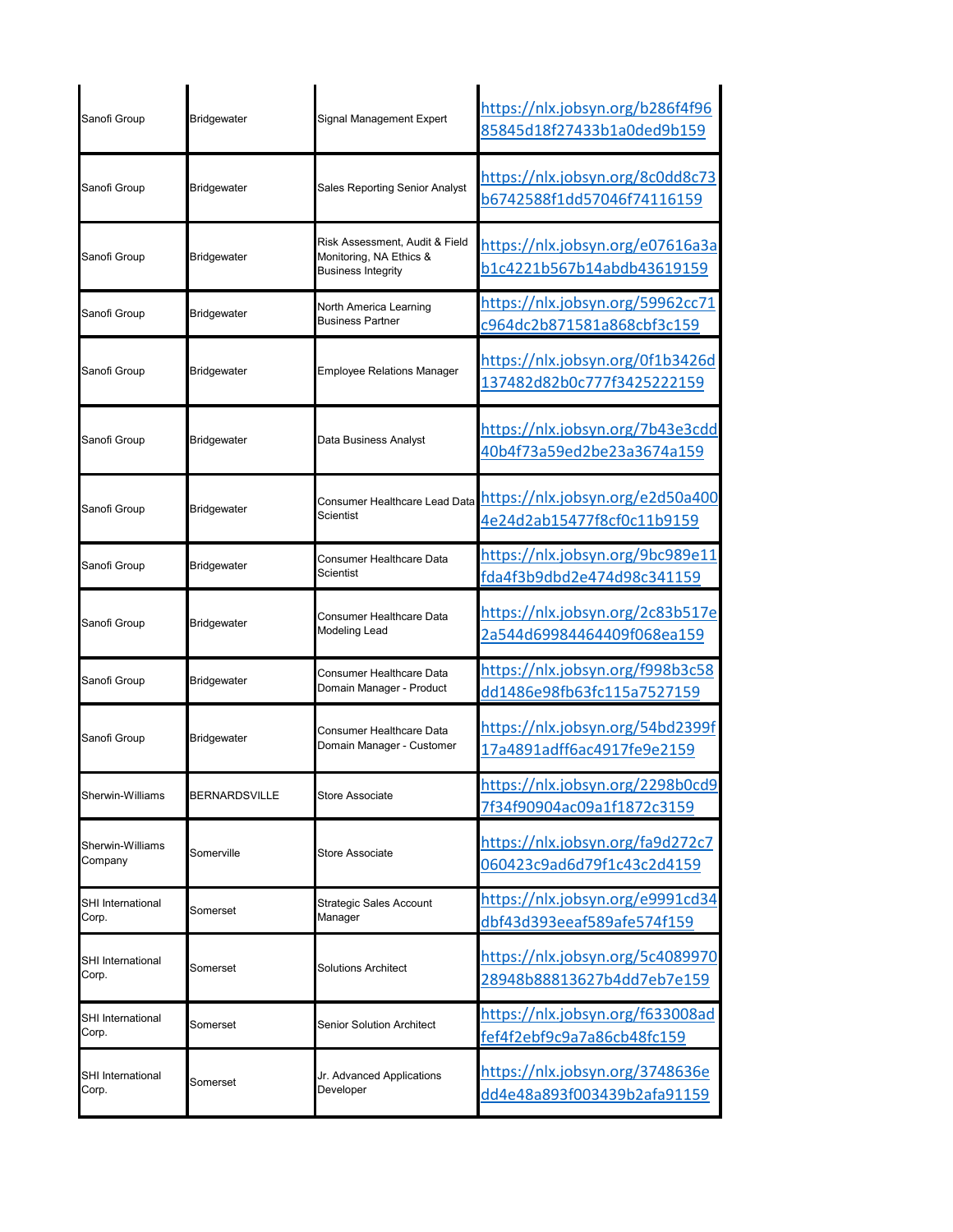| | | | |
|---|---|---|---|
| Sanofi Group | Bridgewater | Signal Management Expert | https://nlx.jobsyn.org/b286f4f9685845d18f27433b1a0ded9b159 |
| Sanofi Group | Bridgewater | Sales Reporting Senior Analyst | https://nlx.jobsyn.org/8c0dd8c73b6742588f1dd57046f74116159 |
| Sanofi Group | Bridgewater | Risk Assessment, Audit & Field Monitoring, NA Ethics & Business Integrity | https://nlx.jobsyn.org/e07616a3ab1c4221b567b14abdb43619159 |
| Sanofi Group | Bridgewater | North America Learning Business Partner | https://nlx.jobsyn.org/59962cc71c964dc2b871581a868cbf3c159 |
| Sanofi Group | Bridgewater | Employee Relations Manager | https://nlx.jobsyn.org/0f1b3426d137482d82b0c777f3425222159 |
| Sanofi Group | Bridgewater | Data Business Analyst | https://nlx.jobsyn.org/7b43e3cdd40b4f73a59ed2be23a3674a159 |
| Sanofi Group | Bridgewater | Consumer Healthcare Lead Data Scientist | https://nlx.jobsyn.org/e2d50a4004e24d2ab15477f8cf0c11b9159 |
| Sanofi Group | Bridgewater | Consumer Healthcare Data Scientist | https://nlx.jobsyn.org/9bc989e11fda4f3b9dbd2e474d98c341159 |
| Sanofi Group | Bridgewater | Consumer Healthcare Data Modeling Lead | https://nlx.jobsyn.org/2c83b517e2a544d69984464409f068ea159 |
| Sanofi Group | Bridgewater | Consumer Healthcare Data Domain Manager - Product | https://nlx.jobsyn.org/f998b3c58dd1486e98fb63fc115a7527159 |
| Sanofi Group | Bridgewater | Consumer Healthcare Data Domain Manager - Customer | https://nlx.jobsyn.org/54bd2399f17a4891adff6ac4917fe9e2159 |
| Sherwin-Williams | BERNARDSVILLE | Store Associate | https://nlx.jobsyn.org/2298b0cd97f34f90904ac09a1f1872c3159 |
| Sherwin-Williams Company | Somerville | Store Associate | https://nlx.jobsyn.org/fa9d272c7060423c9ad6d79f1c43c2d4159 |
| SHI International Corp. | Somerset | Strategic Sales Account Manager | https://nlx.jobsyn.org/e9991cd34dbf43d393eeaf589afe574f159 |
| SHI International Corp. | Somerset | Solutions Architect | https://nlx.jobsyn.org/5c408997028948b88813627b4dd7eb7e159 |
| SHI International Corp. | Somerset | Senior Solution Architect | https://nlx.jobsyn.org/f633008adfef4f2ebf9c9a7a86cb48fc159 |
| SHI International Corp. | Somerset | Jr. Advanced Applications Developer | https://nlx.jobsyn.org/3748636edd4e48a893f003439b2afa91159 |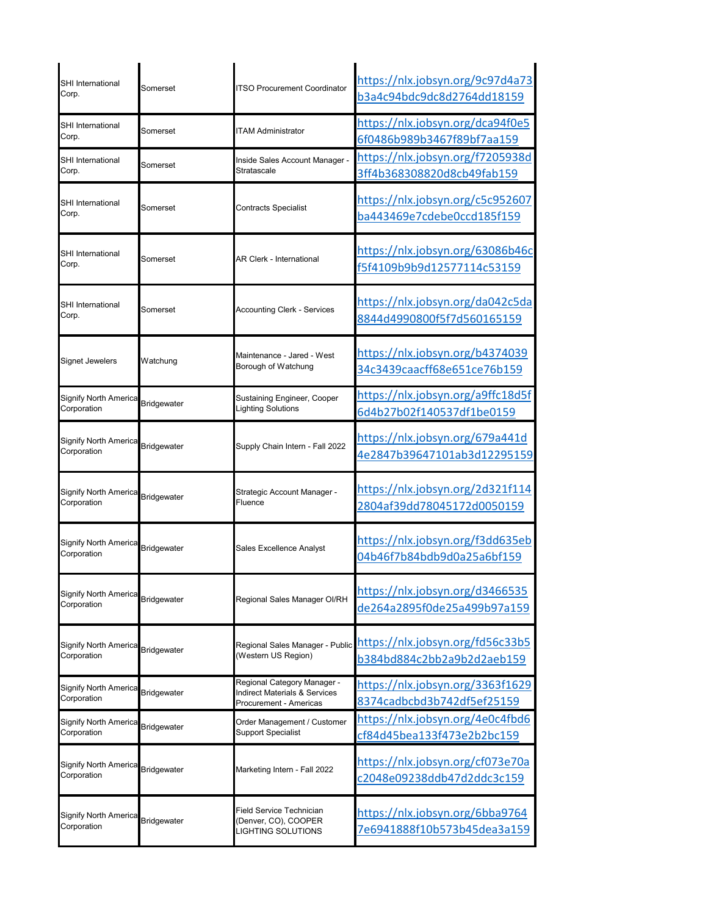| | | | |
|---|---|---|---|
| SHI International Corp. | Somerset | ITSO Procurement Coordinator | https://nlx.jobsyn.org/9c97d4a73b3a4c94bdc9dc8d2764dd18159 |
| SHI International Corp. | Somerset | ITAM Administrator | https://nlx.jobsyn.org/dca94f0e56f0486b989b3467f89bf7aa159 |
| SHI International Corp. | Somerset | Inside Sales Account Manager - Stratascale | https://nlx.jobsyn.org/f7205938d3ff4b368308820d8cb49fab159 |
| SHI International Corp. | Somerset | Contracts Specialist | https://nlx.jobsyn.org/c5c952607ba443469e7cdebe0ccd185f159 |
| SHI International Corp. | Somerset | AR Clerk - International | https://nlx.jobsyn.org/63086b46cf5f4109b9b9d12577114c53159 |
| SHI International Corp. | Somerset | Accounting Clerk - Services | https://nlx.jobsyn.org/da042c5da8844d4990800f5f7d560165159 |
| Signet Jewelers | Watchung | Maintenance - Jared - West Borough of Watchung | https://nlx.jobsyn.org/b437403934c3439caacff68e651ce76b159 |
| Signify North America Corporation | Bridgewater | Sustaining Engineer, Cooper Lighting Solutions | https://nlx.jobsyn.org/a9ffc18d5f6d4b27b02f140537df1be0159 |
| Signify North America Corporation | Bridgewater | Supply Chain Intern - Fall 2022 | https://nlx.jobsyn.org/679a441d4e2847b39647101ab3d12295159 |
| Signify North America Corporation | Bridgewater | Strategic Account Manager - Fluence | https://nlx.jobsyn.org/2d321f1142804af39dd78045172d0050159 |
| Signify North America Corporation | Bridgewater | Sales Excellence Analyst | https://nlx.jobsyn.org/f3dd635eb04b46f7b84bdb9d0a25a6bf159 |
| Signify North America Corporation | Bridgewater | Regional Sales Manager OI/RH | https://nlx.jobsyn.org/d3466535de264a2895f0de25a499b97a159 |
| Signify North America Corporation | Bridgewater | Regional Sales Manager - Public (Western US Region) | https://nlx.jobsyn.org/fd56c33b5b384bd884c2bb2a9b2d2aeb159 |
| Signify North America Corporation | Bridgewater | Regional Category Manager - Indirect Materials & Services Procurement - Americas | https://nlx.jobsyn.org/3363f16298374cadbcbd3b742df5ef25159 |
| Signify North America Corporation | Bridgewater | Order Management / Customer Support Specialist | https://nlx.jobsyn.org/4e0c4fbd6cf84d45bea133f473e2b2bc159 |
| Signify North America Corporation | Bridgewater | Marketing Intern - Fall 2022 | https://nlx.jobsyn.org/cf073e70ac2048e09238ddb47d2ddc3c159 |
| Signify North America Corporation | Bridgewater | Field Service Technician (Denver, CO), COOPER LIGHTING SOLUTIONS | https://nlx.jobsyn.org/6bba97647e6941888f10b573b45dea3a159 |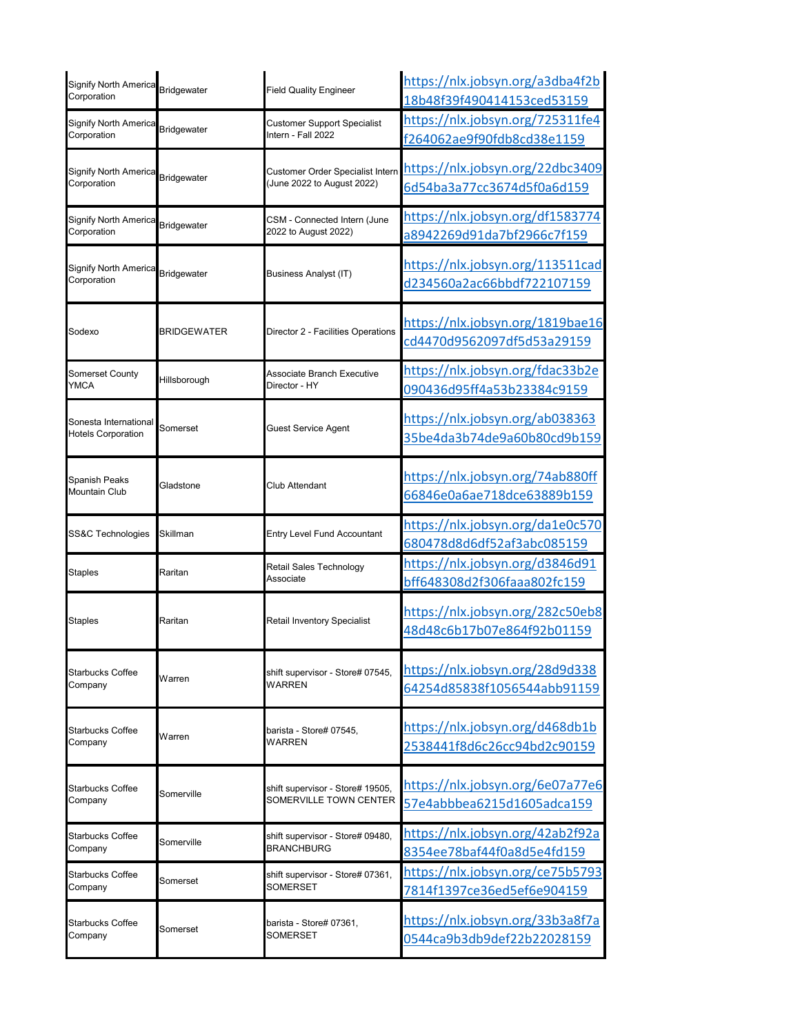| | | | |
|---|---|---|---|
| Signify North America Corporation | Bridgewater | Field Quality Engineer | https://nlx.jobsyn.org/a3dba4f2b18b48f39f490414153ced53159 |
| Signify North America Corporation | Bridgewater | Customer Support Specialist Intern - Fall 2022 | https://nlx.jobsyn.org/725311fe4f264062ae9f90fdb8cd38e1159 |
| Signify North America Corporation | Bridgewater | Customer Order Specialist Intern (June 2022 to August 2022) | https://nlx.jobsyn.org/22dbc34096d54ba3a77cc3674d5f0a6d159 |
| Signify North America Corporation | Bridgewater | CSM - Connected Intern (June 2022 to August 2022) | https://nlx.jobsyn.org/df1583774a8942269d91da7bf2966c7f159 |
| Signify North America Corporation | Bridgewater | Business Analyst (IT) | https://nlx.jobsyn.org/113511cadd234560a2ac66bbdf722107159 |
| Sodexo | BRIDGEWATER | Director 2 - Facilities Operations | https://nlx.jobsyn.org/1819bae16cd4470d9562097df5d53a29159 |
| Somerset County YMCA | Hillsborough | Associate Branch Executive Director - HY | https://nlx.jobsyn.org/fdac33b2e090436d95ff4a53b23384c9159 |
| Sonesta International Hotels Corporation | Somerset | Guest Service Agent | https://nlx.jobsyn.org/ab03836335be4da3b74de9a60b80cd9b159 |
| Spanish Peaks Mountain Club | Gladstone | Club Attendant | https://nlx.jobsyn.org/74ab880ff66846e0a6ae718dce63889b159 |
| SS&C Technologies | Skillman | Entry Level Fund Accountant | https://nlx.jobsyn.org/da1e0c570680478d8d6df52af3abc085159 |
| Staples | Raritan | Retail Sales Technology Associate | https://nlx.jobsyn.org/d3846d91bff648308d2f306faaa802fc159 |
| Staples | Raritan | Retail Inventory Specialist | https://nlx.jobsyn.org/282c50eb848d48c6b17b07e864f92b01159 |
| Starbucks Coffee Company | Warren | shift supervisor - Store# 07545, WARREN | https://nlx.jobsyn.org/28d9d33864254d85838f1056544abb91159 |
| Starbucks Coffee Company | Warren | barista - Store# 07545, WARREN | https://nlx.jobsyn.org/d468db1b2538441f8d6c26cc94bd2c90159 |
| Starbucks Coffee Company | Somerville | shift supervisor - Store# 19505, SOMERVILLE TOWN CENTER | https://nlx.jobsyn.org/6e07a77e657e4abbbea6215d1605adca159 |
| Starbucks Coffee Company | Somerville | shift supervisor - Store# 09480, BRANCHBURG | https://nlx.jobsyn.org/42ab2f92a8354ee78baf44f0a8d5e4fd159 |
| Starbucks Coffee Company | Somerset | shift supervisor - Store# 07361, SOMERSET | https://nlx.jobsyn.org/ce75b57937814f1397ce36ed5ef6e904159 |
| Starbucks Coffee Company | Somerset | barista - Store# 07361, SOMERSET | https://nlx.jobsyn.org/33b3a8f7a0544ca9b3db9def22b22028159 |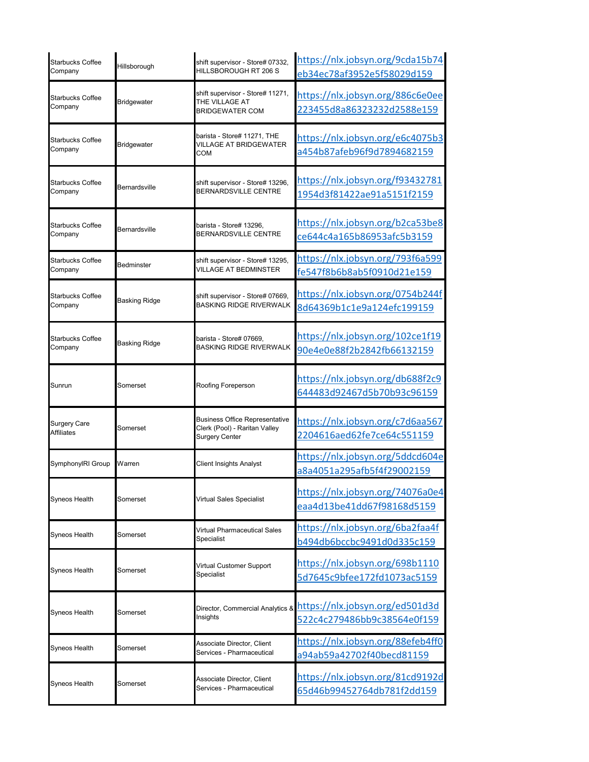| | | | |
|---|---|---|---|
| Starbucks Coffee Company | Hillsborough | shift supervisor - Store# 07332, HILLSBOROUGH RT 206 S | https://nlx.jobsyn.org/9cda15b74eb34ec78af3952e5f58029d159 |
| Starbucks Coffee Company | Bridgewater | shift supervisor - Store# 11271, THE VILLAGE AT BRIDGEWATER COM | https://nlx.jobsyn.org/886c6e0ee223455d8a86323232d2588e159 |
| Starbucks Coffee Company | Bridgewater | barista - Store# 11271, THE VILLAGE AT BRIDGEWATER COM | https://nlx.jobsyn.org/e6c4075b3a454b87afeb96f9d7894682159 |
| Starbucks Coffee Company | Bernardsville | shift supervisor - Store# 13296, BERNARDSVILLE CENTRE | https://nlx.jobsyn.org/f934327811954d3f81422ae91a5151f2159 |
| Starbucks Coffee Company | Bernardsville | barista - Store# 13296, BERNARDSVILLE CENTRE | https://nlx.jobsyn.org/b2ca53be8ce644c4a165b86953afc5b3159 |
| Starbucks Coffee Company | Bedminster | shift supervisor - Store# 13295, VILLAGE AT BEDMINSTER | https://nlx.jobsyn.org/793f6a599fe547f8b6b8ab5f0910d21e159 |
| Starbucks Coffee Company | Basking Ridge | shift supervisor - Store# 07669, BASKING RIDGE RIVERWALK | https://nlx.jobsyn.org/0754b244f8d64369b1c1e9a124efc199159 |
| Starbucks Coffee Company | Basking Ridge | barista - Store# 07669, BASKING RIDGE RIVERWALK | https://nlx.jobsyn.org/102ce1f1990e4e0e88f2b2842fb66132159 |
| Sunrun | Somerset | Roofing Foreperson | https://nlx.jobsyn.org/db688f2c9644483d92467d5b70b93c96159 |
| Surgery Care Affiliates | Somerset | Business Office Representative Clerk (Pool) - Raritan Valley Surgery Center | https://nlx.jobsyn.org/c7d6aa5672204616aed62fe7ce64c551159 |
| SymphonyIRI Group | Warren | Client Insights Analyst | https://nlx.jobsyn.org/5ddcd604ea8a4051a295afb5f4f29002159 |
| Syneos Health | Somerset | Virtual Sales Specialist | https://nlx.jobsyn.org/74076a0e4eaa4d13be41dd67f98168d5159 |
| Syneos Health | Somerset | Virtual Pharmaceutical Sales Specialist | https://nlx.jobsyn.org/6ba2faa4fb494db6bccbc9491d0d335c159 |
| Syneos Health | Somerset | Virtual Customer Support Specialist | https://nlx.jobsyn.org/698b11105d7645c9bfee172fd1073ac5159 |
| Syneos Health | Somerset | Director, Commercial Analytics & Insights | https://nlx.jobsyn.org/ed501d3d522c4c279486bb9c38564e0f159 |
| Syneos Health | Somerset | Associate Director, Client Services - Pharmaceutical | https://nlx.jobsyn.org/88efeb4ff0a94ab59a42702f40becd81159 |
| Syneos Health | Somerset | Associate Director, Client Services - Pharmaceutical | https://nlx.jobsyn.org/81cd9192d65d46b99452764db781f2dd159 |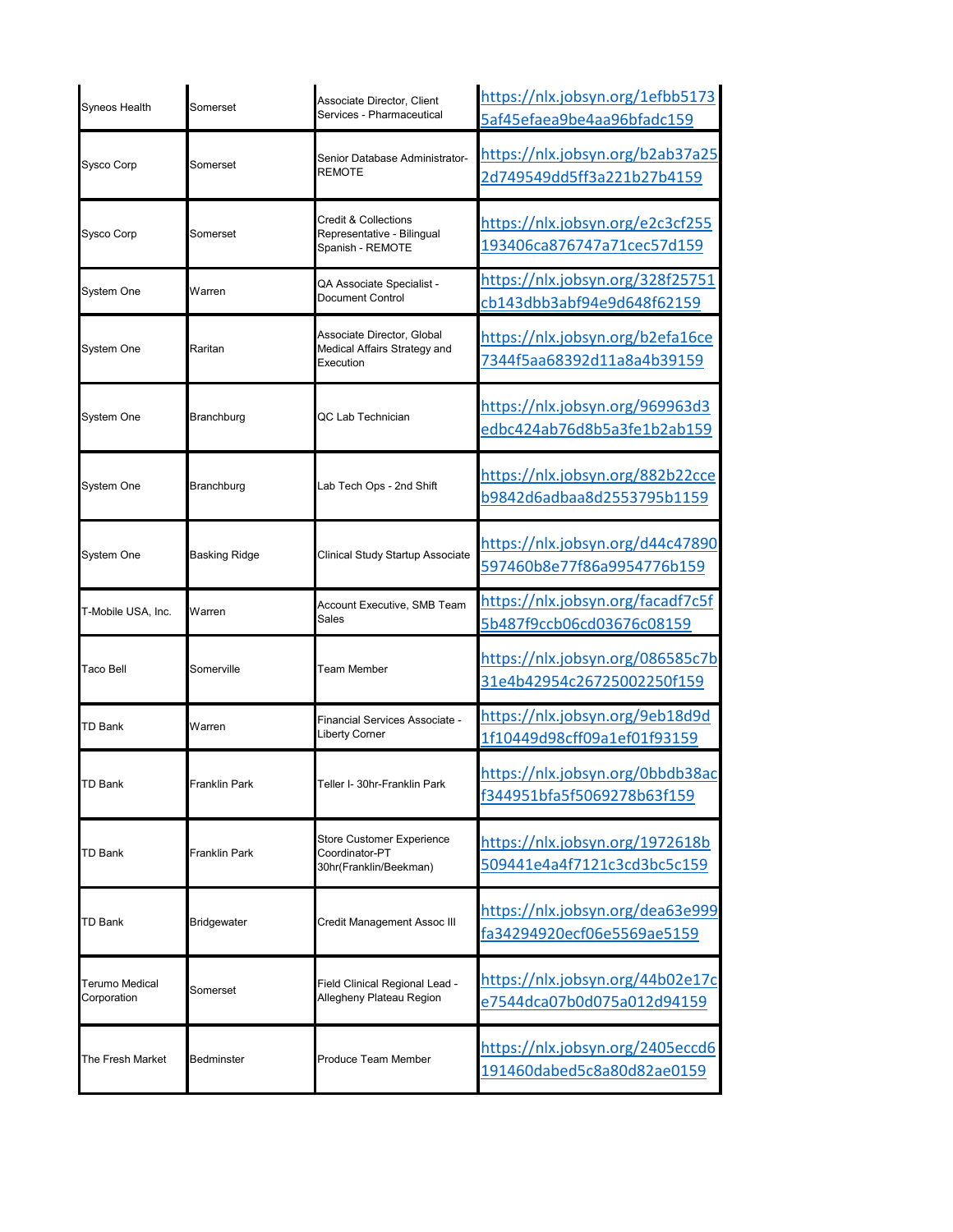| | | | |
|---|---|---|---|
| Syneos Health | Somerset | Associate Director, Client Services - Pharmaceutical | https://nlx.jobsyn.org/1efbb51735af45efaea9be4aa96bfadc159 |
| Sysco Corp | Somerset | Senior Database Administrator-REMOTE | https://nlx.jobsyn.org/b2ab37a252d749549dd5ff3a221b27b4159 |
| Sysco Corp | Somerset | Credit & Collections Representative - Bilingual Spanish - REMOTE | https://nlx.jobsyn.org/e2c3cf255193406ca876747a71cec57d159 |
| System One | Warren | QA Associate Specialist - Document Control | https://nlx.jobsyn.org/328f25751cb143dbb3abf94e9d648f62159 |
| System One | Raritan | Associate Director, Global Medical Affairs Strategy and Execution | https://nlx.jobsyn.org/b2efa16ce7344f5aa68392d11a8a4b39159 |
| System One | Branchburg | QC Lab Technician | https://nlx.jobsyn.org/969963d3edbc424ab76d8b5a3fe1b2ab159 |
| System One | Branchburg | Lab Tech Ops - 2nd Shift | https://nlx.jobsyn.org/882b22cceb9842d6adbaa8d2553795b1159 |
| System One | Basking Ridge | Clinical Study Startup Associate | https://nlx.jobsyn.org/d44c47890597460b8e77f86a9954776b159 |
| T-Mobile USA, Inc. | Warren | Account Executive, SMB Team Sales | https://nlx.jobsyn.org/facadf7c5f5b487f9ccb06cd03676c08159 |
| Taco Bell | Somerville | Team Member | https://nlx.jobsyn.org/086585c7b31e4b42954c26725002250f159 |
| TD Bank | Warren | Financial Services Associate - Liberty Corner | https://nlx.jobsyn.org/9eb18d9d1f10449d98cff09a1ef01f93159 |
| TD Bank | Franklin Park | Teller I- 30hr-Franklin Park | https://nlx.jobsyn.org/0bbdb38acf344951bfa5f5069278b63f159 |
| TD Bank | Franklin Park | Store Customer Experience Coordinator-PT 30hr(Franklin/Beekman) | https://nlx.jobsyn.org/1972618b509441e4a4f7121c3cd3bc5c159 |
| TD Bank | Bridgewater | Credit Management Assoc III | https://nlx.jobsyn.org/dea63e999fa34294920ecf06e5569ae5159 |
| Terumo Medical Corporation | Somerset | Field Clinical Regional Lead - Allegheny Plateau Region | https://nlx.jobsyn.org/44b02e17ce7544dca07b0d075a012d94159 |
| The Fresh Market | Bedminster | Produce Team Member | https://nlx.jobsyn.org/2405eccd6191460dabed5c8a80d82ae0159 |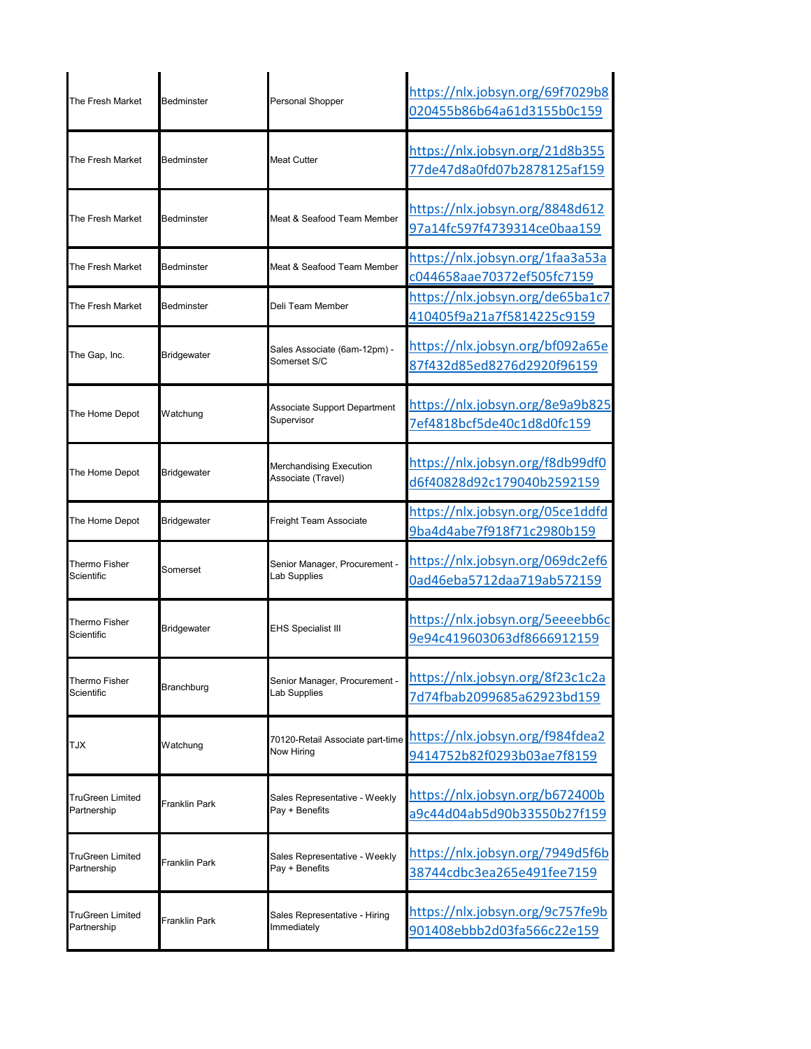| | | | |
|---|---|---|---|
| The Fresh Market | Bedminster | Personal Shopper | https://nlx.jobsyn.org/69f7029b8020455b86b64a61d3155b0c159 |
| The Fresh Market | Bedminster | Meat Cutter | https://nlx.jobsyn.org/21d8b35577de47d8a0fd07b2878125af159 |
| The Fresh Market | Bedminster | Meat & Seafood Team Member | https://nlx.jobsyn.org/8848d61297a14fc597f4739314ce0baa159 |
| The Fresh Market | Bedminster | Meat & Seafood Team Member | https://nlx.jobsyn.org/1faa3a53ac044658aae70372ef505fc7159 |
| The Fresh Market | Bedminster | Deli Team Member | https://nlx.jobsyn.org/de65ba1c7410405f9a21a7f5814225c9159 |
| The Gap, Inc. | Bridgewater | Sales Associate (6am-12pm) - Somerset S/C | https://nlx.jobsyn.org/bf092a65e87f432d85ed8276d2920f96159 |
| The Home Depot | Watchung | Associate Support Department Supervisor | https://nlx.jobsyn.org/8e9a9b8257ef4818bcf5de40c1d8d0fc159 |
| The Home Depot | Bridgewater | Merchandising Execution Associate (Travel) | https://nlx.jobsyn.org/f8db99df0d6f40828d92c179040b2592159 |
| The Home Depot | Bridgewater | Freight Team Associate | https://nlx.jobsyn.org/05ce1ddfd9ba4d4abe7f918f71c2980b159 |
| Thermo Fisher Scientific | Somerset | Senior Manager, Procurement - Lab Supplies | https://nlx.jobsyn.org/069dc2ef60ad46eba5712daa719ab572159 |
| Thermo Fisher Scientific | Bridgewater | EHS Specialist III | https://nlx.jobsyn.org/5eeeebb6c9e94c419603063df8666912159 |
| Thermo Fisher Scientific | Branchburg | Senior Manager, Procurement - Lab Supplies | https://nlx.jobsyn.org/8f23c1c2a7d74fbab2099685a62923bd159 |
| TJX | Watchung | 70120-Retail Associate part-time Now Hiring | https://nlx.jobsyn.org/f984fdea29414752b82f0293b03ae7f8159 |
| TruGreen Limited Partnership | Franklin Park | Sales Representative - Weekly Pay + Benefits | https://nlx.jobsyn.org/b672400ba9c44d04ab5d90b33550b27f159 |
| TruGreen Limited Partnership | Franklin Park | Sales Representative - Weekly Pay + Benefits | https://nlx.jobsyn.org/7949d5f6b38744cdbc3ea265e491fee7159 |
| TruGreen Limited Partnership | Franklin Park | Sales Representative - Hiring Immediately | https://nlx.jobsyn.org/9c757fe9b901408ebbb2d03fa566c22e159 |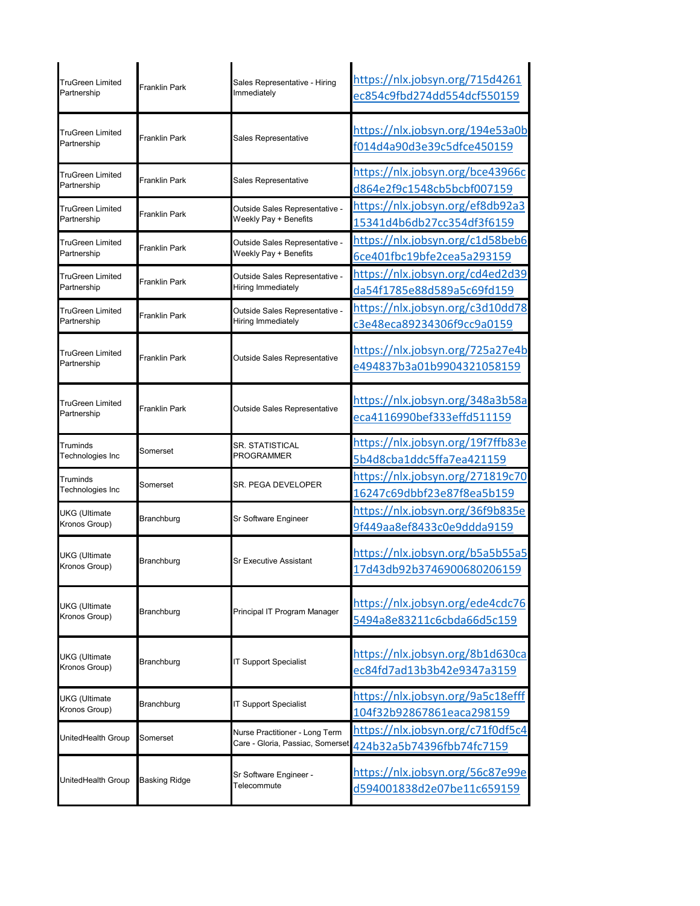| | | | |
|---|---|---|---|
| TruGreen Limited Partnership | Franklin Park | Sales Representative - Hiring Immediately | https://nlx.jobsyn.org/715d4261ec854c9fbd274dd554dcf550159 |
| TruGreen Limited Partnership | Franklin Park | Sales Representative | https://nlx.jobsyn.org/194e53a0bf014d4a90d3e39c5dfce450159 |
| TruGreen Limited Partnership | Franklin Park | Sales Representative | https://nlx.jobsyn.org/bce43966cd864e2f9c1548cb5bcbf007159 |
| TruGreen Limited Partnership | Franklin Park | Outside Sales Representative - Weekly Pay + Benefits | https://nlx.jobsyn.org/ef8db92a315341d4b6db27cc354df3f6159 |
| TruGreen Limited Partnership | Franklin Park | Outside Sales Representative - Weekly Pay + Benefits | https://nlx.jobsyn.org/c1d58beb66ce401fbc19bfe2cea5a293159 |
| TruGreen Limited Partnership | Franklin Park | Outside Sales Representative - Hiring Immediately | https://nlx.jobsyn.org/cd4ed2d39da54f1785e88d589a5c69fd159 |
| TruGreen Limited Partnership | Franklin Park | Outside Sales Representative - Hiring Immediately | https://nlx.jobsyn.org/c3d10dd78c3e48eca89234306f9cc9a0159 |
| TruGreen Limited Partnership | Franklin Park | Outside Sales Representative | https://nlx.jobsyn.org/725a27e4be494837b3a01b9904321058159 |
| TruGreen Limited Partnership | Franklin Park | Outside Sales Representative | https://nlx.jobsyn.org/348a3b58aeca4116990bef333effd511159 |
| Truminds Technologies Inc | Somerset | SR. STATISTICAL PROGRAMMER | https://nlx.jobsyn.org/19f7ffb83e5b4d8cba1ddc5ffa7ea421159 |
| Truminds Technologies Inc | Somerset | SR. PEGA DEVELOPER | https://nlx.jobsyn.org/271819c7016247c69dbbf23e87f8ea5b159 |
| UKG (Ultimate Kronos Group) | Branchburg | Sr Software Engineer | https://nlx.jobsyn.org/36f9b835e9f449aa8ef8433c0e9ddda9159 |
| UKG (Ultimate Kronos Group) | Branchburg | Sr Executive Assistant | https://nlx.jobsyn.org/b5a5b55a517d43db92b3746900680206159 |
| UKG (Ultimate Kronos Group) | Branchburg | Principal IT Program Manager | https://nlx.jobsyn.org/ede4cdc765494a8e83211c6cbda66d5c159 |
| UKG (Ultimate Kronos Group) | Branchburg | IT Support Specialist | https://nlx.jobsyn.org/8b1d630caec84fd7ad13b3b42e9347a3159 |
| UKG (Ultimate Kronos Group) | Branchburg | IT Support Specialist | https://nlx.jobsyn.org/9a5c18efff104f32b92867861eaca298159 |
| UnitedHealth Group | Somerset | Nurse Practitioner - Long Term Care - Gloria, Passiac, Somerset | https://nlx.jobsyn.org/c71f0df5c4424b32a5b74396fbb74fc7159 |
| UnitedHealth Group | Basking Ridge | Sr Software Engineer - Telecommute | https://nlx.jobsyn.org/56c87e99ed594001838d2e07be11c659159 |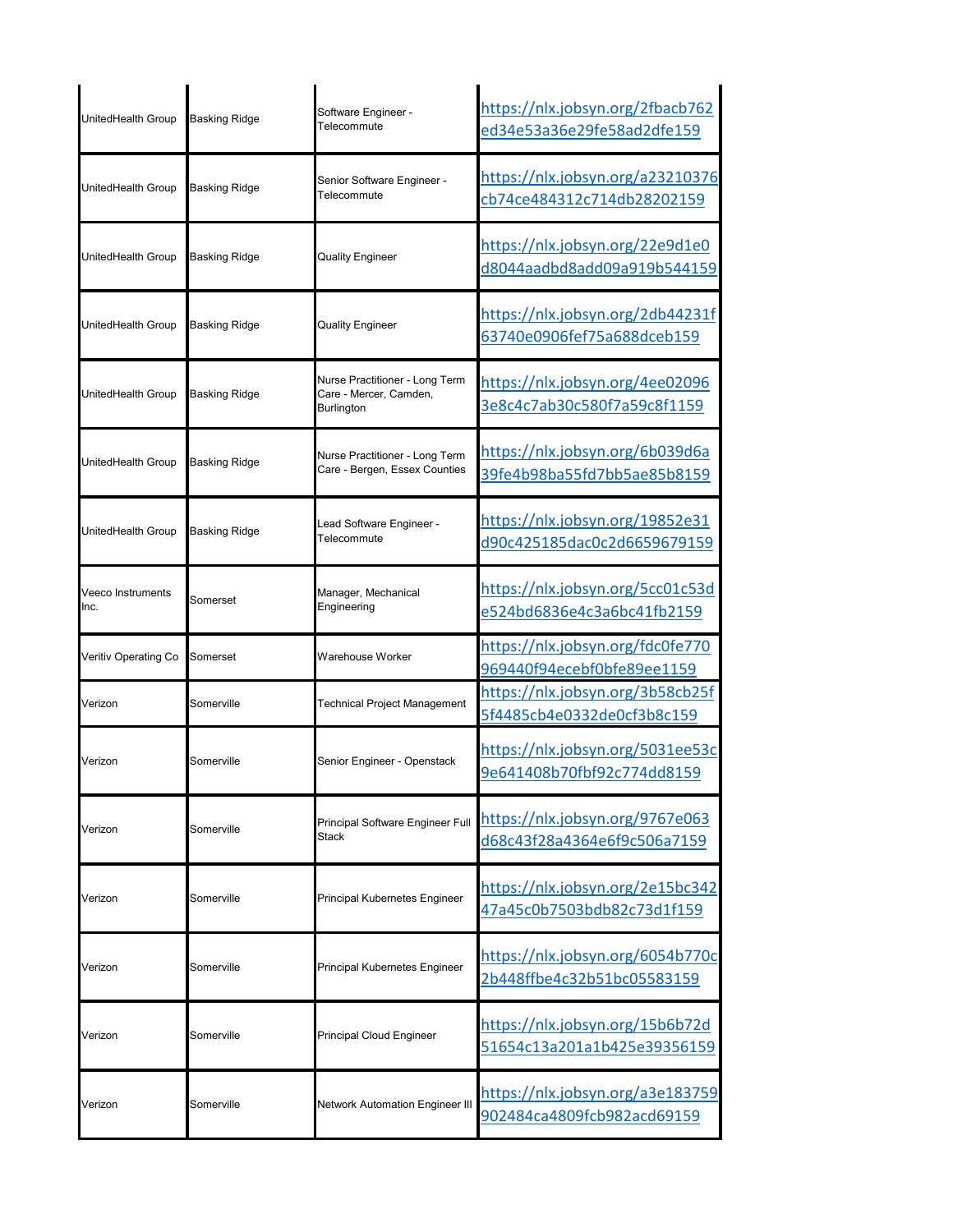| | | | |
|---|---|---|---|
| UnitedHealth Group | Basking Ridge | Software Engineer - Telecommute | https://nlx.jobsyn.org/2fbacb762ed34e53a36e29fe58ad2dfe159 |
| UnitedHealth Group | Basking Ridge | Senior Software Engineer - Telecommute | https://nlx.jobsyn.org/a23210376cb74ce484312c714db28202159 |
| UnitedHealth Group | Basking Ridge | Quality Engineer | https://nlx.jobsyn.org/22e9d1e0d8044aadbd8add09a919b544159 |
| UnitedHealth Group | Basking Ridge | Quality Engineer | https://nlx.jobsyn.org/2db44231f63740e0906fef75a688dceb159 |
| UnitedHealth Group | Basking Ridge | Nurse Practitioner - Long Term Care - Mercer, Camden, Burlington | https://nlx.jobsyn.org/4ee020963e8c4c7ab30c580f7a59c8f1159 |
| UnitedHealth Group | Basking Ridge | Nurse Practitioner - Long Term Care - Bergen, Essex Counties | https://nlx.jobsyn.org/6b039d6a39fe4b98ba55fd7bb5ae85b8159 |
| UnitedHealth Group | Basking Ridge | Lead Software Engineer - Telecommute | https://nlx.jobsyn.org/19852e31d90c425185dac0c2d6659679159 |
| Veeco Instruments Inc. | Somerset | Manager, Mechanical Engineering | https://nlx.jobsyn.org/5cc01c53de524bd6836e4c3a6bc41fb2159 |
| Veritiv Operating Co | Somerset | Warehouse Worker | https://nlx.jobsyn.org/fdc0fe770969440f94ecebf0bfe89ee1159 |
| Verizon | Somerville | Technical Project Management | https://nlx.jobsyn.org/3b58cb25f5f4485cb4e0332de0cf3b8c159 |
| Verizon | Somerville | Senior Engineer - Openstack | https://nlx.jobsyn.org/5031ee53c9e641408b70fbf92c774dd8159 |
| Verizon | Somerville | Principal Software Engineer Full Stack | https://nlx.jobsyn.org/9767e063d68c43f28a4364e6f9c506a7159 |
| Verizon | Somerville | Principal Kubernetes Engineer | https://nlx.jobsyn.org/2e15bc34247a45c0b7503bdb82c73d1f159 |
| Verizon | Somerville | Principal Kubernetes Engineer | https://nlx.jobsyn.org/6054b770c2b448ffbe4c32b51bc05583159 |
| Verizon | Somerville | Principal Cloud Engineer | https://nlx.jobsyn.org/15b6b72d51654c13a201a1b425e39356159 |
| Verizon | Somerville | Network Automation Engineer III | https://nlx.jobsyn.org/a3e183759902484ca4809fcb982acd69159 |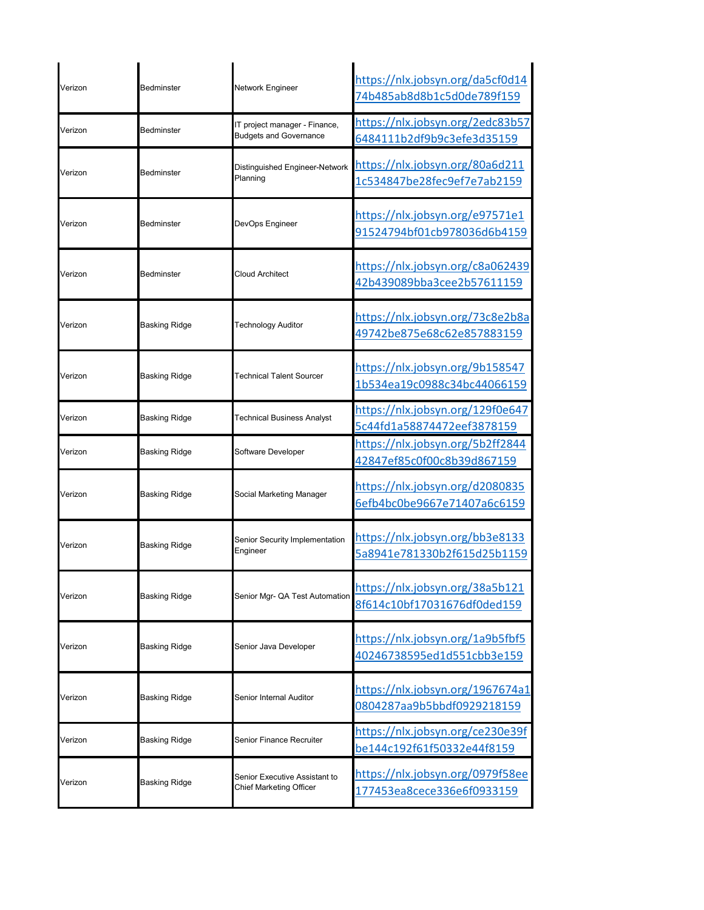| | | | |
|---|---|---|---|
| Verizon | Bedminster | Network Engineer | https://nlx.jobsyn.org/da5cf0d1474b485ab8d8b1c5d0de789f159 |
| Verizon | Bedminster | IT project manager - Finance, Budgets and Governance | https://nlx.jobsyn.org/2edc83b576484111b2df9b9c3efe3d35159 |
| Verizon | Bedminster | Distinguished Engineer-Network Planning | https://nlx.jobsyn.org/80a6d2111c534847be28fec9ef7e7ab2159 |
| Verizon | Bedminster | DevOps Engineer | https://nlx.jobsyn.org/e97571e191524794bf01cb978036d6b4159 |
| Verizon | Bedminster | Cloud Architect | https://nlx.jobsyn.org/c8a06243942b439089bba3cee2b57611159 |
| Verizon | Basking Ridge | Technology Auditor | https://nlx.jobsyn.org/73c8e2b8a49742be875e68c62e857883159 |
| Verizon | Basking Ridge | Technical Talent Sourcer | https://nlx.jobsyn.org/9b1585471b534ea19c0988c34bc44066159 |
| Verizon | Basking Ridge | Technical Business Analyst | https://nlx.jobsyn.org/129f0e6475c44fd1a58874472eef3878159 |
| Verizon | Basking Ridge | Software Developer | https://nlx.jobsyn.org/5b2ff284442847ef85c0f00c8b39d867159 |
| Verizon | Basking Ridge | Social Marketing Manager | https://nlx.jobsyn.org/d20808356efb4bc0be9667e71407a6c6159 |
| Verizon | Basking Ridge | Senior Security Implementation Engineer | https://nlx.jobsyn.org/bb3e81335a8941e781330b2f615d25b1159 |
| Verizon | Basking Ridge | Senior Mgr- QA Test Automation | https://nlx.jobsyn.org/38a5b1218f614c10bf17031676df0ded159 |
| Verizon | Basking Ridge | Senior Java Developer | https://nlx.jobsyn.org/1a9b5fbf540246738595ed1d551cbb3e159 |
| Verizon | Basking Ridge | Senior Internal Auditor | https://nlx.jobsyn.org/1967674a10804287aa9b5bbdf0929218159 |
| Verizon | Basking Ridge | Senior Finance Recruiter | https://nlx.jobsyn.org/ce230e39fbe144c192f61f50332e44f8159 |
| Verizon | Basking Ridge | Senior Executive Assistant to Chief Marketing Officer | https://nlx.jobsyn.org/0979f58ee177453ea8cece336e6f0933159 |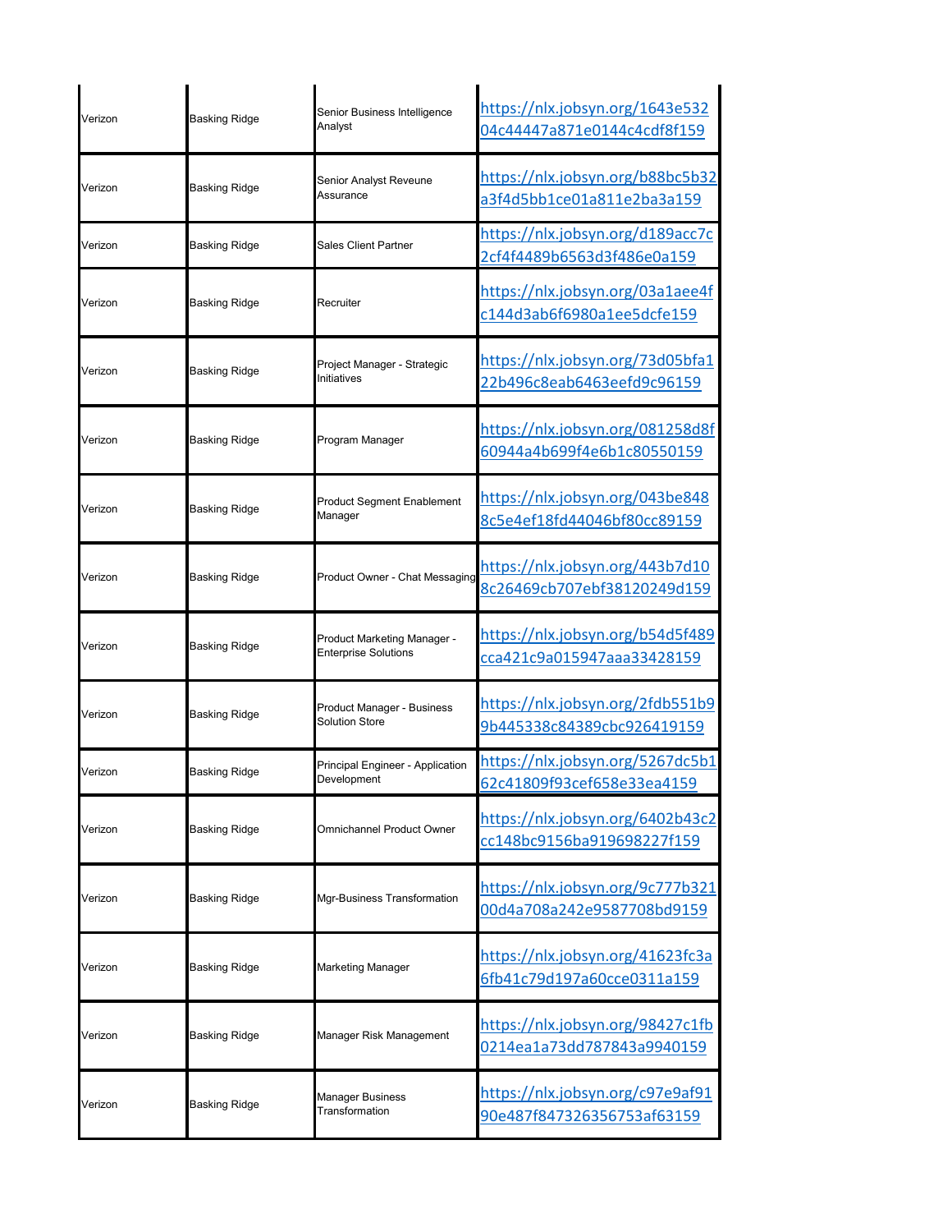| | | | |
|---|---|---|---|
| Verizon | Basking Ridge | Senior Business Intelligence Analyst | https://nlx.jobsyn.org/1643e53204c44447a871e0144c4cdf8f159 |
| Verizon | Basking Ridge | Senior Analyst Reveune Assurance | https://nlx.jobsyn.org/b88bc5b32a3f4d5bb1ce01a811e2ba3a159 |
| Verizon | Basking Ridge | Sales Client Partner | https://nlx.jobsyn.org/d189acc7c2cf4f4489b6563d3f486e0a159 |
| Verizon | Basking Ridge | Recruiter | https://nlx.jobsyn.org/03a1aee4fc144d3ab6f6980a1ee5dcfe159 |
| Verizon | Basking Ridge | Project Manager - Strategic Initiatives | https://nlx.jobsyn.org/73d05bfa122b496c8eab6463eefd9c96159 |
| Verizon | Basking Ridge | Program Manager | https://nlx.jobsyn.org/081258d8f60944a4b699f4e6b1c80550159 |
| Verizon | Basking Ridge | Product Segment Enablement Manager | https://nlx.jobsyn.org/043be8488c5e4ef18fd44046bf80cc89159 |
| Verizon | Basking Ridge | Product Owner - Chat Messaging | https://nlx.jobsyn.org/443b7d108c26469cb707ebf38120249d159 |
| Verizon | Basking Ridge | Product Marketing Manager - Enterprise Solutions | https://nlx.jobsyn.org/b54d5f489cca421c9a015947aaa33428159 |
| Verizon | Basking Ridge | Product Manager - Business Solution Store | https://nlx.jobsyn.org/2fdb551b99b445338c84389cbc926419159 |
| Verizon | Basking Ridge | Principal Engineer - Application Development | https://nlx.jobsyn.org/5267dc5b162c41809f93cef658e33ea4159 |
| Verizon | Basking Ridge | Omnichannel Product Owner | https://nlx.jobsyn.org/6402b43c2cc148bc9156ba919698227f159 |
| Verizon | Basking Ridge | Mgr-Business Transformation | https://nlx.jobsyn.org/9c777b32100d4a708a242e9587708bd9159 |
| Verizon | Basking Ridge | Marketing Manager | https://nlx.jobsyn.org/41623fc3a6fb41c79d197a60cce0311a159 |
| Verizon | Basking Ridge | Manager Risk Management | https://nlx.jobsyn.org/98427c1fb0214ea1a73dd787843a9940159 |
| Verizon | Basking Ridge | Manager Business Transformation | https://nlx.jobsyn.org/c97e9af9190e487f847326356753af63159 |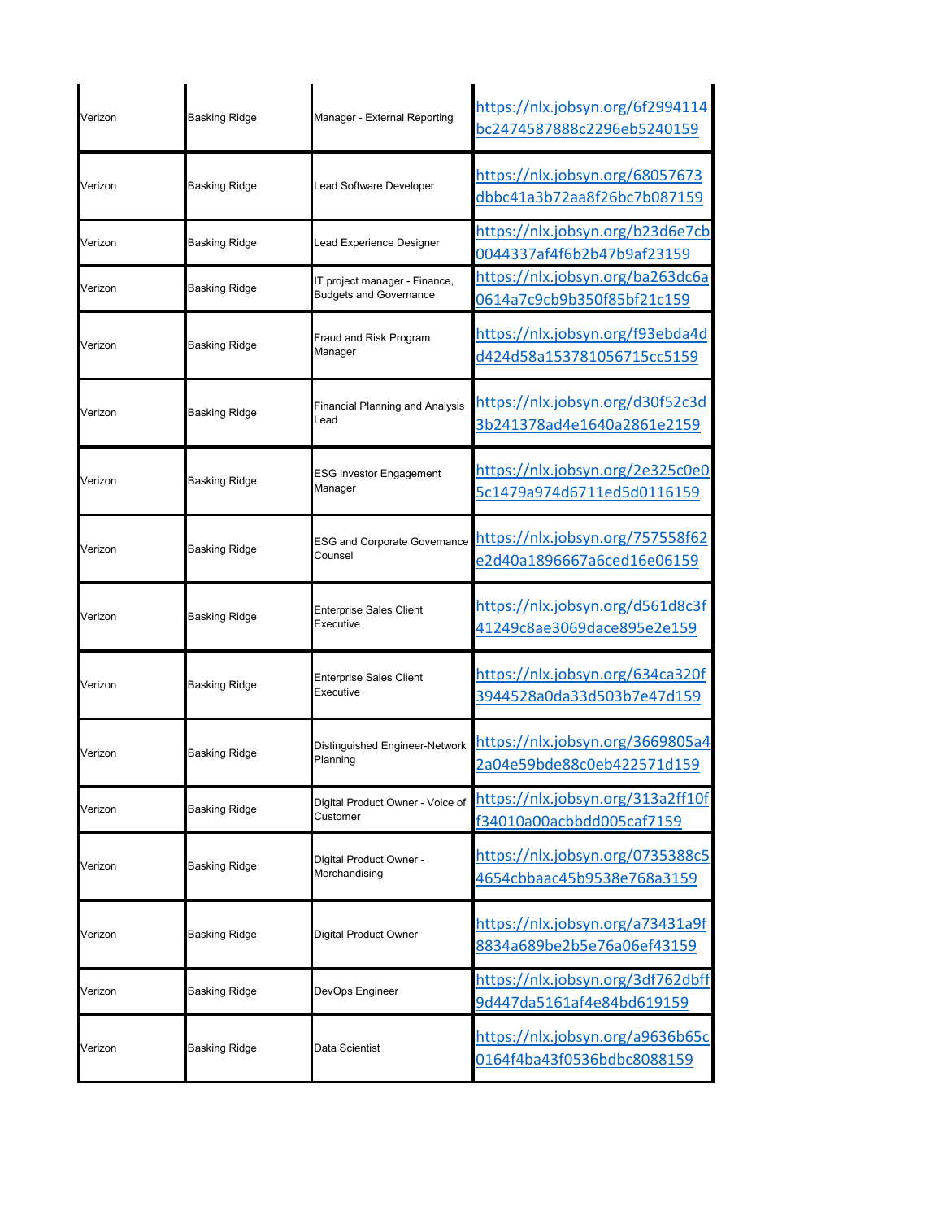| | | | |
|---|---|---|---|
| Verizon | Basking Ridge | Manager - External Reporting | https://nlx.jobsyn.org/6f2994114bc2474587888c2296eb5240159 |
| Verizon | Basking Ridge | Lead Software Developer | https://nlx.jobsyn.org/68057673dbbc41a3b72aa8f26bc7b087159 |
| Verizon | Basking Ridge | Lead Experience Designer | https://nlx.jobsyn.org/b23d6e7cb0044337af4f6b2b47b9af23159 |
| Verizon | Basking Ridge | IT project manager - Finance, Budgets and Governance | https://nlx.jobsyn.org/ba263dc6a0614a7c9cb9b350f85bf21c159 |
| Verizon | Basking Ridge | Fraud and Risk Program Manager | https://nlx.jobsyn.org/f93ebda4dd424d58a153781056715cc5159 |
| Verizon | Basking Ridge | Financial Planning and Analysis Lead | https://nlx.jobsyn.org/d30f52c3d3b241378ad4e1640a2861e2159 |
| Verizon | Basking Ridge | ESG Investor Engagement Manager | https://nlx.jobsyn.org/2e325c0e05c1479a974d6711ed5d0116159 |
| Verizon | Basking Ridge | ESG and Corporate Governance Counsel | https://nlx.jobsyn.org/757558f62e2d40a1896667a6ced16e06159 |
| Verizon | Basking Ridge | Enterprise Sales Client Executive | https://nlx.jobsyn.org/d561d8c3f41249c8ae3069dace895e2e159 |
| Verizon | Basking Ridge | Enterprise Sales Client Executive | https://nlx.jobsyn.org/634ca320f3944528a0da33d503b7e47d159 |
| Verizon | Basking Ridge | Distinguished Engineer-Network Planning | https://nlx.jobsyn.org/3669805a42a04e59bde88c0eb422571d159 |
| Verizon | Basking Ridge | Digital Product Owner - Voice of Customer | https://nlx.jobsyn.org/313a2ff10ff34010a00acbbdd005caf7159 |
| Verizon | Basking Ridge | Digital Product Owner - Merchandising | https://nlx.jobsyn.org/0735388c54654cbbaac45b9538e768a3159 |
| Verizon | Basking Ridge | Digital Product Owner | https://nlx.jobsyn.org/a73431a9f8834a689be2b5e76a06ef43159 |
| Verizon | Basking Ridge | DevOps Engineer | https://nlx.jobsyn.org/3df762dbff9d447da5161af4e84bd619159 |
| Verizon | Basking Ridge | Data Scientist | https://nlx.jobsyn.org/a9636b65c0164f4ba43f0536bdbc8088159 |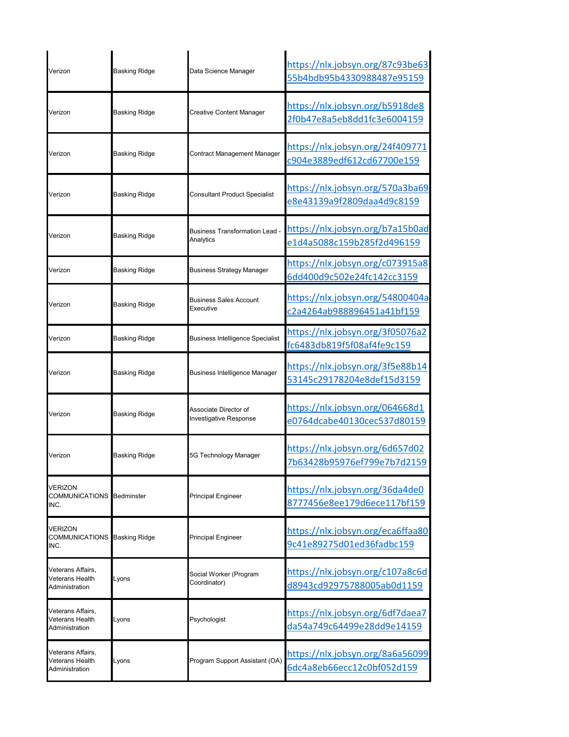| | | | |
|---|---|---|---|
| Verizon | Basking Ridge | Data Science Manager | https://nlx.jobsyn.org/87c93be6355b4bdb95b4330988487e95159 |
| Verizon | Basking Ridge | Creative Content Manager | https://nlx.jobsyn.org/b5918de82f0b47e8a5eb8dd1fc3e6004159 |
| Verizon | Basking Ridge | Contract Management Manager | https://nlx.jobsyn.org/24f409771c904e3889edf612cd67700e159 |
| Verizon | Basking Ridge | Consultant Product Specialist | https://nlx.jobsyn.org/570a3ba69e8e43139a9f2809daa4d9c8159 |
| Verizon | Basking Ridge | Business Transformation Lead - Analytics | https://nlx.jobsyn.org/b7a15b0ade1d4a5088c159b285f2d496159 |
| Verizon | Basking Ridge | Business Strategy Manager | https://nlx.jobsyn.org/c073915a86dd400d9c502e24fc142cc3159 |
| Verizon | Basking Ridge | Business Sales Account Executive | https://nlx.jobsyn.org/54800404ac2a4264ab988896451a41bf159 |
| Verizon | Basking Ridge | Business Intelligence Specialist | https://nlx.jobsyn.org/3f05076a2fc6483db819f5f08af4fe9c159 |
| Verizon | Basking Ridge | Business Intelligence Manager | https://nlx.jobsyn.org/3f5e88b1453145c29178204e8def15d3159 |
| Verizon | Basking Ridge | Associate Director of Investigative Response | https://nlx.jobsyn.org/064668d1e0764dcabe40130cec537d80159 |
| Verizon | Basking Ridge | 5G Technology Manager | https://nlx.jobsyn.org/6d657d027b63428b95976ef799e7b7d2159 |
| VERIZON COMMUNICATIONS INC. | Bedminster | Principal Engineer | https://nlx.jobsyn.org/36da4de08777456e8ee179d6ece117bf159 |
| VERIZON COMMUNICATIONS INC. | Basking Ridge | Principal Engineer | https://nlx.jobsyn.org/eca6ffaa809c41e89275d01ed36fadbc159 |
| Veterans Affairs, Veterans Health Administration | Lyons | Social Worker (Program Coordinator) | https://nlx.jobsyn.org/c107a8c6dd8943cd92975788005ab0d1159 |
| Veterans Affairs, Veterans Health Administration | Lyons | Psychologist | https://nlx.jobsyn.org/6df7daea7da54a749c64499e28dd9e14159 |
| Veterans Affairs, Veterans Health Administration | Lyons | Program Support Assistant (OA) | https://nlx.jobsyn.org/8a6a560996dc4a8eb66ecc12c0bf052d159 |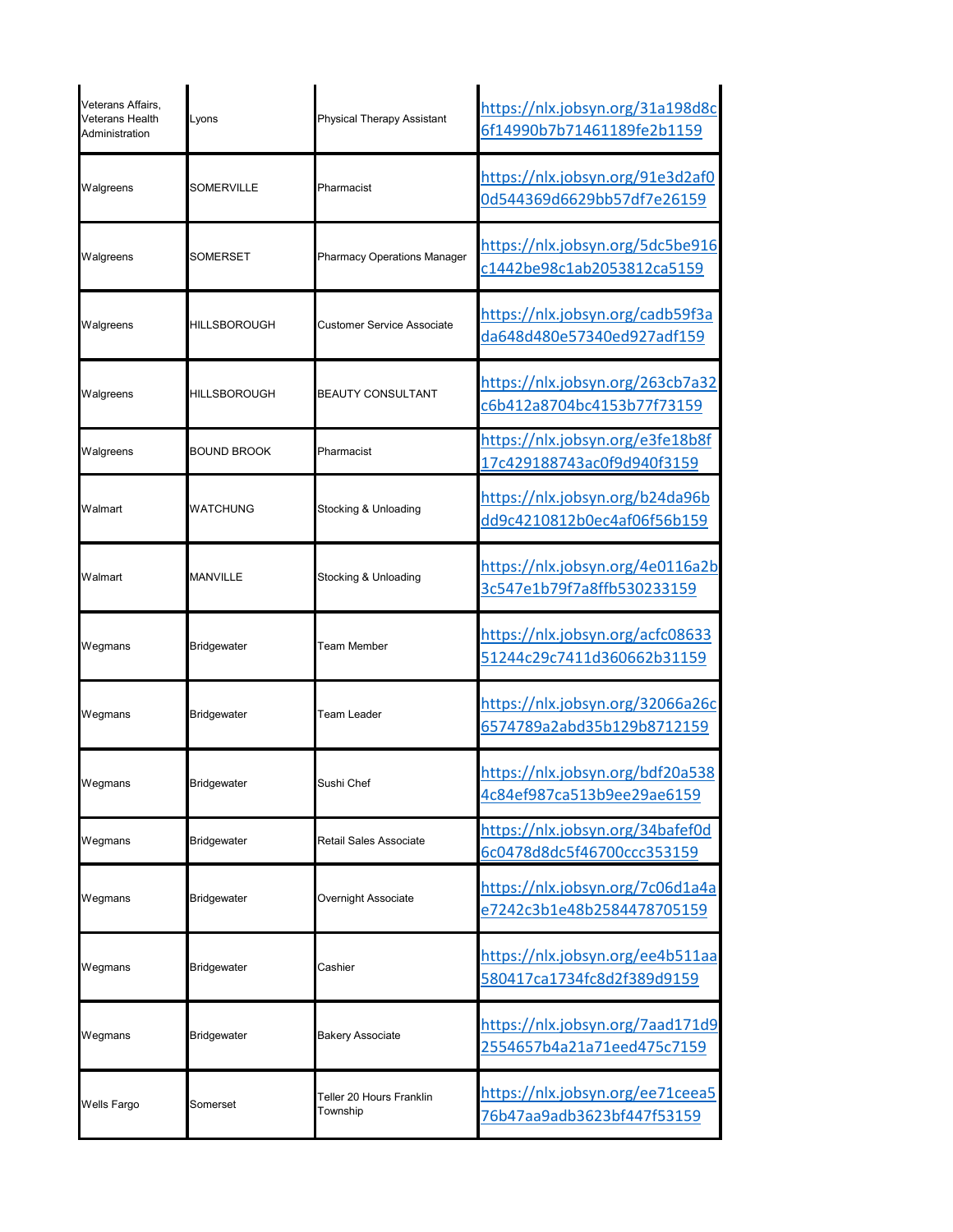| | | | |
|---|---|---|---|
| Veterans Affairs, Veterans Health Administration | Lyons | Physical Therapy Assistant | https://nlx.jobsyn.org/31a198d8c6f14990b7b71461189fe2b1159 |
| Walgreens | SOMERVILLE | Pharmacist | https://nlx.jobsyn.org/91e3d2af00d544369d6629bb57df7e26159 |
| Walgreens | SOMERSET | Pharmacy Operations Manager | https://nlx.jobsyn.org/5dc5be916c1442be98c1ab2053812ca5159 |
| Walgreens | HILLSBOROUGH | Customer Service Associate | https://nlx.jobsyn.org/cadb59f3ada648d480e57340ed927adf159 |
| Walgreens | HILLSBOROUGH | BEAUTY CONSULTANT | https://nlx.jobsyn.org/263cb7a32c6b412a8704bc4153b77f73159 |
| Walgreens | BOUND BROOK | Pharmacist | https://nlx.jobsyn.org/e3fe18b8f17c429188743ac0f9d940f3159 |
| Walmart | WATCHUNG | Stocking & Unloading | https://nlx.jobsyn.org/b24da96bdd9c4210812b0ec4af06f56b159 |
| Walmart | MANVILLE | Stocking & Unloading | https://nlx.jobsyn.org/4e0116a2b3c547e1b79f7a8ffb530233159 |
| Wegmans | Bridgewater | Team Member | https://nlx.jobsyn.org/acfc0863351244c29c7411d360662b31159 |
| Wegmans | Bridgewater | Team Leader | https://nlx.jobsyn.org/32066a26c6574789a2abd35b129b8712159 |
| Wegmans | Bridgewater | Sushi Chef | https://nlx.jobsyn.org/bdf20a5384c84ef987ca513b9ee29ae6159 |
| Wegmans | Bridgewater | Retail Sales Associate | https://nlx.jobsyn.org/34bafef0d6c0478d8dc5f46700ccc353159 |
| Wegmans | Bridgewater | Overnight Associate | https://nlx.jobsyn.org/7c06d1a4ae7242c3b1e48b2584478705159 |
| Wegmans | Bridgewater | Cashier | https://nlx.jobsyn.org/ee4b511aa580417ca1734fc8d2f389d9159 |
| Wegmans | Bridgewater | Bakery Associate | https://nlx.jobsyn.org/7aad171d92554657b4a21a71eed475c7159 |
| Wells Fargo | Somerset | Teller 20 Hours Franklin Township | https://nlx.jobsyn.org/ee71ceea576b47aa9adb3623bf447f53159 |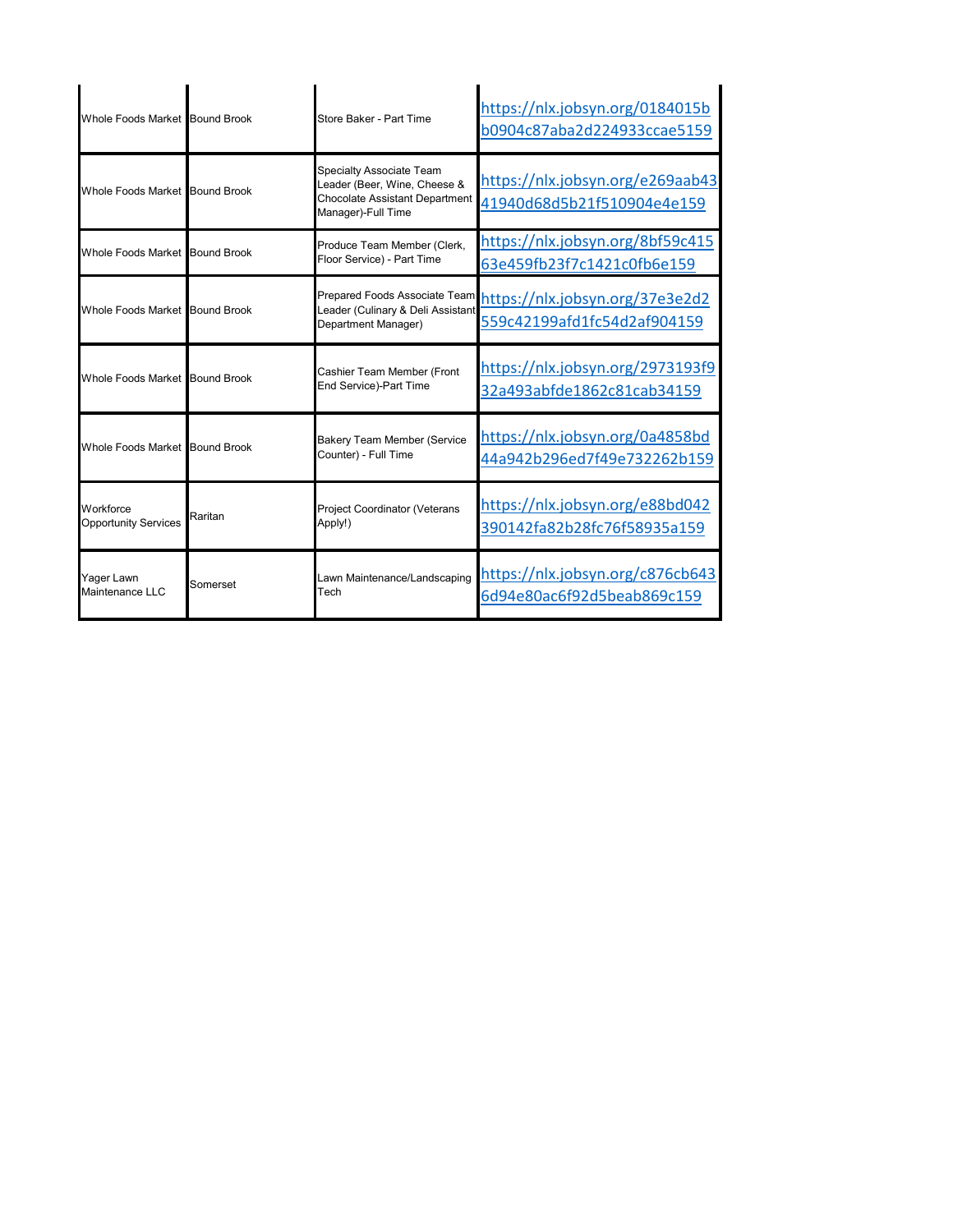| | | | |
|---|---|---|---|
| Whole Foods Market | Bound Brook | Store Baker - Part Time | https://nlx.jobsyn.org/0184015bb0904c87aba2d224933ccae5159 |
| Whole Foods Market | Bound Brook | Specialty Associate Team Leader (Beer, Wine, Cheese & Chocolate Assistant Department Manager)-Full Time | https://nlx.jobsyn.org/e269aab4341940d68d5b21f510904e4e159 |
| Whole Foods Market | Bound Brook | Produce Team Member (Clerk, Floor Service) - Part Time | https://nlx.jobsyn.org/8bf59c41563e459fb23f7c1421c0fb6e159 |
| Whole Foods Market | Bound Brook | Prepared Foods Associate Team Leader (Culinary & Deli Assistant Department Manager) | https://nlx.jobsyn.org/37e3e2d2559c42199afd1fc54d2af904159 |
| Whole Foods Market | Bound Brook | Cashier Team Member (Front End Service)-Part Time | https://nlx.jobsyn.org/2973193f932a493abfde1862c81cab34159 |
| Whole Foods Market | Bound Brook | Bakery Team Member (Service Counter) - Full Time | https://nlx.jobsyn.org/0a4858bd44a942b296ed7f49e732262b159 |
| Workforce Opportunity Services | Raritan | Project Coordinator (Veterans Apply!) | https://nlx.jobsyn.org/e88bd042390142fa82b28fc76f58935a159 |
| Yager Lawn Maintenance LLC | Somerset | Lawn Maintenance/Landscaping Tech | https://nlx.jobsyn.org/c876cb6436d94e80ac6f92d5beab869c159 |